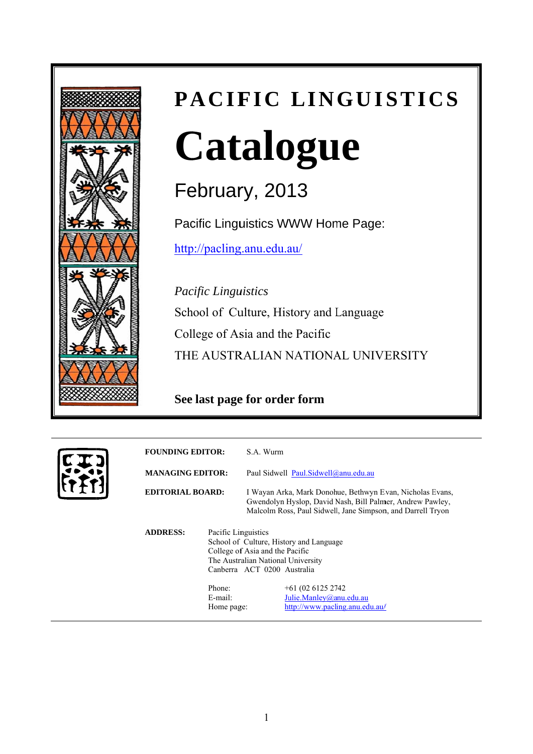# PACIFIC LINGUISTICS

# Catalogue

## February, 2013

Pacific Linguistics WWW Home Page:

http://pacling.anu.edu.au/

*Pacific Linguistics*
School of Culture, History and Language
College of Asia and the Pacific
THE AUSTRALIAN NATIONAL UNIVERSITY

**See last page for order form**

---

**FOUNDING EDITOR:** S.A. Wurm

**MANAGING EDITOR:** Paul Sidwell Paul.Sidwell@anu.edu.au

**EDITORIAL BOARD:** I Wayan Arka, Mark Donohue, Bethwyn Evan, Nicholas Evans, Gwendolyn Hyslop, David Nash, Bill Palmer, Andrew Pawley, Malcolm Ross, Paul Sidwell, Jane Simpson, and Darrell Tryon

**ADDRESS:** Pacific Linguistics
School of Culture, History and Language
College of Asia and the Pacific
The Australian National University
Canberra ACT 0200 Australia

Phone: +61 (02 6125 2742
E-mail: Julie.Manley@anu.edu.au
Home page: http://www.pacling.anu.edu.au/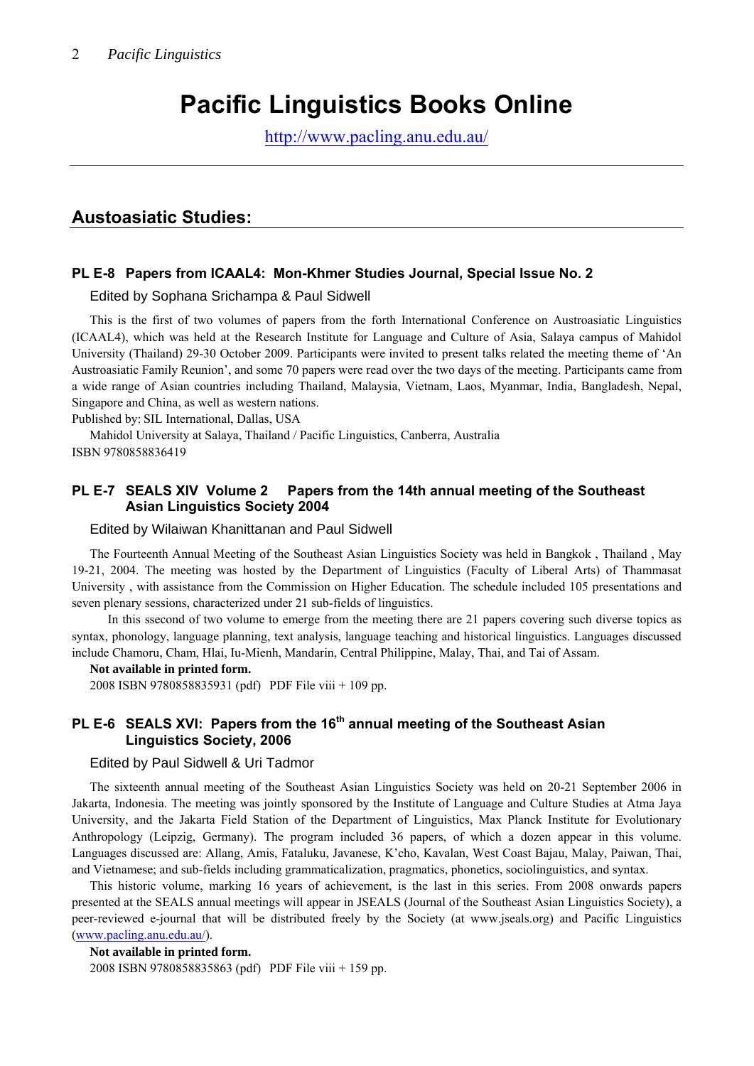# Pacific Linguistics Books Online

http://www.pacling.anu.edu.au/

## Austoasiatic Studies:

### PL E-8 Papers from ICAAL4: Mon-Khmer Studies Journal, Special Issue No. 2

Edited by Sophana Srichampa & Paul Sidwell

This is the first of two volumes of papers from the forth International Conference on Austroasiatic Linguistics (ICAAL4), which was held at the Research Institute for Language and Culture of Asia, Salaya campus of Mahidol University (Thailand) 29-30 October 2009. Participants were invited to present talks related the meeting theme of 'An Austroasiatic Family Reunion', and some 70 papers were read over the two days of the meeting. Participants came from a wide range of Asian countries including Thailand, Malaysia, Vietnam, Laos, Myanmar, India, Bangladesh, Nepal, Singapore and China, as well as western nations.

Published by: SIL International, Dallas, USA

Mahidol University at Salaya, Thailand / Pacific Linguistics, Canberra, Australia

ISBN 9780858836419

### PL E-7 SEALS XIV Volume 2 Papers from the 14th annual meeting of the Southeast Asian Linguistics Society 2004

Edited by Wilaiwan Khanittanan and Paul Sidwell

The Fourteenth Annual Meeting of the Southeast Asian Linguistics Society was held in Bangkok , Thailand , May 19-21, 2004. The meeting was hosted by the Department of Linguistics (Faculty of Liberal Arts) of Thammasat University , with assistance from the Commission on Higher Education. The schedule included 105 presentations and seven plenary sessions, characterized under 21 sub-fields of linguistics.

In this ssecond of two volume to emerge from the meeting there are 21 papers covering such diverse topics as syntax, phonology, language planning, text analysis, language teaching and historical linguistics. Languages discussed include Chamoru, Cham, Hlai, Iu-Mienh, Mandarin, Central Philippine, Malay, Thai, and Tai of Assam.

**Not available in printed form.**

2008 ISBN 9780858835931 (pdf) PDF File viii + 109 pp.

### PL E-6 SEALS XVI: Papers from the 16th annual meeting of the Southeast Asian Linguistics Society, 2006

Edited by Paul Sidwell & Uri Tadmor

The sixteenth annual meeting of the Southeast Asian Linguistics Society was held on 20-21 September 2006 in Jakarta, Indonesia. The meeting was jointly sponsored by the Institute of Language and Culture Studies at Atma Jaya University, and the Jakarta Field Station of the Department of Linguistics, Max Planck Institute for Evolutionary Anthropology (Leipzig, Germany). The program included 36 papers, of which a dozen appear in this volume. Languages discussed are: Allang, Amis, Fataluku, Javanese, K'cho, Kavalan, West Coast Bajau, Malay, Paiwan, Thai, and Vietnamese; and sub-fields including grammaticalization, pragmatics, phonetics, sociolinguistics, and syntax.

This historic volume, marking 16 years of achievement, is the last in this series. From 2008 onwards papers presented at the SEALS annual meetings will appear in JSEALS (Journal of the Southeast Asian Linguistics Society), a peer-reviewed e-journal that will be distributed freely by the Society (at www.jseals.org) and Pacific Linguistics (www.pacling.anu.edu.au/).

**Not available in printed form.**

2008 ISBN 9780858835863 (pdf) PDF File viii + 159 pp.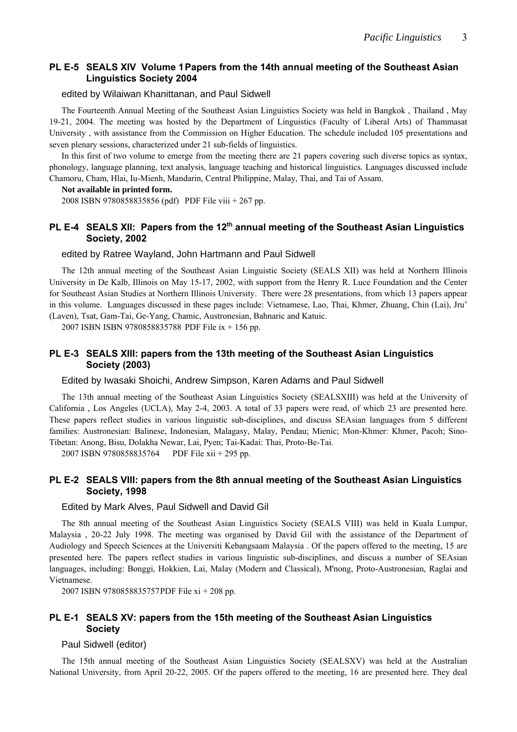## PL E-5 SEALS XIV Volume 1 Papers from the 14th annual meeting of the Southeast Asian Linguistics Society 2004

edited by Wilaiwan Khanittanan, and Paul Sidwell

The Fourteenth Annual Meeting of the Southeast Asian Linguistics Society was held in Bangkok , Thailand , May 19-21, 2004. The meeting was hosted by the Department of Linguistics (Faculty of Liberal Arts) of Thammasat University , with assistance from the Commission on Higher Education. The schedule included 105 presentations and seven plenary sessions, characterized under 21 sub-fields of linguistics.

In this first of two volume to emerge from the meeting there are 21 papers covering such diverse topics as syntax, phonology, language planning, text analysis, language teaching and historical linguistics. Languages discussed include Chamoru, Cham, Hlai, Iu-Mienh, Mandarin, Central Philippine, Malay, Thai, and Tai of Assam.

**Not available in printed form.**

2008 ISBN 9780858835856 (pdf) PDF File viii + 267 pp.

## PL E-4 SEALS XII: Papers from the 12th annual meeting of the Southeast Asian Linguistics Society, 2002

edited by Ratree Wayland, John Hartmann and Paul Sidwell

The 12th annual meeting of the Southeast Asian Linguistic Society (SEALS XII) was held at Northern Illinois University in De Kalb, Illinois on May 15-17, 2002, with support from the Henry R. Luce Foundation and the Center for Southeast Asian Studies at Northern Illinois University. There were 28 presentations, from which 13 papers appear in this volume. Languages discussed in these pages include: Vietnamese, Lao, Thai, Khmer, Zhuang, Chin (Lai), Jru' (Laven), Tsat, Gam-Tai, Ge-Yang, Chamic, Austronesian, Bahnaric and Katuic.

2007 ISBN ISBN 9780858835788 PDF File ix + 156 pp.

## PL E-3 SEALS XIII: papers from the 13th meeting of the Southeast Asian Linguistics Society (2003)

Edited by Iwasaki Shoichi, Andrew Simpson, Karen Adams and Paul Sidwell

The 13th annual meeting of the Southeast Asian Linguistics Society (SEALSXIII) was held at the University of California , Los Angeles (UCLA), May 2-4, 2003. A total of 33 papers were read, of which 23 are presented here. These papers reflect studies in various linguistic sub-disciplines, and discuss SEAsian languages from 5 different families: Austronesian: Balinese, Indonesian, Malagasy, Malay, Pendau; Mienic; Mon-Khmer: Khmer, Pacoh; Sino-Tibetan: Anong, Bisu, Dolakha Newar, Lai, Pyen; Tai-Kadai: Thai, Proto-Be-Tai.

2007 ISBN 9780858835764 PDF File xii + 295 pp.

## PL E-2 SEALS VIII: papers from the 8th annual meeting of the Southeast Asian Linguistics Society, 1998

Edited by Mark Alves, Paul Sidwell and David Gil

The 8th annual meeting of the Southeast Asian Linguistics Society (SEALS VIII) was held in Kuala Lumpur, Malaysia , 20-22 July 1998. The meeting was organised by David Gil with the assistance of the Department of Audiology and Speech Sciences at the Universiti Kebangsaam Malaysia . Of the papers offered to the meeting, 15 are presented here. The papers reflect studies in various linguistic sub-disciplines, and discuss a number of SEAsian languages, including: Bonggi, Hokkien, Lai, Malay (Modern and Classical), M'nong, Proto-Austronesian, Raglai and Vietnamese.

2007 ISBN 9780858835757PDF File xi + 208 pp.

## PL E-1 SEALS XV: papers from the 15th meeting of the Southeast Asian Linguistics Society

Paul Sidwell (editor)

The 15th annual meeting of the Southeast Asian Linguistics Society (SEALSXV) was held at the Australian National University, from April 20-22, 2005. Of the papers offered to the meeting, 16 are presented here. They deal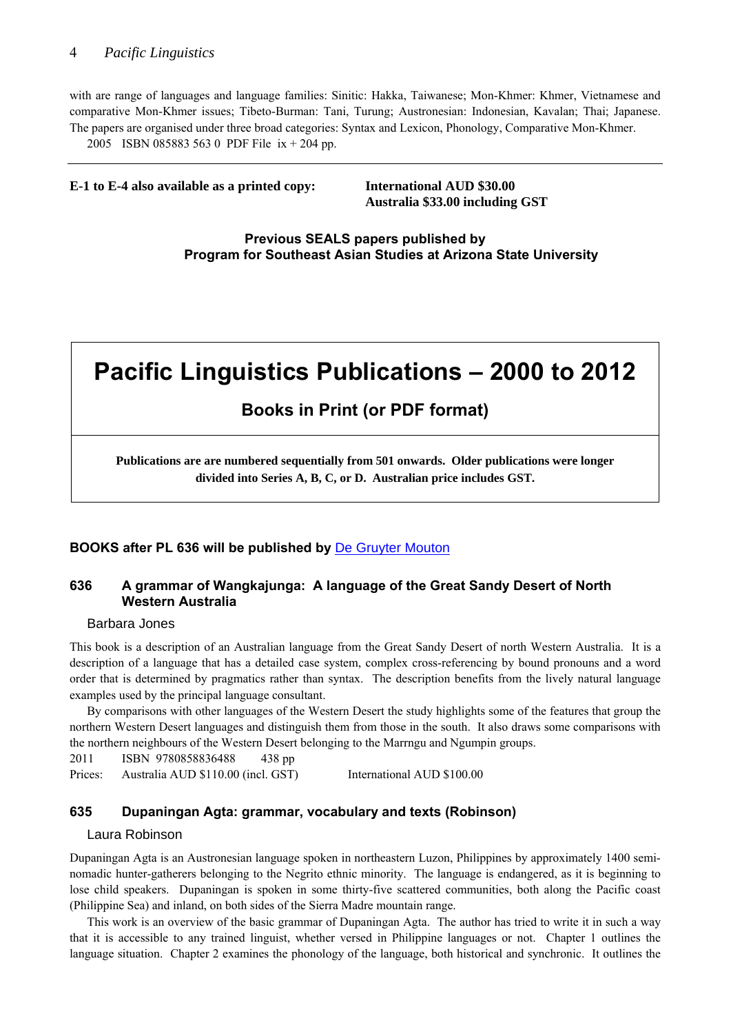with are range of languages and language families: Sinitic: Hakka, Taiwanese; Mon-Khmer: Khmer, Vietnamese and comparative Mon-Khmer issues; Tibeto-Burman: Tani, Turung; Austronesian: Indonesian, Kavalan; Thai; Japanese. The papers are organised under three broad categories: Syntax and Lexicon, Phonology, Comparative Mon-Khmer.

2005 ISBN 085883 563 0 PDF File ix + 204 pp.

---

**E-1 to E-4 also available as a printed copy:** **International AUD $30.00**
**Australia $33.00 including GST**

**Previous SEALS papers published by**
**Program for Southeast Asian Studies at Arizona State University**

# Pacific Linguistics Publications – 2000 to 2012

## Books in Print (or PDF format)

**Publications are are numbered sequentially from 501 onwards. Older publications were longer divided into Series A, B, C, or D. Australian price includes GST.**

**BOOKS after PL 636 will be published by** [De Gruyter Mouton]()

### 636 A grammar of Wangkajunga: A language of the Great Sandy Desert of North Western Australia

Barbara Jones

This book is a description of an Australian language from the Great Sandy Desert of north Western Australia. It is a description of a language that has a detailed case system, complex cross-referencing by bound pronouns and a word order that is determined by pragmatics rather than syntax. The description benefits from the lively natural language examples used by the principal language consultant.

By comparisons with other languages of the Western Desert the study highlights some of the features that group the northern Western Desert languages and distinguish them from those in the south. It also draws some comparisons with the northern neighbours of the Western Desert belonging to the Marrngu and Ngumpin groups.

2011 ISBN 9780858836488 438 pp

Prices: Australia AUD $110.00 (incl. GST) International AUD $100.00

### 635 Dupaningan Agta: grammar, vocabulary and texts (Robinson)

Laura Robinson

Dupaningan Agta is an Austronesian language spoken in northeastern Luzon, Philippines by approximately 1400 semi-nomadic hunter-gatherers belonging to the Negrito ethnic minority. The language is endangered, as it is beginning to lose child speakers. Dupaningan is spoken in some thirty-five scattered communities, both along the Pacific coast (Philippine Sea) and inland, on both sides of the Sierra Madre mountain range.

This work is an overview of the basic grammar of Dupaningan Agta. The author has tried to write it in such a way that it is accessible to any trained linguist, whether versed in Philippine languages or not. Chapter 1 outlines the language situation. Chapter 2 examines the phonology of the language, both historical and synchronic. It outlines the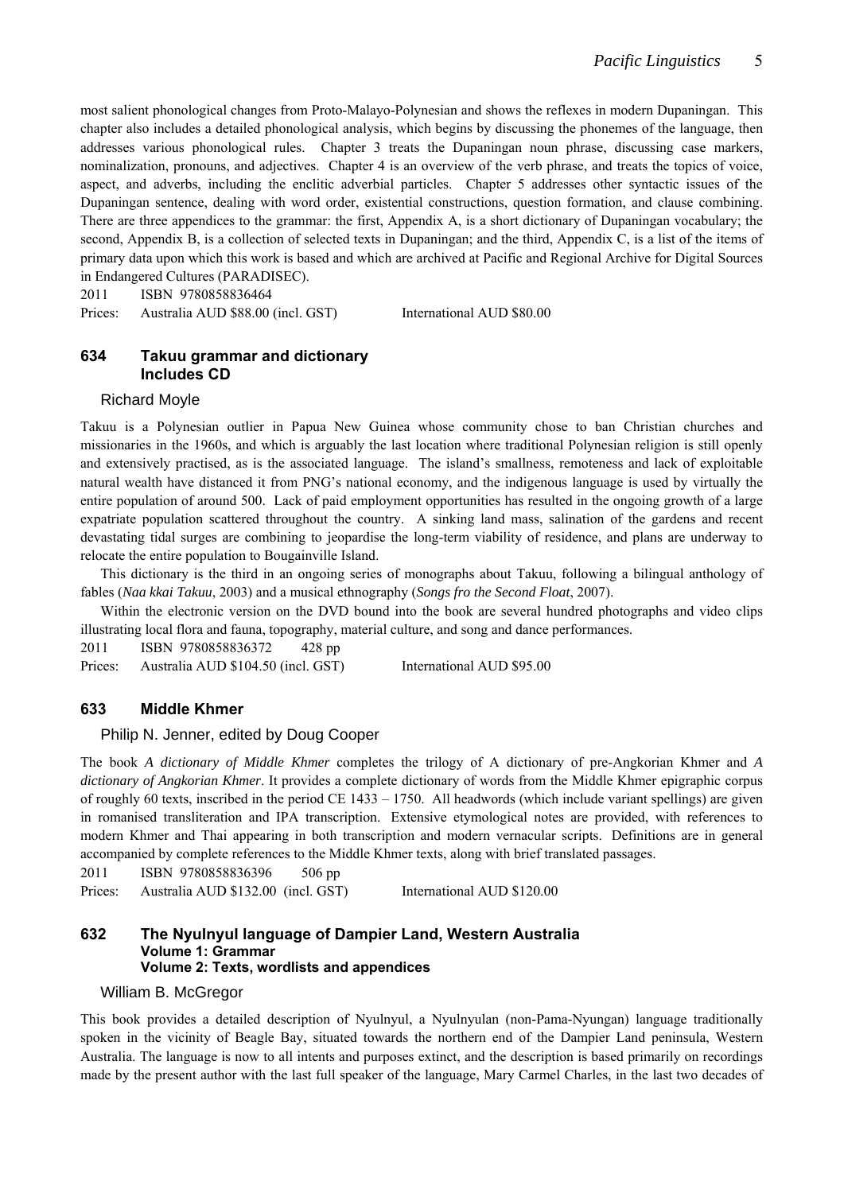most salient phonological changes from Proto-Malayo-Polynesian and shows the reflexes in modern Dupaningan. This chapter also includes a detailed phonological analysis, which begins by discussing the phonemes of the language, then addresses various phonological rules. Chapter 3 treats the Dupaningan noun phrase, discussing case markers, nominalization, pronouns, and adjectives. Chapter 4 is an overview of the verb phrase, and treats the topics of voice, aspect, and adverbs, including the enclitic adverbial particles. Chapter 5 addresses other syntactic issues of the Dupaningan sentence, dealing with word order, existential constructions, question formation, and clause combining. There are three appendices to the grammar: the first, Appendix A, is a short dictionary of Dupaningan vocabulary; the second, Appendix B, is a collection of selected texts in Dupaningan; and the third, Appendix C, is a list of the items of primary data upon which this work is based and which are archived at Pacific and Regional Archive for Digital Sources in Endangered Cultures (PARADISEC).

2011 ISBN 9780858836464

Prices: Australia AUD $88.00 (incl. GST) International AUD $80.00

### 634 Takuu grammar and dictionary
### Includes CD

Richard Moyle

Takuu is a Polynesian outlier in Papua New Guinea whose community chose to ban Christian churches and missionaries in the 1960s, and which is arguably the last location where traditional Polynesian religion is still openly and extensively practised, as is the associated language. The island's smallness, remoteness and lack of exploitable natural wealth have distanced it from PNG's national economy, and the indigenous language is used by virtually the entire population of around 500. Lack of paid employment opportunities has resulted in the ongoing growth of a large expatriate population scattered throughout the country. A sinking land mass, salination of the gardens and recent devastating tidal surges are combining to jeopardise the long-term viability of residence, and plans are underway to relocate the entire population to Bougainville Island.

This dictionary is the third in an ongoing series of monographs about Takuu, following a bilingual anthology of fables (*Naa kkai Takuu*, 2003) and a musical ethnography (*Songs fro the Second Float*, 2007).

Within the electronic version on the DVD bound into the book are several hundred photographs and video clips illustrating local flora and fauna, topography, material culture, and song and dance performances.

2011 ISBN 9780858836372 428 pp

Prices: Australia AUD $104.50 (incl. GST) International AUD $95.00

### 633 Middle Khmer

Philip N. Jenner, edited by Doug Cooper

The book *A dictionary of Middle Khmer* completes the trilogy of A dictionary of pre-Angkorian Khmer and *A dictionary of Angkorian Khmer*. It provides a complete dictionary of words from the Middle Khmer epigraphic corpus of roughly 60 texts, inscribed in the period CE 1433 – 1750. All headwords (which include variant spellings) are given in romanised transliteration and IPA transcription. Extensive etymological notes are provided, with references to modern Khmer and Thai appearing in both transcription and modern vernacular scripts. Definitions are in general accompanied by complete references to the Middle Khmer texts, along with brief translated passages.

2011 ISBN 9780858836396 506 pp

Prices: Australia AUD $132.00 (incl. GST) International AUD $120.00

### 632 The Nyulnyul language of Dampier Land, Western Australia
#### Volume 1: Grammar
#### Volume 2: Texts, wordlists and appendices

William B. McGregor

This book provides a detailed description of Nyulnyul, a Nyulnyulan (non-Pama-Nyungan) language traditionally spoken in the vicinity of Beagle Bay, situated towards the northern end of the Dampier Land peninsula, Western Australia. The language is now to all intents and purposes extinct, and the description is based primarily on recordings made by the present author with the last full speaker of the language, Mary Carmel Charles, in the last two decades of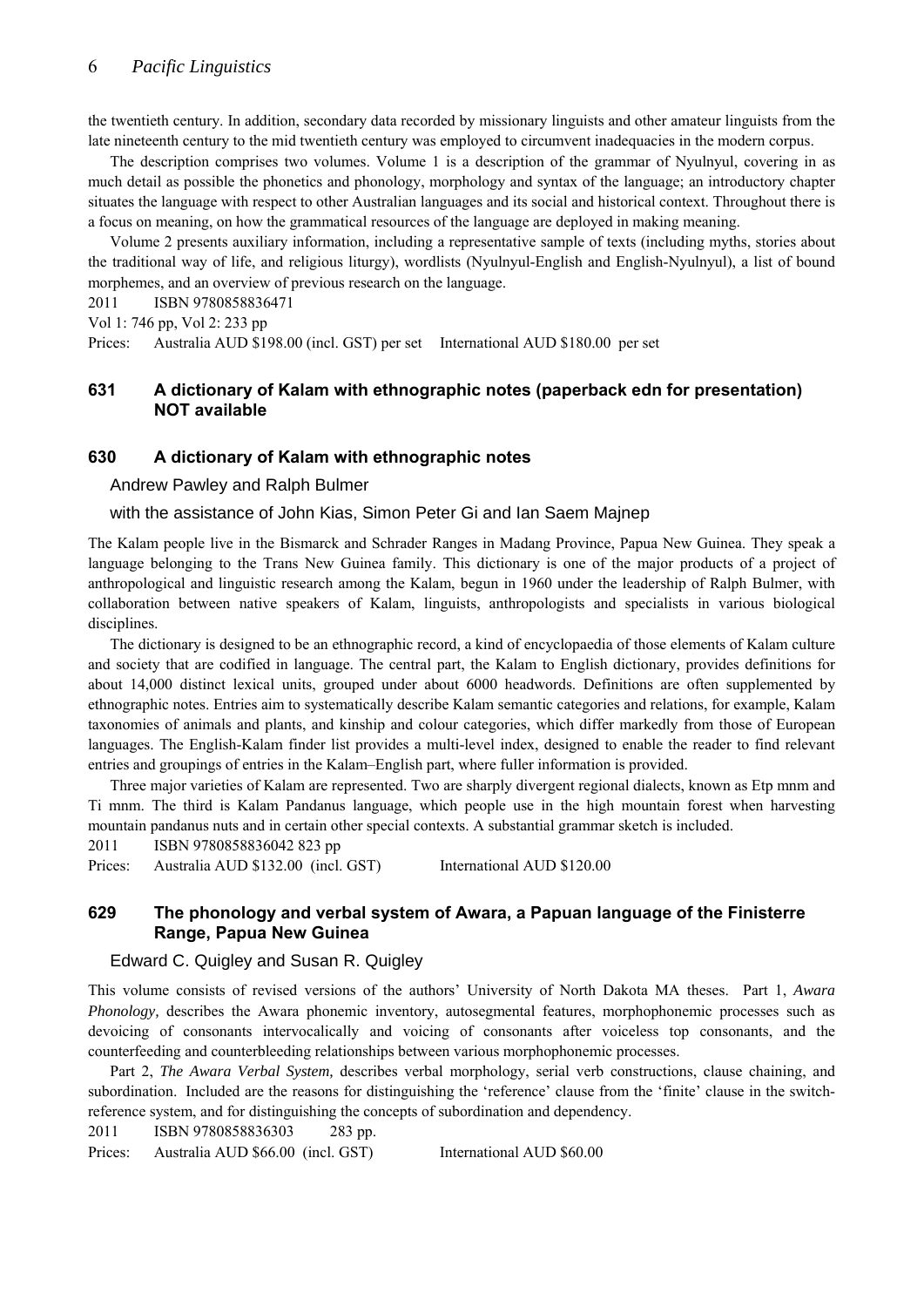the twentieth century. In addition, secondary data recorded by missionary linguists and other amateur linguists from the late nineteenth century to the mid twentieth century was employed to circumvent inadequacies in the modern corpus.

The description comprises two volumes. Volume 1 is a description of the grammar of Nyulnyul, covering in as much detail as possible the phonetics and phonology, morphology and syntax of the language; an introductory chapter situates the language with respect to other Australian languages and its social and historical context. Throughout there is a focus on meaning, on how the grammatical resources of the language are deployed in making meaning.

Volume 2 presents auxiliary information, including a representative sample of texts (including myths, stories about the traditional way of life, and religious liturgy), wordlists (Nyulnyul-English and English-Nyulnyul), a list of bound morphemes, and an overview of previous research on the language.

2011 ISBN 9780858836471

Vol 1: 746 pp, Vol 2: 233 pp

Prices: Australia AUD $198.00 (incl. GST) per set International AUD $180.00 per set

### 631 A dictionary of Kalam with ethnographic notes (paperback edn for presentation) NOT available

### 630 A dictionary of Kalam with ethnographic notes

Andrew Pawley and Ralph Bulmer

with the assistance of John Kias, Simon Peter Gi and Ian Saem Majnep

The Kalam people live in the Bismarck and Schrader Ranges in Madang Province, Papua New Guinea. They speak a language belonging to the Trans New Guinea family. This dictionary is one of the major products of a project of anthropological and linguistic research among the Kalam, begun in 1960 under the leadership of Ralph Bulmer, with collaboration between native speakers of Kalam, linguists, anthropologists and specialists in various biological disciplines.

The dictionary is designed to be an ethnographic record, a kind of encyclopaedia of those elements of Kalam culture and society that are codified in language. The central part, the Kalam to English dictionary, provides definitions for about 14,000 distinct lexical units, grouped under about 6000 headwords. Definitions are often supplemented by ethnographic notes. Entries aim to systematically describe Kalam semantic categories and relations, for example, Kalam taxonomies of animals and plants, and kinship and colour categories, which differ markedly from those of European languages. The English-Kalam finder list provides a multi-level index, designed to enable the reader to find relevant entries and groupings of entries in the Kalam–English part, where fuller information is provided.

Three major varieties of Kalam are represented. Two are sharply divergent regional dialects, known as Etp mnm and Ti mnm. The third is Kalam Pandanus language, which people use in the high mountain forest when harvesting mountain pandanus nuts and in certain other special contexts. A substantial grammar sketch is included.

2011 ISBN 9780858836042 823 pp

Prices: Australia AUD $132.00 (incl. GST) International AUD $120.00

### 629 The phonology and verbal system of Awara, a Papuan language of the Finisterre Range, Papua New Guinea

Edward C. Quigley and Susan R. Quigley

This volume consists of revised versions of the authors' University of North Dakota MA theses. Part 1, *Awara Phonology,* describes the Awara phonemic inventory, autosegmental features, morphophonemic processes such as devoicing of consonants intervocalically and voicing of consonants after voiceless top consonants, and the counterfeeding and counterbleeding relationships between various morphophonemic processes.

Part 2, *The Awara Verbal System,* describes verbal morphology, serial verb constructions, clause chaining, and subordination. Included are the reasons for distinguishing the 'reference' clause from the 'finite' clause in the switch-reference system, and for distinguishing the concepts of subordination and dependency.

2011 ISBN 9780858836303 283 pp.

Prices: Australia AUD $66.00 (incl. GST) International AUD $60.00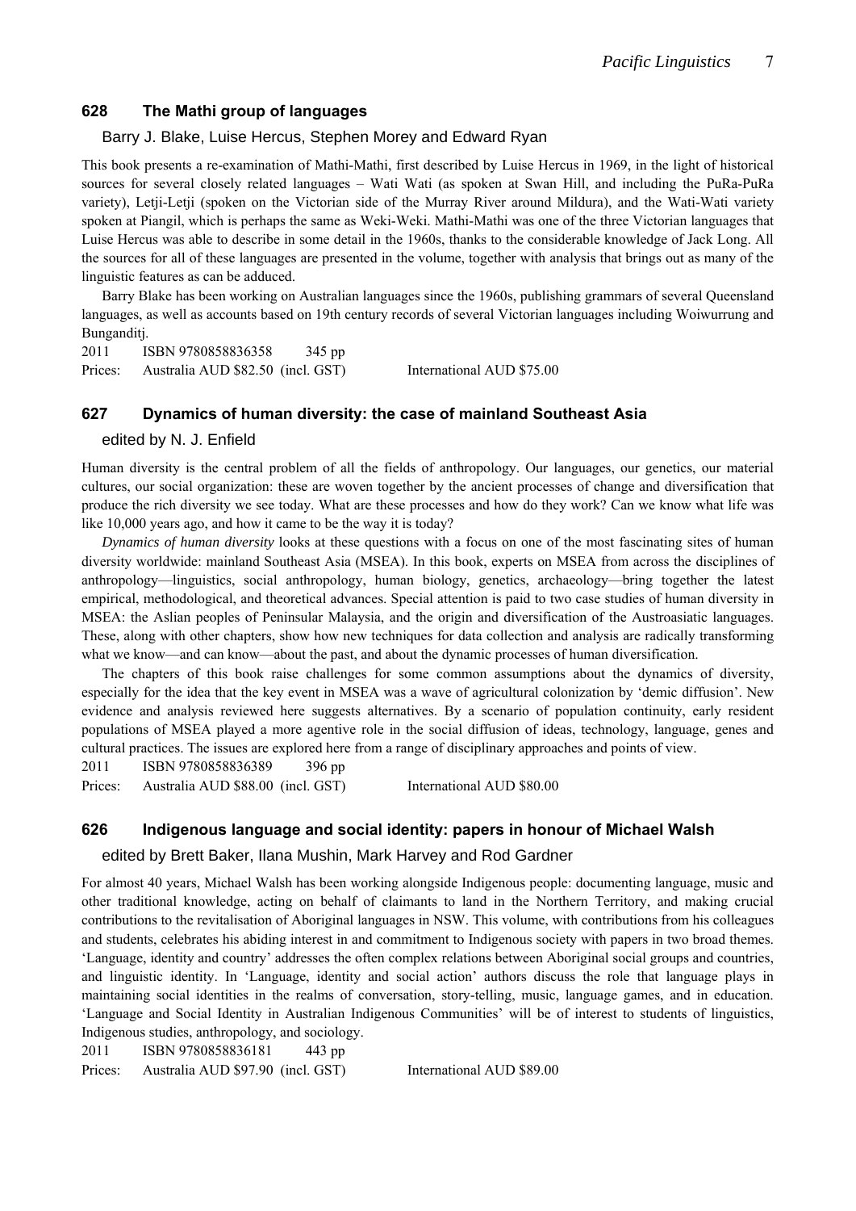## 628 The Mathi group of languages

Barry J. Blake, Luise Hercus, Stephen Morey and Edward Ryan

This book presents a re-examination of Mathi-Mathi, first described by Luise Hercus in 1969, in the light of historical sources for several closely related languages – Wati Wati (as spoken at Swan Hill, and including the PuRa-PuRa variety), Letji-Letji (spoken on the Victorian side of the Murray River around Mildura), and the Wati-Wati variety spoken at Piangil, which is perhaps the same as Weki-Weki. Mathi-Mathi was one of the three Victorian languages that Luise Hercus was able to describe in some detail in the 1960s, thanks to the considerable knowledge of Jack Long. All the sources for all of these languages are presented in the volume, together with analysis that brings out as many of the linguistic features as can be adduced.

Barry Blake has been working on Australian languages since the 1960s, publishing grammars of several Queensland languages, as well as accounts based on 19th century records of several Victorian languages including Woiwurrung and Bunganditj.

2011 ISBN 9780858836358 345 pp

Prices: Australia AUD $82.50 (incl. GST) International AUD $75.00

## 627 Dynamics of human diversity: the case of mainland Southeast Asia

edited by N. J. Enfield

Human diversity is the central problem of all the fields of anthropology. Our languages, our genetics, our material cultures, our social organization: these are woven together by the ancient processes of change and diversification that produce the rich diversity we see today. What are these processes and how do they work? Can we know what life was like 10,000 years ago, and how it came to be the way it is today?

*Dynamics of human diversity* looks at these questions with a focus on one of the most fascinating sites of human diversity worldwide: mainland Southeast Asia (MSEA). In this book, experts on MSEA from across the disciplines of anthropology—linguistics, social anthropology, human biology, genetics, archaeology—bring together the latest empirical, methodological, and theoretical advances. Special attention is paid to two case studies of human diversity in MSEA: the Aslian peoples of Peninsular Malaysia, and the origin and diversification of the Austroasiatic languages. These, along with other chapters, show how new techniques for data collection and analysis are radically transforming what we know—and can know—about the past, and about the dynamic processes of human diversification.

The chapters of this book raise challenges for some common assumptions about the dynamics of diversity, especially for the idea that the key event in MSEA was a wave of agricultural colonization by 'demic diffusion'. New evidence and analysis reviewed here suggests alternatives. By a scenario of population continuity, early resident populations of MSEA played a more agentive role in the social diffusion of ideas, technology, language, genes and cultural practices. The issues are explored here from a range of disciplinary approaches and points of view.

2011 ISBN 9780858836389 396 pp

Prices: Australia AUD $88.00 (incl. GST) International AUD $80.00

## 626 Indigenous language and social identity: papers in honour of Michael Walsh

edited by Brett Baker, Ilana Mushin, Mark Harvey and Rod Gardner

For almost 40 years, Michael Walsh has been working alongside Indigenous people: documenting language, music and other traditional knowledge, acting on behalf of claimants to land in the Northern Territory, and making crucial contributions to the revitalisation of Aboriginal languages in NSW. This volume, with contributions from his colleagues and students, celebrates his abiding interest in and commitment to Indigenous society with papers in two broad themes. 'Language, identity and country' addresses the often complex relations between Aboriginal social groups and countries, and linguistic identity. In 'Language, identity and social action' authors discuss the role that language plays in maintaining social identities in the realms of conversation, story-telling, music, language games, and in education. 'Language and Social Identity in Australian Indigenous Communities' will be of interest to students of linguistics, Indigenous studies, anthropology, and sociology.

2011 ISBN 9780858836181 443 pp

Prices: Australia AUD $97.90 (incl. GST) International AUD $89.00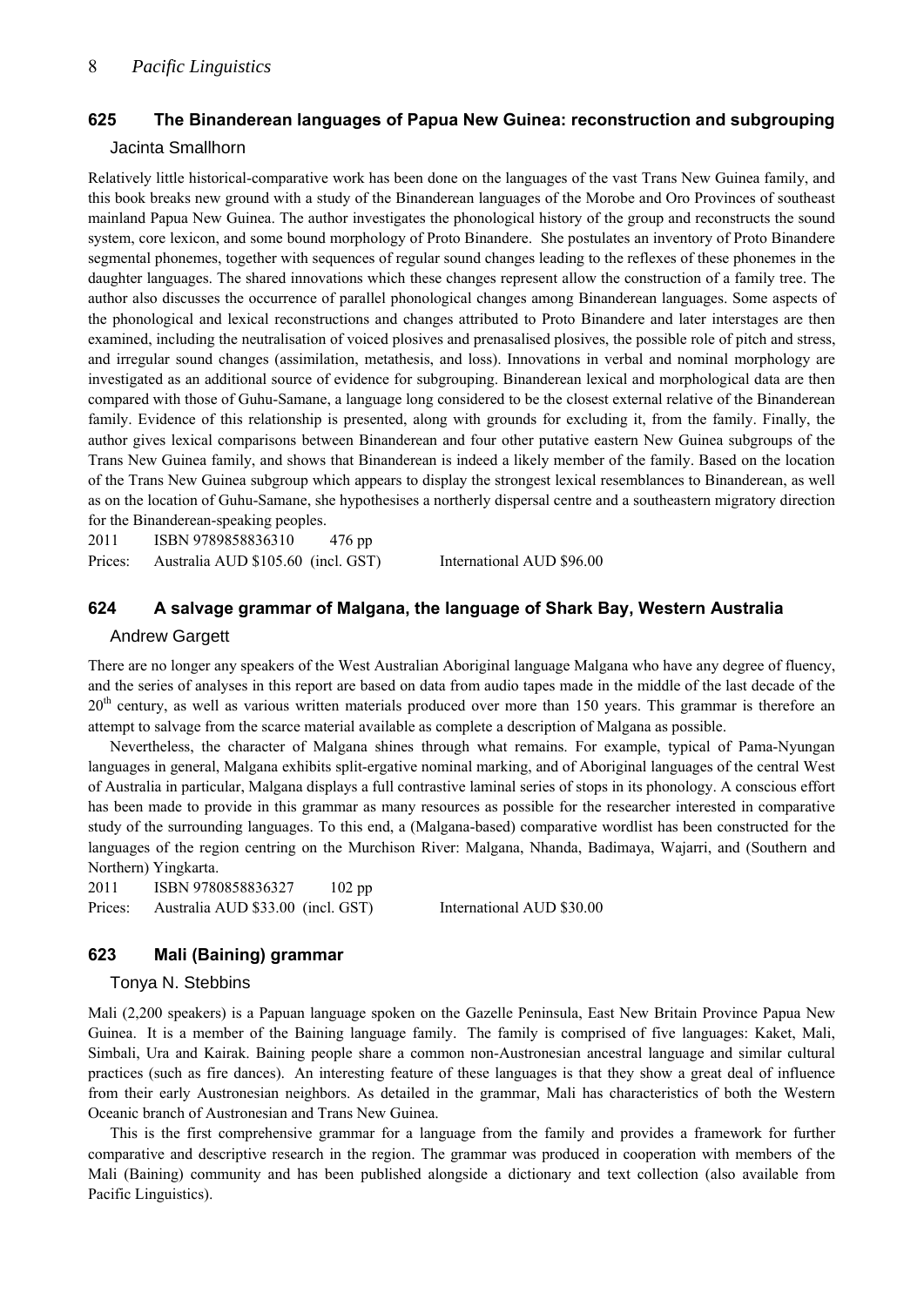## 625 The Binanderean languages of Papua New Guinea: reconstruction and subgrouping

Jacinta Smallhorn

Relatively little historical-comparative work has been done on the languages of the vast Trans New Guinea family, and this book breaks new ground with a study of the Binanderean languages of the Morobe and Oro Provinces of southeast mainland Papua New Guinea. The author investigates the phonological history of the group and reconstructs the sound system, core lexicon, and some bound morphology of Proto Binandere. She postulates an inventory of Proto Binandere segmental phonemes, together with sequences of regular sound changes leading to the reflexes of these phonemes in the daughter languages. The shared innovations which these changes represent allow the construction of a family tree. The author also discusses the occurrence of parallel phonological changes among Binanderean languages. Some aspects of the phonological and lexical reconstructions and changes attributed to Proto Binandere and later interstages are then examined, including the neutralisation of voiced plosives and prenasalised plosives, the possible role of pitch and stress, and irregular sound changes (assimilation, metathesis, and loss). Innovations in verbal and nominal morphology are investigated as an additional source of evidence for subgrouping. Binanderean lexical and morphological data are then compared with those of Guhu-Samane, a language long considered to be the closest external relative of the Binanderean family. Evidence of this relationship is presented, along with grounds for excluding it, from the family. Finally, the author gives lexical comparisons between Binanderean and four other putative eastern New Guinea subgroups of the Trans New Guinea family, and shows that Binanderean is indeed a likely member of the family. Based on the location of the Trans New Guinea subgroup which appears to display the strongest lexical resemblances to Binanderean, as well as on the location of Guhu-Samane, she hypothesises a northerly dispersal centre and a southeastern migratory direction for the Binanderean-speaking peoples.

2011 ISBN 9789858836310 476 pp

Prices: Australia AUD $105.60 (incl. GST) International AUD $96.00

## 624 A salvage grammar of Malgana, the language of Shark Bay, Western Australia

Andrew Gargett

There are no longer any speakers of the West Australian Aboriginal language Malgana who have any degree of fluency, and the series of analyses in this report are based on data from audio tapes made in the middle of the last decade of the 20th century, as well as various written materials produced over more than 150 years. This grammar is therefore an attempt to salvage from the scarce material available as complete a description of Malgana as possible.

Nevertheless, the character of Malgana shines through what remains. For example, typical of Pama-Nyungan languages in general, Malgana exhibits split-ergative nominal marking, and of Aboriginal languages of the central West of Australia in particular, Malgana displays a full contrastive laminal series of stops in its phonology. A conscious effort has been made to provide in this grammar as many resources as possible for the researcher interested in comparative study of the surrounding languages. To this end, a (Malgana-based) comparative wordlist has been constructed for the languages of the region centring on the Murchison River: Malgana, Nhanda, Badimaya, Wajarri, and (Southern and Northern) Yingkarta.

2011 ISBN 9780858836327 102 pp

Prices: Australia AUD $33.00 (incl. GST) International AUD $30.00

## 623 Mali (Baining) grammar

Tonya N. Stebbins

Mali (2,200 speakers) is a Papuan language spoken on the Gazelle Peninsula, East New Britain Province Papua New Guinea. It is a member of the Baining language family. The family is comprised of five languages: Kaket, Mali, Simbali, Ura and Kairak. Baining people share a common non-Austronesian ancestral language and similar cultural practices (such as fire dances). An interesting feature of these languages is that they show a great deal of influence from their early Austronesian neighbors. As detailed in the grammar, Mali has characteristics of both the Western Oceanic branch of Austronesian and Trans New Guinea.

This is the first comprehensive grammar for a language from the family and provides a framework for further comparative and descriptive research in the region. The grammar was produced in cooperation with members of the Mali (Baining) community and has been published alongside a dictionary and text collection (also available from Pacific Linguistics).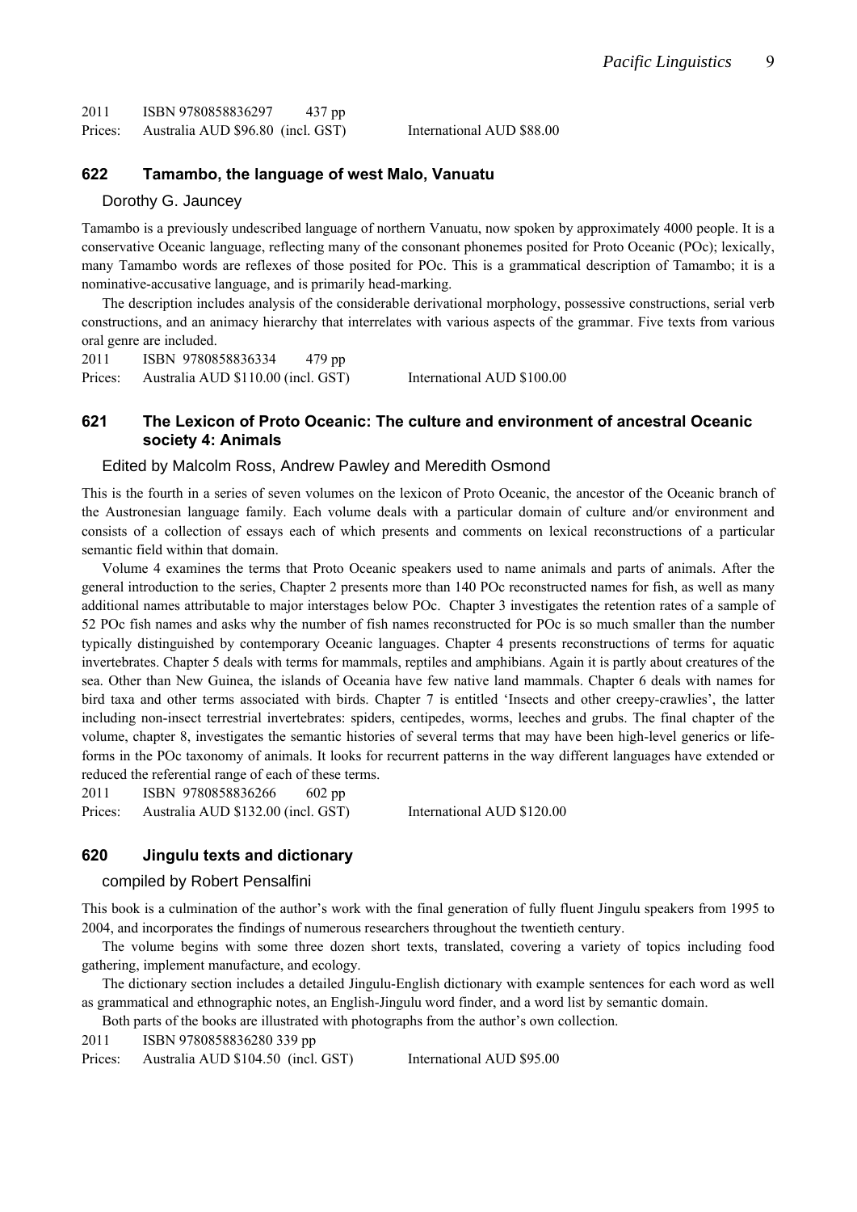2011 ISBN 9780858836297 437 pp

Prices: Australia AUD $96.80 (incl. GST) International AUD $88.00

### 622 Tamambo, the language of west Malo, Vanuatu

Dorothy G. Jauncey

Tamambo is a previously undescribed language of northern Vanuatu, now spoken by approximately 4000 people. It is a conservative Oceanic language, reflecting many of the consonant phonemes posited for Proto Oceanic (POc); lexically, many Tamambo words are reflexes of those posited for POc. This is a grammatical description of Tamambo; it is a nominative-accusative language, and is primarily head-marking.

The description includes analysis of the considerable derivational morphology, possessive constructions, serial verb constructions, and an animacy hierarchy that interrelates with various aspects of the grammar. Five texts from various oral genre are included.

2011 ISBN 9780858836334 479 pp

Prices: Australia AUD $110.00 (incl. GST) International AUD $100.00

### 621 The Lexicon of Proto Oceanic: The culture and environment of ancestral Oceanic society 4: Animals

Edited by Malcolm Ross, Andrew Pawley and Meredith Osmond

This is the fourth in a series of seven volumes on the lexicon of Proto Oceanic, the ancestor of the Oceanic branch of the Austronesian language family. Each volume deals with a particular domain of culture and/or environment and consists of a collection of essays each of which presents and comments on lexical reconstructions of a particular semantic field within that domain.

Volume 4 examines the terms that Proto Oceanic speakers used to name animals and parts of animals. After the general introduction to the series, Chapter 2 presents more than 140 POc reconstructed names for fish, as well as many additional names attributable to major interstages below POc. Chapter 3 investigates the retention rates of a sample of 52 POc fish names and asks why the number of fish names reconstructed for POc is so much smaller than the number typically distinguished by contemporary Oceanic languages. Chapter 4 presents reconstructions of terms for aquatic invertebrates. Chapter 5 deals with terms for mammals, reptiles and amphibians. Again it is partly about creatures of the sea. Other than New Guinea, the islands of Oceania have few native land mammals. Chapter 6 deals with names for bird taxa and other terms associated with birds. Chapter 7 is entitled 'Insects and other creepy-crawlies', the latter including non-insect terrestrial invertebrates: spiders, centipedes, worms, leeches and grubs. The final chapter of the volume, chapter 8, investigates the semantic histories of several terms that may have been high-level generics or life-forms in the POc taxonomy of animals. It looks for recurrent patterns in the way different languages have extended or reduced the referential range of each of these terms.

2011 ISBN 9780858836266 602 pp

Prices: Australia AUD $132.00 (incl. GST) International AUD $120.00

### 620 Jingulu texts and dictionary

compiled by Robert Pensalfini

This book is a culmination of the author's work with the final generation of fully fluent Jingulu speakers from 1995 to 2004, and incorporates the findings of numerous researchers throughout the twentieth century.

The volume begins with some three dozen short texts, translated, covering a variety of topics including food gathering, implement manufacture, and ecology.

The dictionary section includes a detailed Jingulu-English dictionary with example sentences for each word as well as grammatical and ethnographic notes, an English-Jingulu word finder, and a word list by semantic domain.

Both parts of the books are illustrated with photographs from the author's own collection.

2011 ISBN 9780858836280 339 pp

Prices: Australia AUD $104.50 (incl. GST) International AUD $95.00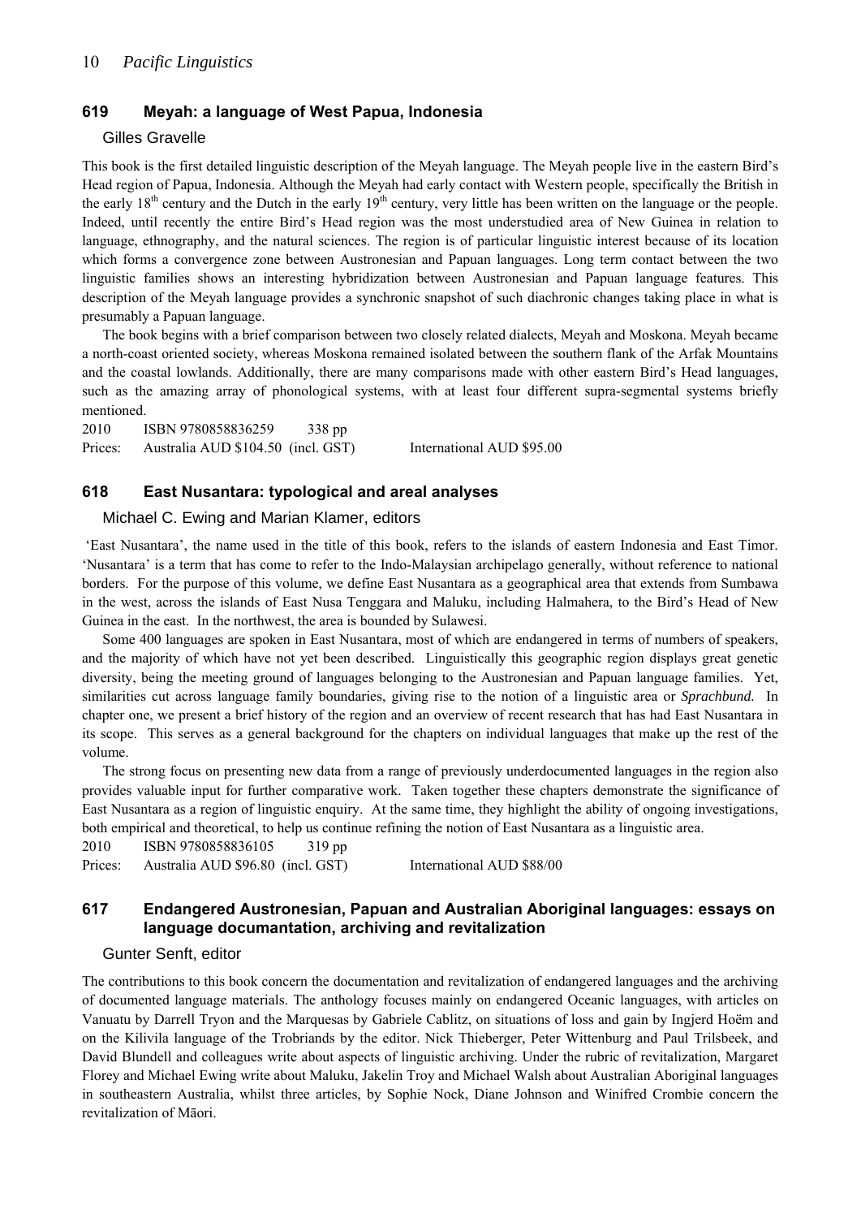## 619 Meyah: a language of West Papua, Indonesia

Gilles Gravelle

This book is the first detailed linguistic description of the Meyah language. The Meyah people live in the eastern Bird's Head region of Papua, Indonesia. Although the Meyah had early contact with Western people, specifically the British in the early 18th century and the Dutch in the early 19th century, very little has been written on the language or the people. Indeed, until recently the entire Bird's Head region was the most understudied area of New Guinea in relation to language, ethnography, and the natural sciences. The region is of particular linguistic interest because of its location which forms a convergence zone between Austronesian and Papuan languages. Long term contact between the two linguistic families shows an interesting hybridization between Austronesian and Papuan language features. This description of the Meyah language provides a synchronic snapshot of such diachronic changes taking place in what is presumably a Papuan language.

The book begins with a brief comparison between two closely related dialects, Meyah and Moskona. Meyah became a north-coast oriented society, whereas Moskona remained isolated between the southern flank of the Arfak Mountains and the coastal lowlands. Additionally, there are many comparisons made with other eastern Bird's Head languages, such as the amazing array of phonological systems, with at least four different supra-segmental systems briefly mentioned.

2010 ISBN 9780858836259 338 pp

Prices: Australia AUD $104.50 (incl. GST) International AUD $95.00

## 618 East Nusantara: typological and areal analyses

Michael C. Ewing and Marian Klamer, editors

'East Nusantara', the name used in the title of this book, refers to the islands of eastern Indonesia and East Timor. 'Nusantara' is a term that has come to refer to the Indo-Malaysian archipelago generally, without reference to national borders. For the purpose of this volume, we define East Nusantara as a geographical area that extends from Sumbawa in the west, across the islands of East Nusa Tenggara and Maluku, including Halmahera, to the Bird's Head of New Guinea in the east. In the northwest, the area is bounded by Sulawesi.

Some 400 languages are spoken in East Nusantara, most of which are endangered in terms of numbers of speakers, and the majority of which have not yet been described. Linguistically this geographic region displays great genetic diversity, being the meeting ground of languages belonging to the Austronesian and Papuan language families. Yet, similarities cut across language family boundaries, giving rise to the notion of a linguistic area or ***Sprachbund.*** In chapter one, we present a brief history of the region and an overview of recent research that has had East Nusantara in its scope. This serves as a general background for the chapters on individual languages that make up the rest of the volume.

The strong focus on presenting new data from a range of previously underdocumented languages in the region also provides valuable input for further comparative work. Taken together these chapters demonstrate the significance of East Nusantara as a region of linguistic enquiry. At the same time, they highlight the ability of ongoing investigations, both empirical and theoretical, to help us continue refining the notion of East Nusantara as a linguistic area.

2010 ISBN 9780858836105 319 pp

Prices: Australia AUD $96.80 (incl. GST) International AUD $88/00

## 617 Endangered Austronesian, Papuan and Australian Aboriginal languages: essays on language documantation, archiving and revitalization

Gunter Senft, editor

The contributions to this book concern the documentation and revitalization of endangered languages and the archiving of documented language materials. The anthology focuses mainly on endangered Oceanic languages, with articles on Vanuatu by Darrell Tryon and the Marquesas by Gabriele Cablitz, on situations of loss and gain by Ingjerd Hoëm and on the Kilivila language of the Trobriands by the editor. Nick Thieberger, Peter Wittenburg and Paul Trilsbeek, and David Blundell and colleagues write about aspects of linguistic archiving. Under the rubric of revitalization, Margaret Florey and Michael Ewing write about Maluku, Jakelin Troy and Michael Walsh about Australian Aboriginal languages in southeastern Australia, whilst three articles, by Sophie Nock, Diane Johnson and Winifred Crombie concern the revitalization of Māori.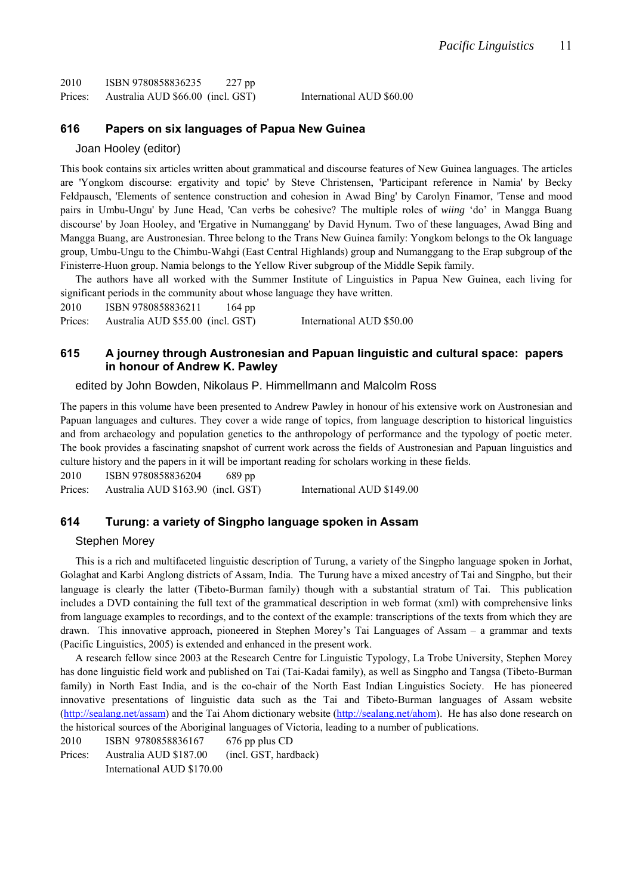2010 ISBN 9780858836235 227 pp
Prices: Australia AUD $66.00 (incl. GST) International AUD $60.00

## 616 Papers on six languages of Papua New Guinea

Joan Hooley (editor)

This book contains six articles written about grammatical and discourse features of New Guinea languages. The articles are 'Yongkom discourse: ergativity and topic' by Steve Christensen, 'Participant reference in Namia' by Becky Feldpausch, 'Elements of sentence construction and cohesion in Awad Bing' by Carolyn Finamor, 'Tense and mood pairs in Umbu-Ungu' by June Head, 'Can verbs be cohesive? The multiple roles of *wiing* 'do' in Mangga Buang discourse' by Joan Hooley, and 'Ergative in Numanggang' by David Hynum. Two of these languages, Awad Bing and Mangga Buang, are Austronesian. Three belong to the Trans New Guinea family: Yongkom belongs to the Ok language group, Umbu-Ungu to the Chimbu-Wahgi (East Central Highlands) group and Numanggang to the Erap subgroup of the Finisterre-Huon group. Namia belongs to the Yellow River subgroup of the Middle Sepik family.

The authors have all worked with the Summer Institute of Linguistics in Papua New Guinea, each living for significant periods in the community about whose language they have written.

2010 ISBN 9780858836211 164 pp
Prices: Australia AUD $55.00 (incl. GST) International AUD $50.00

## 615 A journey through Austronesian and Papuan linguistic and cultural space: papers in honour of Andrew K. Pawley

edited by John Bowden, Nikolaus P. Himmelmann and Malcolm Ross

The papers in this volume have been presented to Andrew Pawley in honour of his extensive work on Austronesian and Papuan languages and cultures. They cover a wide range of topics, from language description to historical linguistics and from archaeology and population genetics to the anthropology of performance and the typology of poetic meter. The book provides a fascinating snapshot of current work across the fields of Austronesian and Papuan linguistics and culture history and the papers in it will be important reading for scholars working in these fields.

2010 ISBN 9780858836204 689 pp
Prices: Australia AUD $163.90 (incl. GST) International AUD $149.00

## 614 Turung: a variety of Singpho language spoken in Assam

Stephen Morey

This is a rich and multifaceted linguistic description of Turung, a variety of the Singpho language spoken in Jorhat, Golaghat and Karbi Anglong districts of Assam, India. The Turung have a mixed ancestry of Tai and Singpho, but their language is clearly the latter (Tibeto-Burman family) though with a substantial stratum of Tai. This publication includes a DVD containing the full text of the grammatical description in web format (xml) with comprehensive links from language examples to recordings, and to the context of the example: transcriptions of the texts from which they are drawn. This innovative approach, pioneered in Stephen Morey's Tai Languages of Assam – a grammar and texts (Pacific Linguistics, 2005) is extended and enhanced in the present work.

A research fellow since 2003 at the Research Centre for Linguistic Typology, La Trobe University, Stephen Morey has done linguistic field work and published on Tai (Tai-Kadai family), as well as Singpho and Tangsa (Tibeto-Burman family) in North East India, and is the co-chair of the North East Indian Linguistics Society. He has pioneered innovative presentations of linguistic data such as the Tai and Tibeto-Burman languages of Assam website (http://sealang.net/assam) and the Tai Ahom dictionary website (http://sealang.net/ahom). He has also done research on the historical sources of the Aboriginal languages of Victoria, leading to a number of publications.

2010 ISBN 9780858836167 676 pp plus CD
Prices: Australia AUD $187.00 (incl. GST, hardback)
International AUD $170.00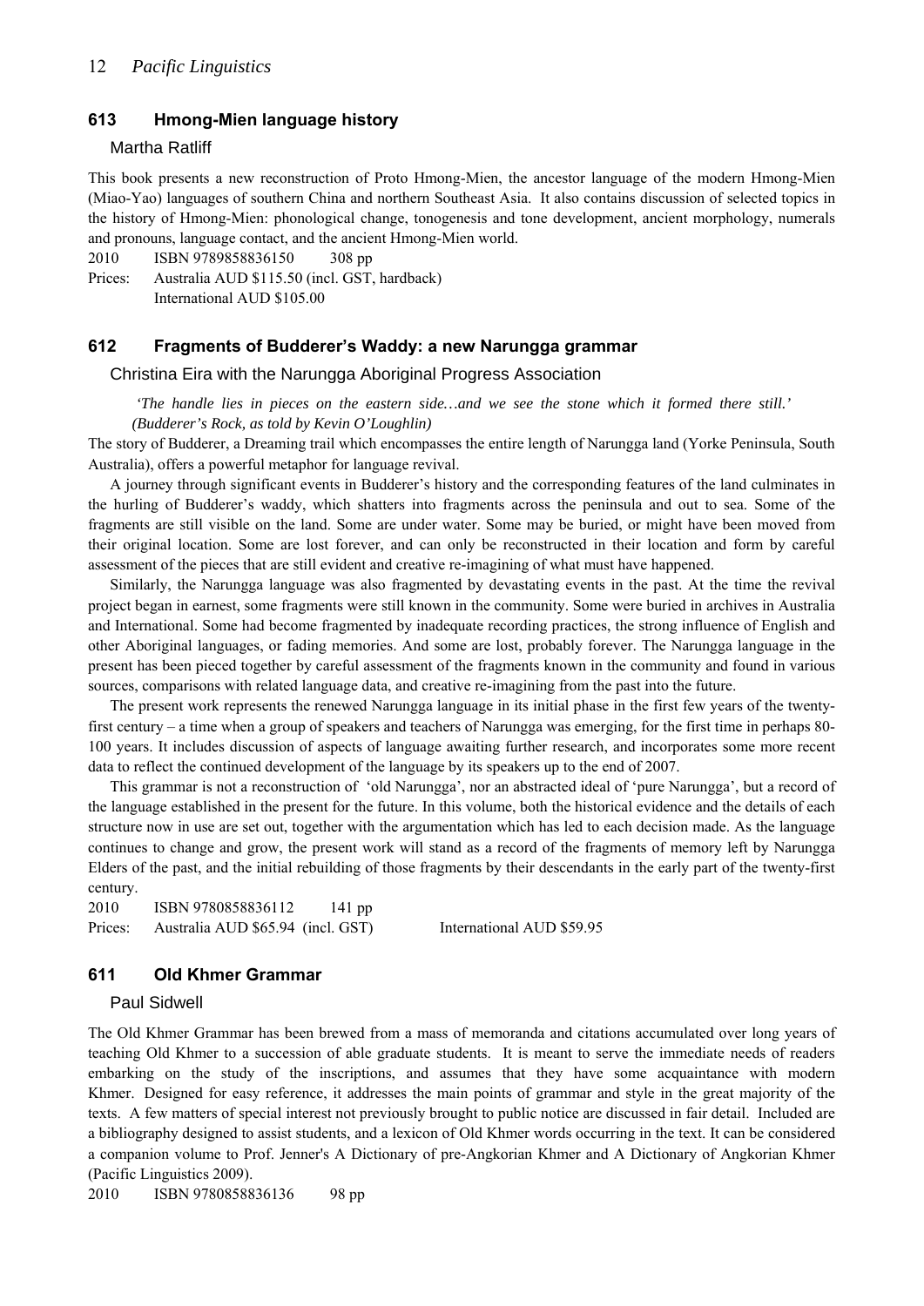### 613 Hmong-Mien language history

Martha Ratliff

This book presents a new reconstruction of Proto Hmong-Mien, the ancestor language of the modern Hmong-Mien (Miao-Yao) languages of southern China and northern Southeast Asia. It also contains discussion of selected topics in the history of Hmong-Mien: phonological change, tonogenesis and tone development, ancient morphology, numerals and pronouns, language contact, and the ancient Hmong-Mien world.

2010 ISBN 9789858836150 308 pp

Prices: Australia AUD $115.50 (incl. GST, hardback)
International AUD $105.00

### 612 Fragments of Budderer's Waddy: a new Narungga grammar

Christina Eira with the Narungga Aboriginal Progress Association

*'The handle lies in pieces on the eastern side…and we see the stone which it formed there still.' (Budderer's Rock, as told by Kevin O'Loughlin)*

The story of Budderer, a Dreaming trail which encompasses the entire length of Narungga land (Yorke Peninsula, South Australia), offers a powerful metaphor for language revival.

A journey through significant events in Budderer's history and the corresponding features of the land culminates in the hurling of Budderer's waddy, which shatters into fragments across the peninsula and out to sea. Some of the fragments are still visible on the land. Some are under water. Some may be buried, or might have been moved from their original location. Some are lost forever, and can only be reconstructed in their location and form by careful assessment of the pieces that are still evident and creative re-imagining of what must have happened.

Similarly, the Narungga language was also fragmented by devastating events in the past. At the time the revival project began in earnest, some fragments were still known in the community. Some were buried in archives in Australia and International. Some had become fragmented by inadequate recording practices, the strong influence of English and other Aboriginal languages, or fading memories. And some are lost, probably forever. The Narungga language in the present has been pieced together by careful assessment of the fragments known in the community and found in various sources, comparisons with related language data, and creative re-imagining from the past into the future.

The present work represents the renewed Narungga language in its initial phase in the first few years of the twenty-first century – a time when a group of speakers and teachers of Narungga was emerging, for the first time in perhaps 80-100 years. It includes discussion of aspects of language awaiting further research, and incorporates some more recent data to reflect the continued development of the language by its speakers up to the end of 2007.

This grammar is not a reconstruction of 'old Narungga', nor an abstracted ideal of 'pure Narungga', but a record of the language established in the present for the future. In this volume, both the historical evidence and the details of each structure now in use are set out, together with the argumentation which has led to each decision made. As the language continues to change and grow, the present work will stand as a record of the fragments of memory left by Narungga Elders of the past, and the initial rebuilding of those fragments by their descendants in the early part of the twenty-first century.

2010 ISBN 9780858836112 141 pp

Prices: Australia AUD $65.94 (incl. GST) International AUD $59.95

### 611 Old Khmer Grammar

Paul Sidwell

The Old Khmer Grammar has been brewed from a mass of memoranda and citations accumulated over long years of teaching Old Khmer to a succession of able graduate students. It is meant to serve the immediate needs of readers embarking on the study of the inscriptions, and assumes that they have some acquaintance with modern Khmer. Designed for easy reference, it addresses the main points of grammar and style in the great majority of the texts. A few matters of special interest not previously brought to public notice are discussed in fair detail. Included are a bibliography designed to assist students, and a lexicon of Old Khmer words occurring in the text. It can be considered a companion volume to Prof. Jenner's A Dictionary of pre-Angkorian Khmer and A Dictionary of Angkorian Khmer (Pacific Linguistics 2009).

2010 ISBN 9780858836136 98 pp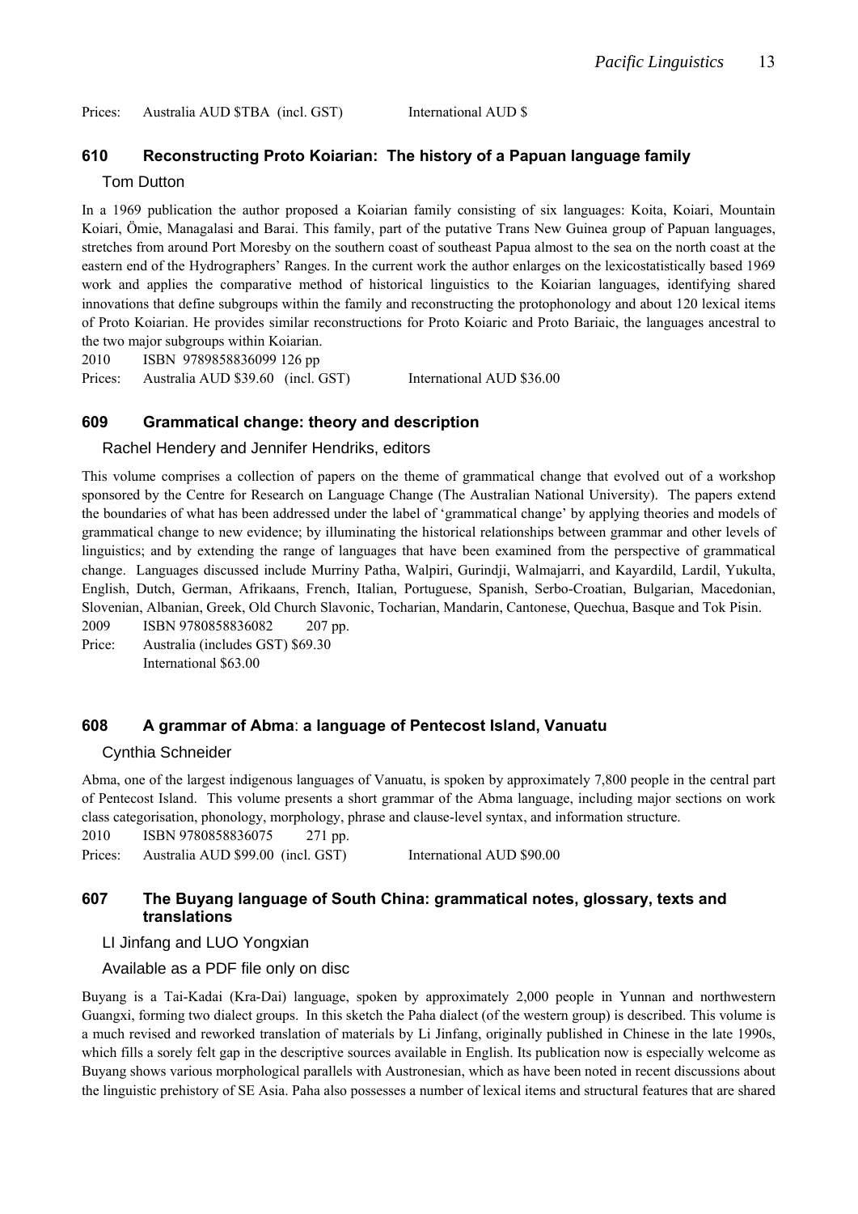Prices: Australia AUD $TBA (incl. GST) International AUD $

### 610 Reconstructing Proto Koiarian: The history of a Papuan language family

Tom Dutton

In a 1969 publication the author proposed a Koiarian family consisting of six languages: Koita, Koiari, Mountain Koiari, Ömie, Managalasi and Barai. This family, part of the putative Trans New Guinea group of Papuan languages, stretches from around Port Moresby on the southern coast of southeast Papua almost to the sea on the north coast at the eastern end of the Hydrographers' Ranges. In the current work the author enlarges on the lexicostatistically based 1969 work and applies the comparative method of historical linguistics to the Koiarian languages, identifying shared innovations that define subgroups within the family and reconstructing the protophonology and about 120 lexical items of Proto Koiarian. He provides similar reconstructions for Proto Koiaric and Proto Bariaic, the languages ancestral to the two major subgroups within Koiarian.

2010 ISBN 9789858836099 126 pp

Prices: Australia AUD $39.60 (incl. GST) International AUD $36.00

### 609 Grammatical change: theory and description

Rachel Hendery and Jennifer Hendriks, editors

This volume comprises a collection of papers on the theme of grammatical change that evolved out of a workshop sponsored by the Centre for Research on Language Change (The Australian National University). The papers extend the boundaries of what has been addressed under the label of 'grammatical change' by applying theories and models of grammatical change to new evidence; by illuminating the historical relationships between grammar and other levels of linguistics; and by extending the range of languages that have been examined from the perspective of grammatical change. Languages discussed include Murriny Patha, Walpiri, Gurindji, Walmajarri, and Kayardild, Lardil, Yukulta, English, Dutch, German, Afrikaans, French, Italian, Portuguese, Spanish, Serbo-Croatian, Bulgarian, Macedonian, Slovenian, Albanian, Greek, Old Church Slavonic, Tocharian, Mandarin, Cantonese, Quechua, Basque and Tok Pisin.

2009 ISBN 9780858836082 207 pp.

Price: Australia (includes GST) $69.30
International $63.00

### 608 A grammar of Abma: a language of Pentecost Island, Vanuatu

Cynthia Schneider

Abma, one of the largest indigenous languages of Vanuatu, is spoken by approximately 7,800 people in the central part of Pentecost Island. This volume presents a short grammar of the Abma language, including major sections on work class categorisation, phonology, morphology, phrase and clause-level syntax, and information structure.

2010 ISBN 9780858836075 271 pp.

Prices: Australia AUD $99.00 (incl. GST) International AUD $90.00

### 607 The Buyang language of South China: grammatical notes, glossary, texts and translations

LI Jinfang and LUO Yongxian

Available as a PDF file only on disc

Buyang is a Tai-Kadai (Kra-Dai) language, spoken by approximately 2,000 people in Yunnan and northwestern Guangxi, forming two dialect groups. In this sketch the Paha dialect (of the western group) is described. This volume is a much revised and reworked translation of materials by Li Jinfang, originally published in Chinese in the late 1990s, which fills a sorely felt gap in the descriptive sources available in English. Its publication now is especially welcome as Buyang shows various morphological parallels with Austronesian, which as have been noted in recent discussions about the linguistic prehistory of SE Asia. Paha also possesses a number of lexical items and structural features that are shared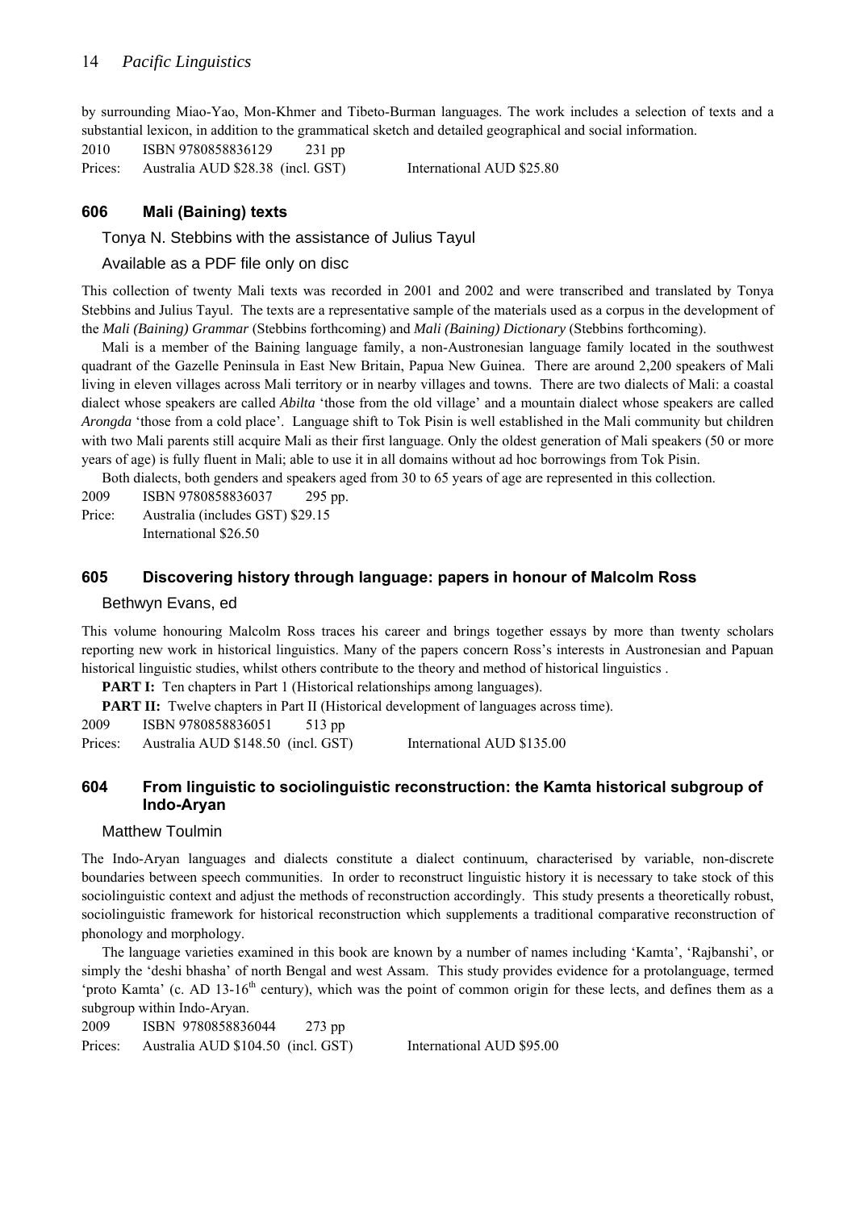by surrounding Miao-Yao, Mon-Khmer and Tibeto-Burman languages. The work includes a selection of texts and a substantial lexicon, in addition to the grammatical sketch and detailed geographical and social information.

2010 ISBN 9780858836129 231 pp

Prices: Australia AUD $28.38 (incl. GST) International AUD $25.80

### 606 Mali (Baining) texts

Tonya N. Stebbins with the assistance of Julius Tayul

Available as a PDF file only on disc

This collection of twenty Mali texts was recorded in 2001 and 2002 and were transcribed and translated by Tonya Stebbins and Julius Tayul. The texts are a representative sample of the materials used as a corpus in the development of the *Mali (Baining) Grammar* (Stebbins forthcoming) and *Mali (Baining) Dictionary* (Stebbins forthcoming).

Mali is a member of the Baining language family, a non-Austronesian language family located in the southwest quadrant of the Gazelle Peninsula in East New Britain, Papua New Guinea. There are around 2,200 speakers of Mali living in eleven villages across Mali territory or in nearby villages and towns. There are two dialects of Mali: a coastal dialect whose speakers are called *Abilta* 'those from the old village' and a mountain dialect whose speakers are called *Arongda* 'those from a cold place'. Language shift to Tok Pisin is well established in the Mali community but children with two Mali parents still acquire Mali as their first language. Only the oldest generation of Mali speakers (50 or more years of age) is fully fluent in Mali; able to use it in all domains without ad hoc borrowings from Tok Pisin.

Both dialects, both genders and speakers aged from 30 to 65 years of age are represented in this collection.

2009 ISBN 9780858836037 295 pp.

Price: Australia (includes GST) $29.15
International $26.50

### 605 Discovering history through language: papers in honour of Malcolm Ross

Bethwyn Evans, ed

This volume honouring Malcolm Ross traces his career and brings together essays by more than twenty scholars reporting new work in historical linguistics. Many of the papers concern Ross's interests in Austronesian and Papuan historical linguistic studies, whilst others contribute to the theory and method of historical linguistics .

**PART I:** Ten chapters in Part 1 (Historical relationships among languages).

**PART II:** Twelve chapters in Part II (Historical development of languages across time).

2009 ISBN 9780858836051 513 pp

Prices: Australia AUD $148.50 (incl. GST) International AUD $135.00

### 604 From linguistic to sociolinguistic reconstruction: the Kamta historical subgroup of Indo-Aryan

Matthew Toulmin

The Indo-Aryan languages and dialects constitute a dialect continuum, characterised by variable, non-discrete boundaries between speech communities. In order to reconstruct linguistic history it is necessary to take stock of this sociolinguistic context and adjust the methods of reconstruction accordingly. This study presents a theoretically robust, sociolinguistic framework for historical reconstruction which supplements a traditional comparative reconstruction of phonology and morphology.

The language varieties examined in this book are known by a number of names including 'Kamta', 'Rajbanshi', or simply the 'deshi bhasha' of north Bengal and west Assam. This study provides evidence for a protolanguage, termed 'proto Kamta' (c. AD 13-16th century), which was the point of common origin for these lects, and defines them as a subgroup within Indo-Aryan.

2009 ISBN 9780858836044 273 pp

Prices: Australia AUD $104.50 (incl. GST) International AUD $95.00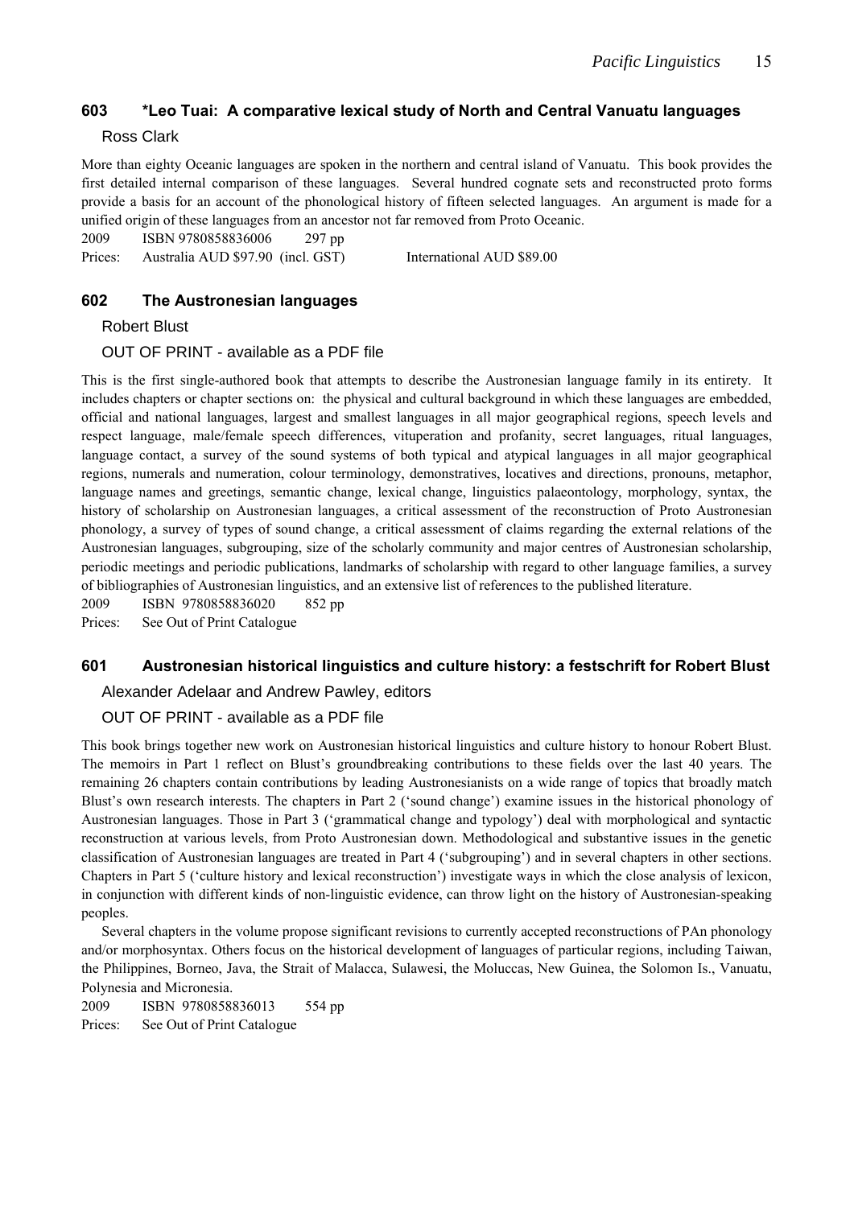### 603 *Leo Tuai: A comparative lexical study of North and Central Vanuatu languages

Ross Clark

More than eighty Oceanic languages are spoken in the northern and central island of Vanuatu. This book provides the first detailed internal comparison of these languages. Several hundred cognate sets and reconstructed proto forms provide a basis for an account of the phonological history of fifteen selected languages. An argument is made for a unified origin of these languages from an ancestor not far removed from Proto Oceanic.

2009 ISBN 9780858836006 297 pp

Prices: Australia AUD $97.90 (incl. GST) International AUD $89.00

### 602 The Austronesian languages

Robert Blust

OUT OF PRINT - available as a PDF file

This is the first single-authored book that attempts to describe the Austronesian language family in its entirety. It includes chapters or chapter sections on: the physical and cultural background in which these languages are embedded, official and national languages, largest and smallest languages in all major geographical regions, speech levels and respect language, male/female speech differences, vituperation and profanity, secret languages, ritual languages, language contact, a survey of the sound systems of both typical and atypical languages in all major geographical regions, numerals and numeration, colour terminology, demonstratives, locatives and directions, pronouns, metaphor, language names and greetings, semantic change, lexical change, linguistics palaeontology, morphology, syntax, the history of scholarship on Austronesian languages, a critical assessment of the reconstruction of Proto Austronesian phonology, a survey of types of sound change, a critical assessment of claims regarding the external relations of the Austronesian languages, subgrouping, size of the scholarly community and major centres of Austronesian scholarship, periodic meetings and periodic publications, landmarks of scholarship with regard to other language families, a survey of bibliographies of Austronesian linguistics, and an extensive list of references to the published literature.

2009 ISBN 9780858836020 852 pp

Prices: See Out of Print Catalogue

### 601 Austronesian historical linguistics and culture history: a festschrift for Robert Blust

Alexander Adelaar and Andrew Pawley, editors

OUT OF PRINT - available as a PDF file

This book brings together new work on Austronesian historical linguistics and culture history to honour Robert Blust. The memoirs in Part 1 reflect on Blust's groundbreaking contributions to these fields over the last 40 years. The remaining 26 chapters contain contributions by leading Austronesianists on a wide range of topics that broadly match Blust's own research interests. The chapters in Part 2 ('sound change') examine issues in the historical phonology of Austronesian languages. Those in Part 3 ('grammatical change and typology') deal with morphological and syntactic reconstruction at various levels, from Proto Austronesian down. Methodological and substantive issues in the genetic classification of Austronesian languages are treated in Part 4 ('subgrouping') and in several chapters in other sections. Chapters in Part 5 ('culture history and lexical reconstruction') investigate ways in which the close analysis of lexicon, in conjunction with different kinds of non-linguistic evidence, can throw light on the history of Austronesian-speaking peoples.

Several chapters in the volume propose significant revisions to currently accepted reconstructions of PAn phonology and/or morphosyntax. Others focus on the historical development of languages of particular regions, including Taiwan, the Philippines, Borneo, Java, the Strait of Malacca, Sulawesi, the Moluccas, New Guinea, the Solomon Is., Vanuatu, Polynesia and Micronesia.

2009 ISBN 9780858836013 554 pp

Prices: See Out of Print Catalogue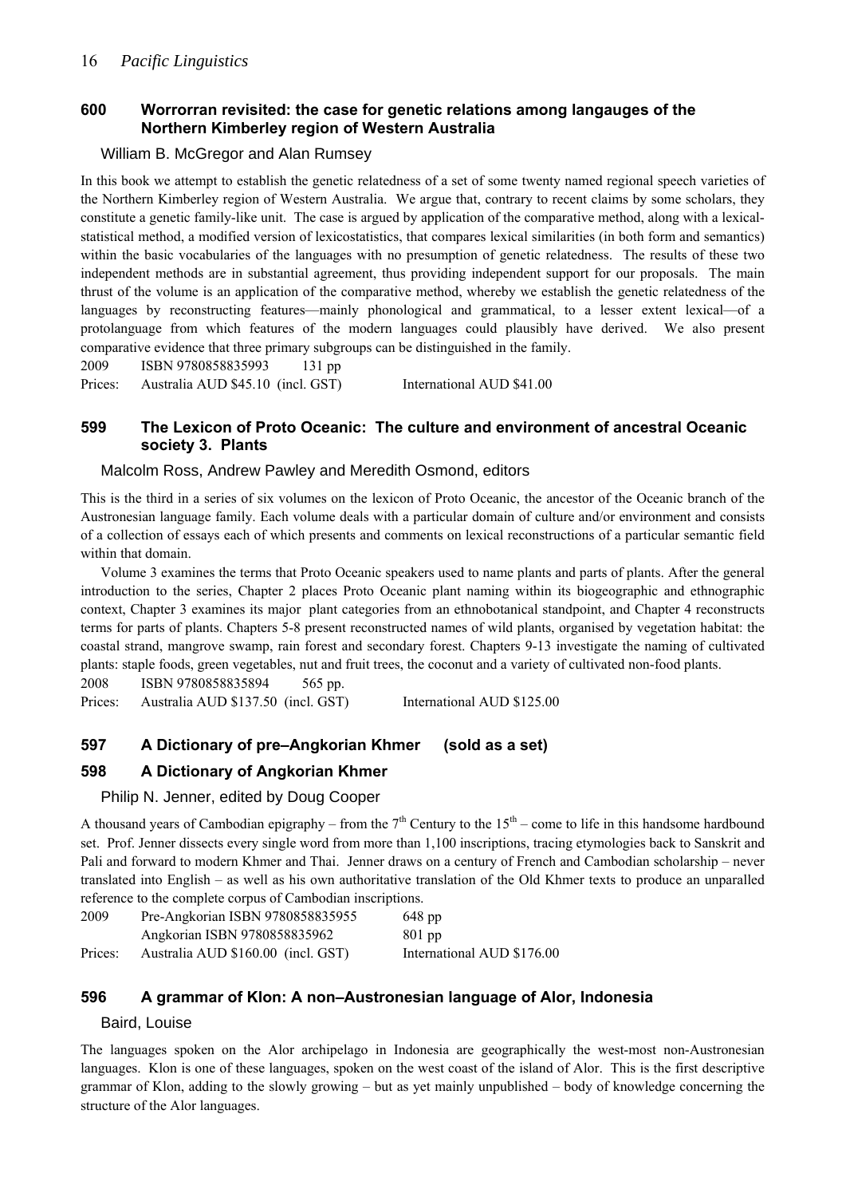### 600 Worrorran revisited: the case for genetic relations among langauges of the Northern Kimberley region of Western Australia

William B. McGregor and Alan Rumsey

In this book we attempt to establish the genetic relatedness of a set of some twenty named regional speech varieties of the Northern Kimberley region of Western Australia. We argue that, contrary to recent claims by some scholars, they constitute a genetic family-like unit. The case is argued by application of the comparative method, along with a lexical-statistical method, a modified version of lexicostatistics, that compares lexical similarities (in both form and semantics) within the basic vocabularies of the languages with no presumption of genetic relatedness. The results of these two independent methods are in substantial agreement, thus providing independent support for our proposals. The main thrust of the volume is an application of the comparative method, whereby we establish the genetic relatedness of the languages by reconstructing features—mainly phonological and grammatical, to a lesser extent lexical—of a protolanguage from which features of the modern languages could plausibly have derived. We also present comparative evidence that three primary subgroups can be distinguished in the family.

2009 ISBN 9780858835993 131 pp

Prices: Australia AUD $45.10 (incl. GST) International AUD $41.00

### 599 The Lexicon of Proto Oceanic: The culture and environment of ancestral Oceanic society 3. Plants

Malcolm Ross, Andrew Pawley and Meredith Osmond, editors

This is the third in a series of six volumes on the lexicon of Proto Oceanic, the ancestor of the Oceanic branch of the Austronesian language family. Each volume deals with a particular domain of culture and/or environment and consists of a collection of essays each of which presents and comments on lexical reconstructions of a particular semantic field within that domain.

Volume 3 examines the terms that Proto Oceanic speakers used to name plants and parts of plants. After the general introduction to the series, Chapter 2 places Proto Oceanic plant naming within its biogeographic and ethnographic context, Chapter 3 examines its major plant categories from an ethnobotanical standpoint, and Chapter 4 reconstructs terms for parts of plants. Chapters 5-8 present reconstructed names of wild plants, organised by vegetation habitat: the coastal strand, mangrove swamp, rain forest and secondary forest. Chapters 9-13 investigate the naming of cultivated plants: staple foods, green vegetables, nut and fruit trees, the coconut and a variety of cultivated non-food plants.

2008 ISBN 9780858835894 565 pp.

Prices: Australia AUD $137.50 (incl. GST) International AUD $125.00

### 597 A Dictionary of pre–Angkorian Khmer (sold as a set)

### 598 A Dictionary of Angkorian Khmer

Philip N. Jenner, edited by Doug Cooper

A thousand years of Cambodian epigraphy – from the 7th Century to the 15th – come to life in this handsome hardbound set. Prof. Jenner dissects every single word from more than 1,100 inscriptions, tracing etymologies back to Sanskrit and Pali and forward to modern Khmer and Thai. Jenner draws on a century of French and Cambodian scholarship – never translated into English – as well as his own authoritative translation of the Old Khmer texts to produce an unparalled reference to the complete corpus of Cambodian inscriptions.

2009 Pre-Angkorian ISBN 9780858835955 648 pp

Angkorian ISBN 9780858835962 801 pp

Prices: Australia AUD $160.00 (incl. GST) International AUD $176.00

### 596 A grammar of Klon: A non–Austronesian language of Alor, Indonesia

Baird, Louise

The languages spoken on the Alor archipelago in Indonesia are geographically the west-most non-Austronesian languages. Klon is one of these languages, spoken on the west coast of the island of Alor. This is the first descriptive grammar of Klon, adding to the slowly growing – but as yet mainly unpublished – body of knowledge concerning the structure of the Alor languages.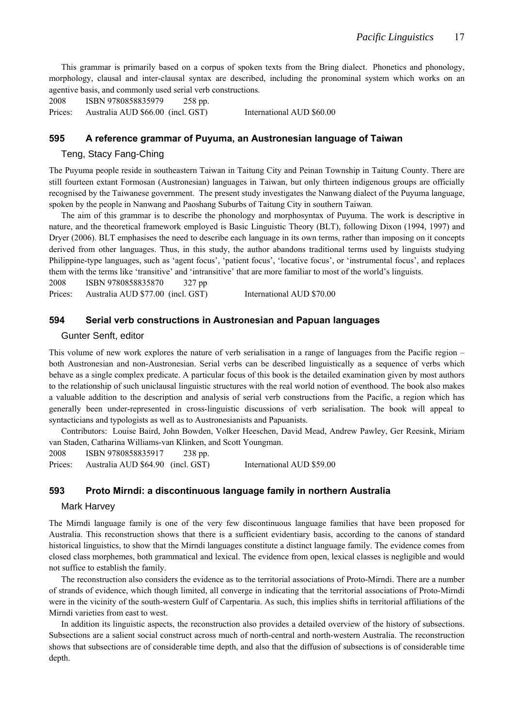This grammar is primarily based on a corpus of spoken texts from the Bring dialect. Phonetics and phonology, morphology, clausal and inter-clausal syntax are described, including the pronominal system which works on an agentive basis, and commonly used serial verb constructions.

2008 ISBN 9780858835979 258 pp.

Prices: Australia AUD $66.00 (incl. GST) International AUD $60.00

## 595 A reference grammar of Puyuma, an Austronesian language of Taiwan

Teng, Stacy Fang-Ching

The Puyuma people reside in southeastern Taiwan in Taitung City and Peinan Township in Taitung County. There are still fourteen extant Formosan (Austronesian) languages in Taiwan, but only thirteen indigenous groups are officially recognised by the Taiwanese government. The present study investigates the Nanwang dialect of the Puyuma language, spoken by the people in Nanwang and Paoshang Suburbs of Taitung City in southern Taiwan.

The aim of this grammar is to describe the phonology and morphosyntax of Puyuma. The work is descriptive in nature, and the theoretical framework employed is Basic Linguistic Theory (BLT), following Dixon (1994, 1997) and Dryer (2006). BLT emphasises the need to describe each language in its own terms, rather than imposing on it concepts derived from other languages. Thus, in this study, the author abandons traditional terms used by linguists studying Philippine-type languages, such as 'agent focus', 'patient focus', 'locative focus', or 'instrumental focus', and replaces them with the terms like 'transitive' and 'intransitive' that are more familiar to most of the world's linguists.

2008 ISBN 9780858835870 327 pp

Prices: Australia AUD $77.00 (incl. GST) International AUD $70.00

## 594 Serial verb constructions in Austronesian and Papuan languages

Gunter Senft, editor

This volume of new work explores the nature of verb serialisation in a range of languages from the Pacific region – both Austronesian and non-Austronesian. Serial verbs can be described linguistically as a sequence of verbs which behave as a single complex predicate. A particular focus of this book is the detailed examination given by most authors to the relationship of such uniclausal linguistic structures with the real world notion of eventhood. The book also makes a valuable addition to the description and analysis of serial verb constructions from the Pacific, a region which has generally been under-represented in cross-linguistic discussions of verb serialisation. The book will appeal to syntacticians and typologists as well as to Austronesianists and Papuanists.

Contributors: Louise Baird, John Bowden, Volker Heeschen, David Mead, Andrew Pawley, Ger Reesink, Miriam van Staden, Catharina Williams-van Klinken, and Scott Youngman.

2008 ISBN 9780858835917 238 pp.

Prices: Australia AUD $64.90 (incl. GST) International AUD $59.00

## 593 Proto Mirndi: a discontinuous language family in northern Australia

Mark Harvey

The Mirndi language family is one of the very few discontinuous language families that have been proposed for Australia. This reconstruction shows that there is a sufficient evidentiary basis, according to the canons of standard historical linguistics, to show that the Mirndi languages constitute a distinct language family. The evidence comes from closed class morphemes, both grammatical and lexical. The evidence from open, lexical classes is negligible and would not suffice to establish the family.

The reconstruction also considers the evidence as to the territorial associations of Proto-Mirndi. There are a number of strands of evidence, which though limited, all converge in indicating that the territorial associations of Proto-Mirndi were in the vicinity of the south-western Gulf of Carpentaria. As such, this implies shifts in territorial affiliations of the Mirndi varieties from east to west.

In addition its linguistic aspects, the reconstruction also provides a detailed overview of the history of subsections. Subsections are a salient social construct across much of north-central and north-western Australia. The reconstruction shows that subsections are of considerable time depth, and also that the diffusion of subsections is of considerable time depth.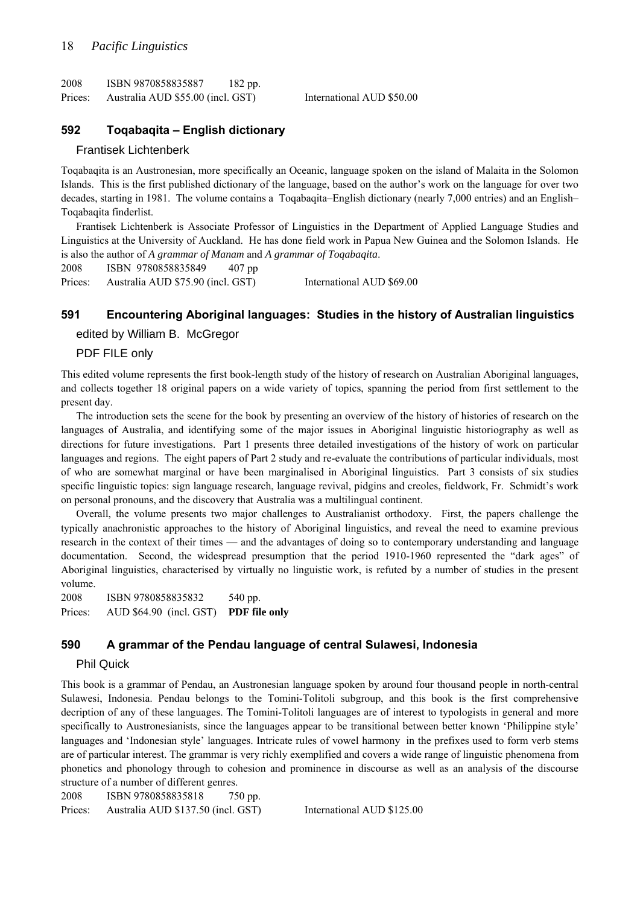2008 ISBN 9870858835887 182 pp.
Prices: Australia AUD $55.00 (incl. GST) International AUD $50.00

## 592 Toqabaqita – English dictionary

Frantisek Lichtenberk

Toqabaqita is an Austronesian, more specifically an Oceanic, language spoken on the island of Malaita in the Solomon Islands. This is the first published dictionary of the language, based on the author's work on the language for over two decades, starting in 1981. The volume contains a Toqabaqita–English dictionary (nearly 7,000 entries) and an English–Toqabaqita finderlist.

Frantisek Lichtenberk is Associate Professor of Linguistics in the Department of Applied Language Studies and Linguistics at the University of Auckland. He has done field work in Papua New Guinea and the Solomon Islands. He is also the author of *A grammar of Manam* and *A grammar of Toqabaqita*.

2008 ISBN 9780858835849 407 pp
Prices: Australia AUD $75.90 (incl. GST) International AUD $69.00

## 591 Encountering Aboriginal languages: Studies in the history of Australian linguistics

edited by William B. McGregor

PDF FILE only

This edited volume represents the first book-length study of the history of research on Australian Aboriginal languages, and collects together 18 original papers on a wide variety of topics, spanning the period from first settlement to the present day.

The introduction sets the scene for the book by presenting an overview of the history of histories of research on the languages of Australia, and identifying some of the major issues in Aboriginal linguistic historiography as well as directions for future investigations. Part 1 presents three detailed investigations of the history of work on particular languages and regions. The eight papers of Part 2 study and re-evaluate the contributions of particular individuals, most of who are somewhat marginal or have been marginalised in Aboriginal linguistics. Part 3 consists of six studies specific linguistic topics: sign language research, language revival, pidgins and creoles, fieldwork, Fr. Schmidt's work on personal pronouns, and the discovery that Australia was a multilingual continent.

Overall, the volume presents two major challenges to Australianist orthodoxy. First, the papers challenge the typically anachronistic approaches to the history of Aboriginal linguistics, and reveal the need to examine previous research in the context of their times — and the advantages of doing so to contemporary understanding and language documentation. Second, the widespread presumption that the period 1910-1960 represented the "dark ages" of Aboriginal linguistics, characterised by virtually no linguistic work, is refuted by a number of studies in the present volume.

2008 ISBN 9780858835832 540 pp.
Prices: AUD $64.90 (incl. GST) **PDF file only**

## 590 A grammar of the Pendau language of central Sulawesi, Indonesia

Phil Quick

This book is a grammar of Pendau, an Austronesian language spoken by around four thousand people in north-central Sulawesi, Indonesia. Pendau belongs to the Tomini-Tolitoli subgroup, and this book is the first comprehensive decription of any of these languages. The Tomini-Tolitoli languages are of interest to typologists in general and more specifically to Austronesianists, since the languages appear to be transitional between better known 'Philippine style' languages and 'Indonesian style' languages. Intricate rules of vowel harmony in the prefixes used to form verb stems are of particular interest. The grammar is very richly exemplified and covers a wide range of linguistic phenomena from phonetics and phonology through to cohesion and prominence in discourse as well as an analysis of the discourse structure of a number of different genres.

2008 ISBN 9780858835818 750 pp.
Prices: Australia AUD $137.50 (incl. GST) International AUD $125.00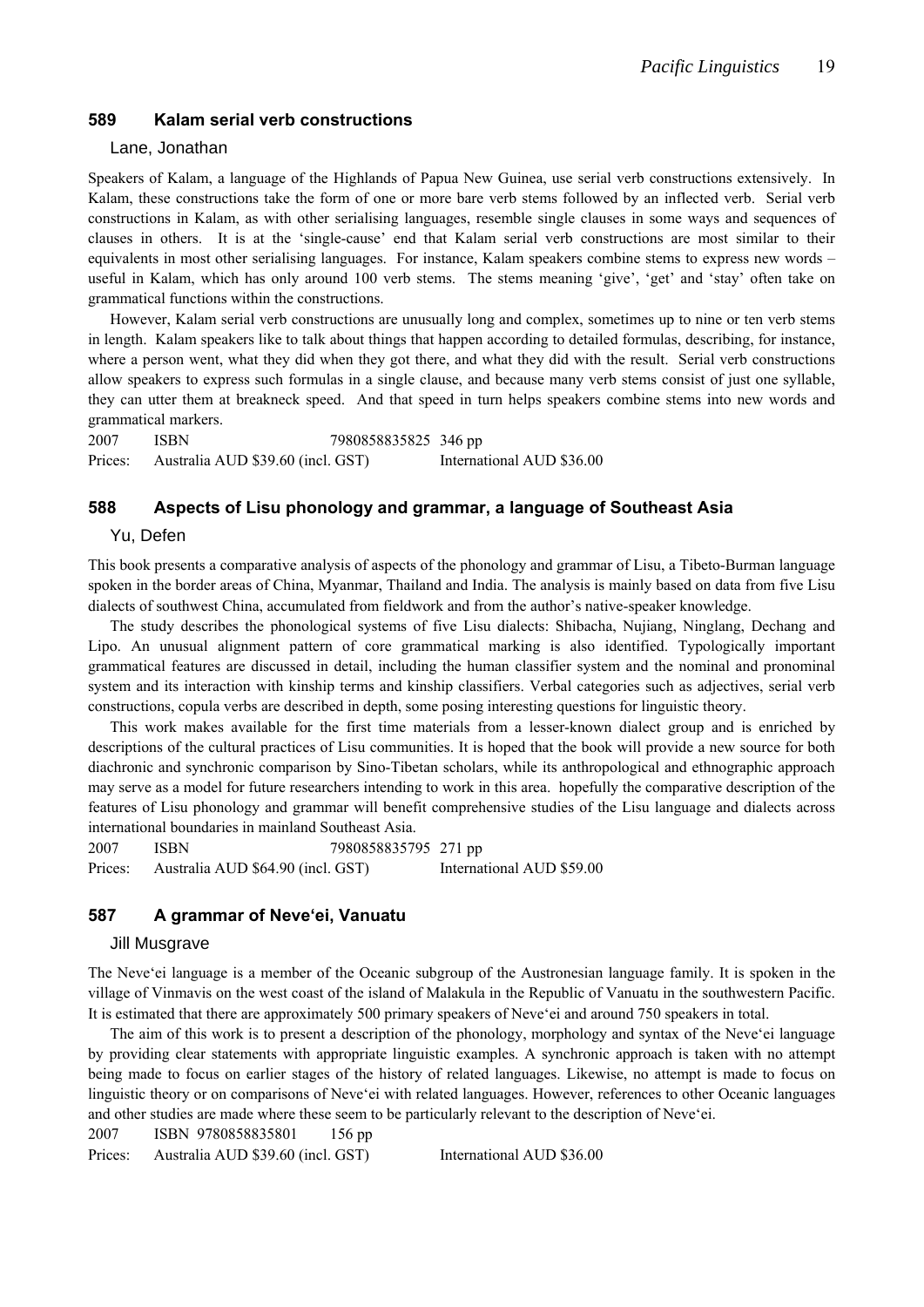## 589 Kalam serial verb constructions

Lane, Jonathan

Speakers of Kalam, a language of the Highlands of Papua New Guinea, use serial verb constructions extensively. In Kalam, these constructions take the form of one or more bare verb stems followed by an inflected verb. Serial verb constructions in Kalam, as with other serialising languages, resemble single clauses in some ways and sequences of clauses in others. It is at the 'single-cause' end that Kalam serial verb constructions are most similar to their equivalents in most other serialising languages. For instance, Kalam speakers combine stems to express new words – useful in Kalam, which has only around 100 verb stems. The stems meaning 'give', 'get' and 'stay' often take on grammatical functions within the constructions.

However, Kalam serial verb constructions are unusually long and complex, sometimes up to nine or ten verb stems in length. Kalam speakers like to talk about things that happen according to detailed formulas, describing, for instance, where a person went, what they did when they got there, and what they did with the result. Serial verb constructions allow speakers to express such formulas in a single clause, and because many verb stems consist of just one syllable, they can utter them at breakneck speed. And that speed in turn helps speakers combine stems into new words and grammatical markers.

2007 ISBN 7980858835825 346 pp

Prices: Australia AUD $39.60 (incl. GST) International AUD $36.00

## 588 Aspects of Lisu phonology and grammar, a language of Southeast Asia

Yu, Defen

This book presents a comparative analysis of aspects of the phonology and grammar of Lisu, a Tibeto-Burman language spoken in the border areas of China, Myanmar, Thailand and India. The analysis is mainly based on data from five Lisu dialects of southwest China, accumulated from fieldwork and from the author's native-speaker knowledge.

The study describes the phonological systems of five Lisu dialects: Shibacha, Nujiang, Ninglang, Dechang and Lipo. An unusual alignment pattern of core grammatical marking is also identified. Typologically important grammatical features are discussed in detail, including the human classifier system and the nominal and pronominal system and its interaction with kinship terms and kinship classifiers. Verbal categories such as adjectives, serial verb constructions, copula verbs are described in depth, some posing interesting questions for linguistic theory.

This work makes available for the first time materials from a lesser-known dialect group and is enriched by descriptions of the cultural practices of Lisu communities. It is hoped that the book will provide a new source for both diachronic and synchronic comparison by Sino-Tibetan scholars, while its anthropological and ethnographic approach may serve as a model for future researchers intending to work in this area. hopefully the comparative description of the features of Lisu phonology and grammar will benefit comprehensive studies of the Lisu language and dialects across international boundaries in mainland Southeast Asia.

2007 ISBN 7980858835795 271 pp

Prices: Australia AUD $64.90 (incl. GST) International AUD $59.00

## 587 A grammar of Neve'ei, Vanuatu

Jill Musgrave

The Neve'ei language is a member of the Oceanic subgroup of the Austronesian language family. It is spoken in the village of Vinmavis on the west coast of the island of Malakula in the Republic of Vanuatu in the southwestern Pacific. It is estimated that there are approximately 500 primary speakers of Neve'ei and around 750 speakers in total.

The aim of this work is to present a description of the phonology, morphology and syntax of the Neve'ei language by providing clear statements with appropriate linguistic examples. A synchronic approach is taken with no attempt being made to focus on earlier stages of the history of related languages. Likewise, no attempt is made to focus on linguistic theory or on comparisons of Neve'ei with related languages. However, references to other Oceanic languages and other studies are made where these seem to be particularly relevant to the description of Neve'ei.

2007 ISBN 9780858835801 156 pp

Prices: Australia AUD $39.60 (incl. GST) International AUD $36.00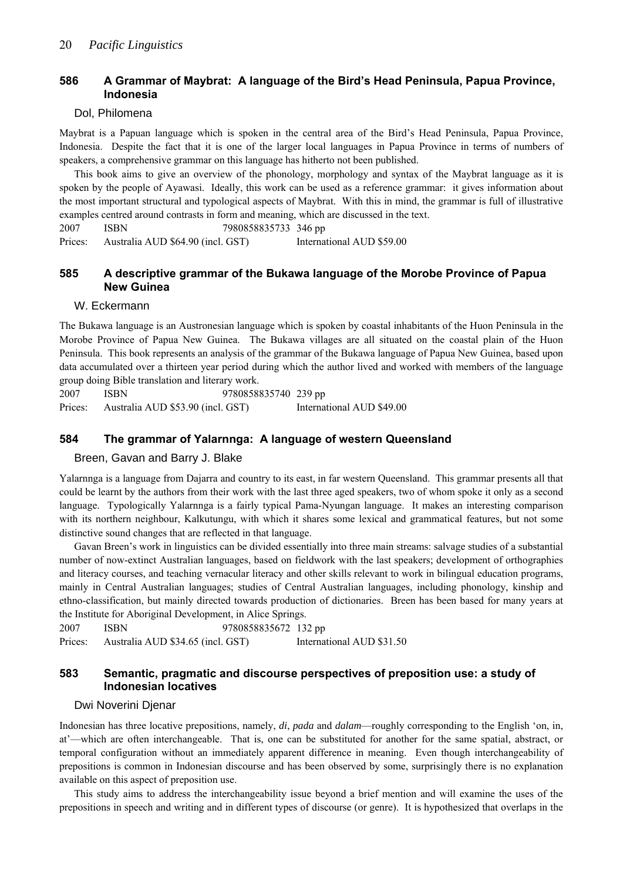## 586 A Grammar of Maybrat: A language of the Bird's Head Peninsula, Papua Province, Indonesia

Dol, Philomena

Maybrat is a Papuan language which is spoken in the central area of the Bird's Head Peninsula, Papua Province, Indonesia. Despite the fact that it is one of the larger local languages in Papua Province in terms of numbers of speakers, a comprehensive grammar on this language has hitherto not been published.

This book aims to give an overview of the phonology, morphology and syntax of the Maybrat language as it is spoken by the people of Ayawasi. Ideally, this work can be used as a reference grammar: it gives information about the most important structural and typological aspects of Maybrat. With this in mind, the grammar is full of illustrative examples centred around contrasts in form and meaning, which are discussed in the text.

2007 ISBN 7980858835733 346 pp
Prices: Australia AUD $64.90 (incl. GST) International AUD $59.00

## 585 A descriptive grammar of the Bukawa language of the Morobe Province of Papua New Guinea

W. Eckermann

The Bukawa language is an Austronesian language which is spoken by coastal inhabitants of the Huon Peninsula in the Morobe Province of Papua New Guinea. The Bukawa villages are all situated on the coastal plain of the Huon Peninsula. This book represents an analysis of the grammar of the Bukawa language of Papua New Guinea, based upon data accumulated over a thirteen year period during which the author lived and worked with members of the language group doing Bible translation and literary work.

2007 ISBN 9780858835740 239 pp
Prices: Australia AUD $53.90 (incl. GST) International AUD $49.00

## 584 The grammar of Yalarnnga: A language of western Queensland

Breen, Gavan and Barry J. Blake

Yalarnnga is a language from Dajarra and country to its east, in far western Queensland. This grammar presents all that could be learnt by the authors from their work with the last three aged speakers, two of whom spoke it only as a second language. Typologically Yalarnnga is a fairly typical Pama-Nyungan language. It makes an interesting comparison with its northern neighbour, Kalkutungu, with which it shares some lexical and grammatical features, but not some distinctive sound changes that are reflected in that language.

Gavan Breen's work in linguistics can be divided essentially into three main streams: salvage studies of a substantial number of now-extinct Australian languages, based on fieldwork with the last speakers; development of orthographies and literacy courses, and teaching vernacular literacy and other skills relevant to work in bilingual education programs, mainly in Central Australian languages; studies of Central Australian languages, including phonology, kinship and ethno-classification, but mainly directed towards production of dictionaries. Breen has been based for many years at the Institute for Aboriginal Development, in Alice Springs.

2007 ISBN 9780858835672 132 pp
Prices: Australia AUD $34.65 (incl. GST) International AUD $31.50

## 583 Semantic, pragmatic and discourse perspectives of preposition use: a study of Indonesian locatives

Dwi Noverini Djenar

Indonesian has three locative prepositions, namely, *di*, *pada* and *dalam*—roughly corresponding to the English 'on, in, at'—which are often interchangeable. That is, one can be substituted for another for the same spatial, abstract, or temporal configuration without an immediately apparent difference in meaning. Even though interchangeability of prepositions is common in Indonesian discourse and has been observed by some, surprisingly there is no explanation available on this aspect of preposition use.

This study aims to address the interchangeability issue beyond a brief mention and will examine the uses of the prepositions in speech and writing and in different types of discourse (or genre). It is hypothesized that overlaps in the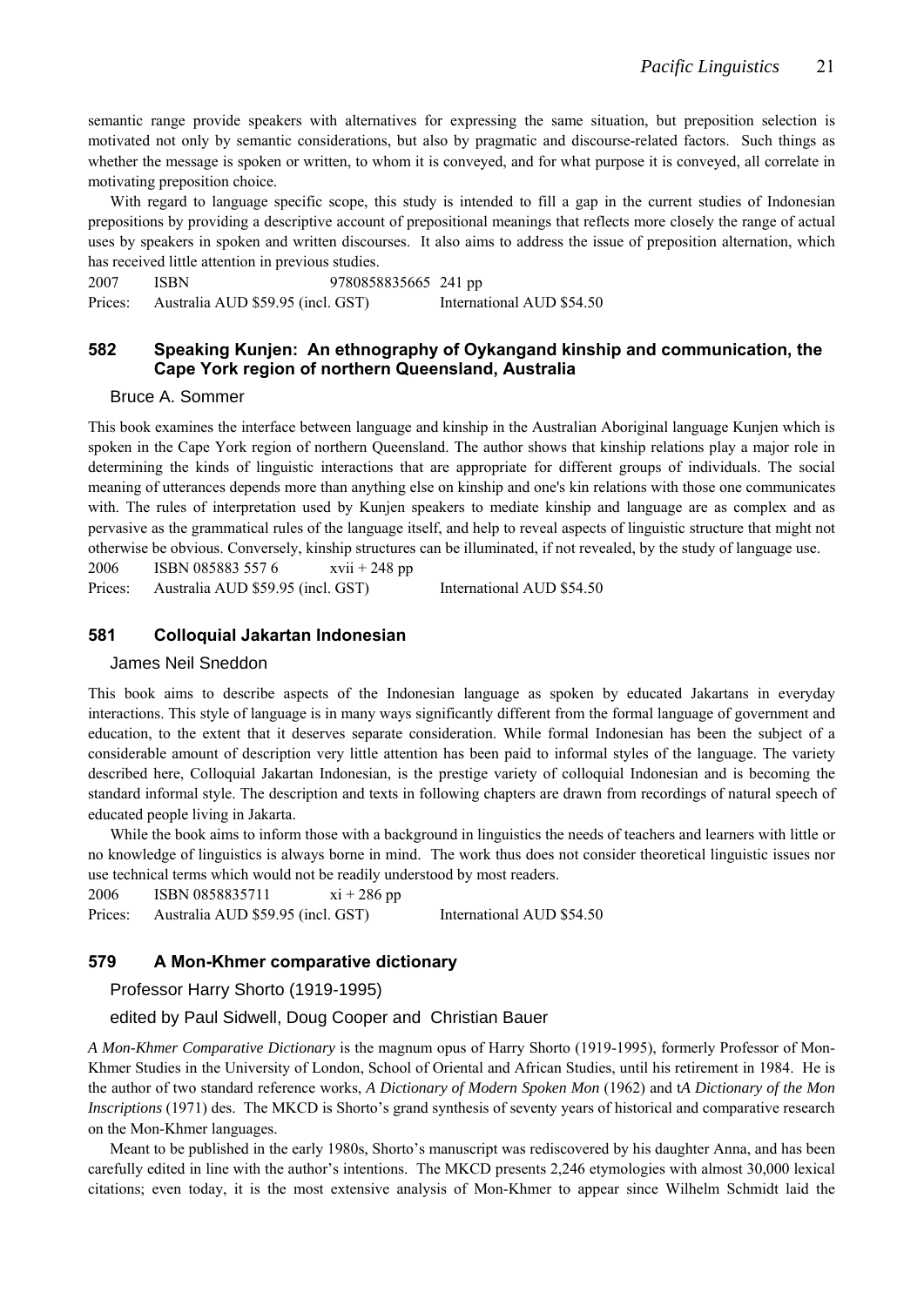semantic range provide speakers with alternatives for expressing the same situation, but preposition selection is motivated not only by semantic considerations, but also by pragmatic and discourse-related factors. Such things as whether the message is spoken or written, to whom it is conveyed, and for what purpose it is conveyed, all correlate in motivating preposition choice.

With regard to language specific scope, this study is intended to fill a gap in the current studies of Indonesian prepositions by providing a descriptive account of prepositional meanings that reflects more closely the range of actual uses by speakers in spoken and written discourses. It also aims to address the issue of preposition alternation, which has received little attention in previous studies.

2007 ISBN 9780858835665 241 pp

Prices: Australia AUD $59.95 (incl. GST) International AUD $54.50

### 582 Speaking Kunjen: An ethnography of Oykangand kinship and communication, the Cape York region of northern Queensland, Australia

Bruce A. Sommer

This book examines the interface between language and kinship in the Australian Aboriginal language Kunjen which is spoken in the Cape York region of northern Queensland. The author shows that kinship relations play a major role in determining the kinds of linguistic interactions that are appropriate for different groups of individuals. The social meaning of utterances depends more than anything else on kinship and one's kin relations with those one communicates with. The rules of interpretation used by Kunjen speakers to mediate kinship and language are as complex and as pervasive as the grammatical rules of the language itself, and help to reveal aspects of linguistic structure that might not otherwise be obvious. Conversely, kinship structures can be illuminated, if not revealed, by the study of language use.

2006 ISBN 085883 557 6 xvii + 248 pp

Prices: Australia AUD $59.95 (incl. GST) International AUD $54.50

### 581 Colloquial Jakartan Indonesian

James Neil Sneddon

This book aims to describe aspects of the Indonesian language as spoken by educated Jakartans in everyday interactions. This style of language is in many ways significantly different from the formal language of government and education, to the extent that it deserves separate consideration. While formal Indonesian has been the subject of a considerable amount of description very little attention has been paid to informal styles of the language. The variety described here, Colloquial Jakartan Indonesian, is the prestige variety of colloquial Indonesian and is becoming the standard informal style. The description and texts in following chapters are drawn from recordings of natural speech of educated people living in Jakarta.

While the book aims to inform those with a background in linguistics the needs of teachers and learners with little or no knowledge of linguistics is always borne in mind. The work thus does not consider theoretical linguistic issues nor use technical terms which would not be readily understood by most readers.

2006 ISBN 0858835711 xi + 286 pp

Prices: Australia AUD $59.95 (incl. GST) International AUD $54.50

### 579 A Mon-Khmer comparative dictionary

Professor Harry Shorto (1919-1995)

edited by Paul Sidwell, Doug Cooper and Christian Bauer

*A Mon-Khmer Comparative Dictionary* is the magnum opus of Harry Shorto (1919-1995), formerly Professor of Mon-Khmer Studies in the University of London, School of Oriental and African Studies, until his retirement in 1984. He is the author of two standard reference works, *A Dictionary of Modern Spoken Mon* (1962) and t*A Dictionary of the Mon Inscriptions* (1971) des. The MKCD is Shorto's grand synthesis of seventy years of historical and comparative research on the Mon-Khmer languages.

Meant to be published in the early 1980s, Shorto's manuscript was rediscovered by his daughter Anna, and has been carefully edited in line with the author's intentions. The MKCD presents 2,246 etymologies with almost 30,000 lexical citations; even today, it is the most extensive analysis of Mon-Khmer to appear since Wilhelm Schmidt laid the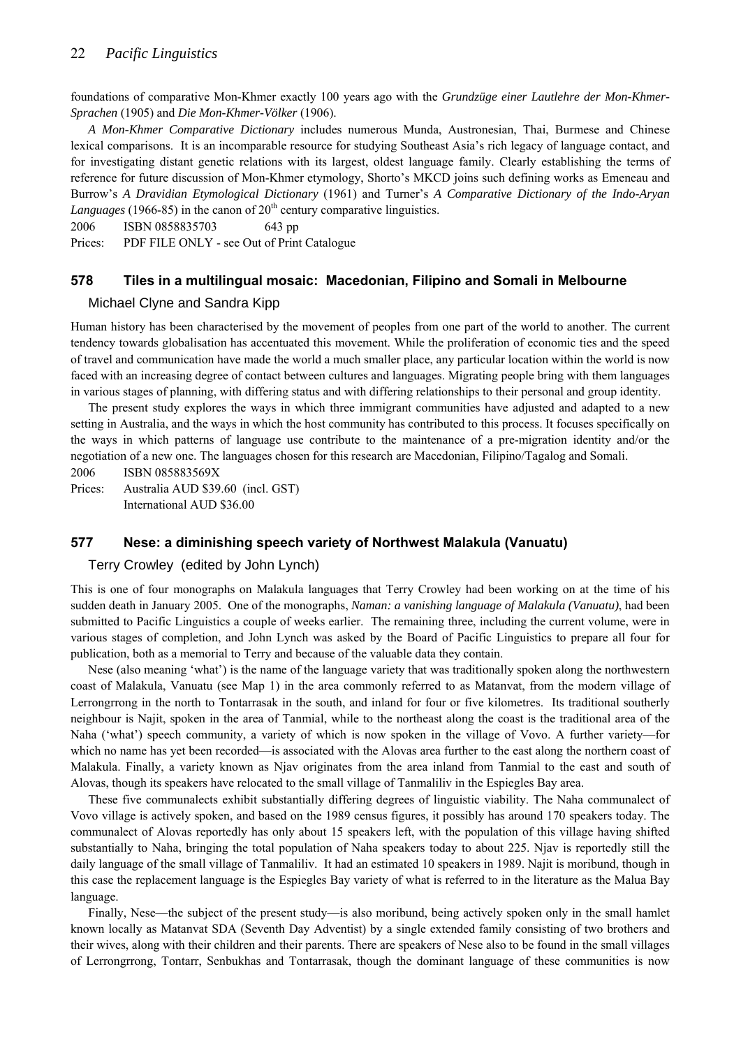foundations of comparative Mon-Khmer exactly 100 years ago with the *Grundzüge einer Lautlehre der Mon-Khmer-Sprachen* (1905) and *Die Mon-Khmer-Völker* (1906).

*A Mon-Khmer Comparative Dictionary* includes numerous Munda, Austronesian, Thai, Burmese and Chinese lexical comparisons. It is an incomparable resource for studying Southeast Asia's rich legacy of language contact, and for investigating distant genetic relations with its largest, oldest language family. Clearly establishing the terms of reference for future discussion of Mon-Khmer etymology, Shorto's MKCD joins such defining works as Emeneau and Burrow's *A Dravidian Etymological Dictionary* (1961) and Turner's *A Comparative Dictionary of the Indo-Aryan Languages* (1966-85) in the canon of 20th century comparative linguistics.

2006 ISBN 0858835703 643 pp

Prices: PDF FILE ONLY - see Out of Print Catalogue

### 578 Tiles in a multilingual mosaic: Macedonian, Filipino and Somali in Melbourne

Michael Clyne and Sandra Kipp

Human history has been characterised by the movement of peoples from one part of the world to another. The current tendency towards globalisation has accentuated this movement. While the proliferation of economic ties and the speed of travel and communication have made the world a much smaller place, any particular location within the world is now faced with an increasing degree of contact between cultures and languages. Migrating people bring with them languages in various stages of planning, with differing status and with differing relationships to their personal and group identity.

The present study explores the ways in which three immigrant communities have adjusted and adapted to a new setting in Australia, and the ways in which the host community has contributed to this process. It focuses specifically on the ways in which patterns of language use contribute to the maintenance of a pre-migration identity and/or the negotiation of a new one. The languages chosen for this research are Macedonian, Filipino/Tagalog and Somali.

2006 ISBN 085883569X

Prices: Australia AUD $39.60 (incl. GST)
International AUD $36.00

### 577 Nese: a diminishing speech variety of Northwest Malakula (Vanuatu)

Terry Crowley (edited by John Lynch)

This is one of four monographs on Malakula languages that Terry Crowley had been working on at the time of his sudden death in January 2005. One of the monographs, *Naman: a vanishing language of Malakula (Vanuatu)*, had been submitted to Pacific Linguistics a couple of weeks earlier. The remaining three, including the current volume, were in various stages of completion, and John Lynch was asked by the Board of Pacific Linguistics to prepare all four for publication, both as a memorial to Terry and because of the valuable data they contain.

Nese (also meaning 'what') is the name of the language variety that was traditionally spoken along the northwestern coast of Malakula, Vanuatu (see Map 1) in the area commonly referred to as Matanvat, from the modern village of Lerrongrrong in the north to Tontarrasak in the south, and inland for four or five kilometres. Its traditional southerly neighbour is Najit, spoken in the area of Tanmial, while to the northeast along the coast is the traditional area of the Naha ('what') speech community, a variety of which is now spoken in the village of Vovo. A further variety—for which no name has yet been recorded—is associated with the Alovas area further to the east along the northern coast of Malakula. Finally, a variety known as Njav originates from the area inland from Tanmial to the east and south of Alovas, though its speakers have relocated to the small village of Tanmaliliv in the Espiegles Bay area.

These five communalects exhibit substantially differing degrees of linguistic viability. The Naha communalect of Vovo village is actively spoken, and based on the 1989 census figures, it possibly has around 170 speakers today. The communalect of Alovas reportedly has only about 15 speakers left, with the population of this village having shifted substantially to Naha, bringing the total population of Naha speakers today to about 225. Njav is reportedly still the daily language of the small village of Tanmaliliv. It had an estimated 10 speakers in 1989. Najit is moribund, though in this case the replacement language is the Espiegles Bay variety of what is referred to in the literature as the Malua Bay language.

Finally, Nese—the subject of the present study—is also moribund, being actively spoken only in the small hamlet known locally as Matanvat SDA (Seventh Day Adventist) by a single extended family consisting of two brothers and their wives, along with their children and their parents. There are speakers of Nese also to be found in the small villages of Lerrongrrong, Tontarr, Senbukhas and Tontarrasak, though the dominant language of these communities is now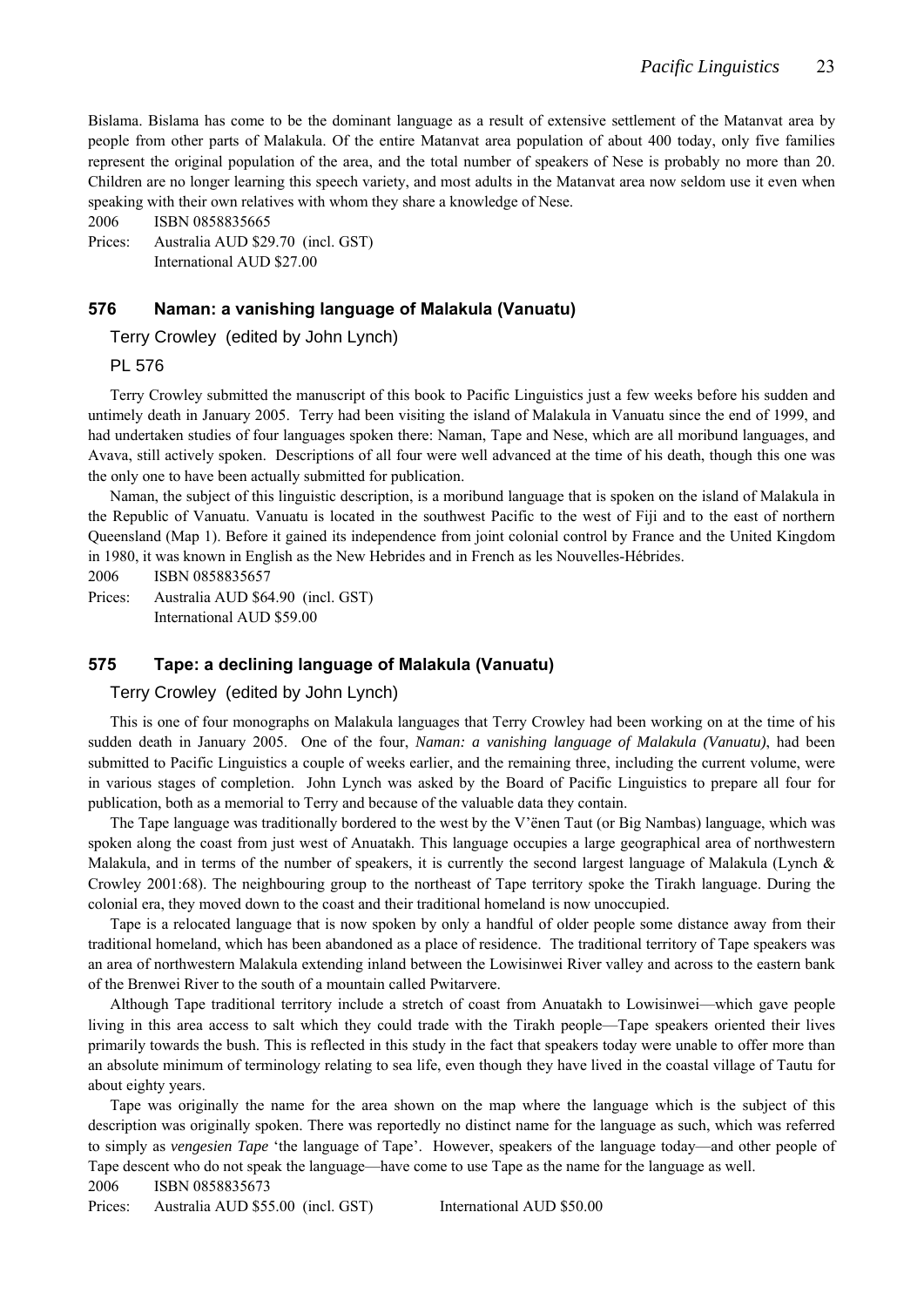Bislama. Bislama has come to be the dominant language as a result of extensive settlement of the Matanvat area by people from other parts of Malakula. Of the entire Matanvat area population of about 400 today, only five families represent the original population of the area, and the total number of speakers of Nese is probably no more than 20. Children are no longer learning this speech variety, and most adults in the Matanvat area now seldom use it even when speaking with their own relatives with whom they share a knowledge of Nese.

2006 ISBN 0858835665

Prices: Australia AUD $29.70 (incl. GST)
International AUD $27.00

### 576 Naman: a vanishing language of Malakula (Vanuatu)

Terry Crowley (edited by John Lynch)

PL 576

Terry Crowley submitted the manuscript of this book to Pacific Linguistics just a few weeks before his sudden and untimely death in January 2005. Terry had been visiting the island of Malakula in Vanuatu since the end of 1999, and had undertaken studies of four languages spoken there: Naman, Tape and Nese, which are all moribund languages, and Avava, still actively spoken. Descriptions of all four were well advanced at the time of his death, though this one was the only one to have been actually submitted for publication.

Naman, the subject of this linguistic description, is a moribund language that is spoken on the island of Malakula in the Republic of Vanuatu. Vanuatu is located in the southwest Pacific to the west of Fiji and to the east of northern Queensland (Map 1). Before it gained its independence from joint colonial control by France and the United Kingdom in 1980, it was known in English as the New Hebrides and in French as les Nouvelles-Hébrides.

2006 ISBN 0858835657

Prices: Australia AUD $64.90 (incl. GST)
International AUD $59.00

### 575 Tape: a declining language of Malakula (Vanuatu)

Terry Crowley (edited by John Lynch)

This is one of four monographs on Malakula languages that Terry Crowley had been working on at the time of his sudden death in January 2005. One of the four, *Naman: a vanishing language of Malakula (Vanuatu)*, had been submitted to Pacific Linguistics a couple of weeks earlier, and the remaining three, including the current volume, were in various stages of completion. John Lynch was asked by the Board of Pacific Linguistics to prepare all four for publication, both as a memorial to Terry and because of the valuable data they contain.

The Tape language was traditionally bordered to the west by the V'ënen Taut (or Big Nambas) language, which was spoken along the coast from just west of Anuatakh. This language occupies a large geographical area of northwestern Malakula, and in terms of the number of speakers, it is currently the second largest language of Malakula (Lynch & Crowley 2001:68). The neighbouring group to the northeast of Tape territory spoke the Tirakh language. During the colonial era, they moved down to the coast and their traditional homeland is now unoccupied.

Tape is a relocated language that is now spoken by only a handful of older people some distance away from their traditional homeland, which has been abandoned as a place of residence. The traditional territory of Tape speakers was an area of northwestern Malakula extending inland between the Lowisinwei River valley and across to the eastern bank of the Brenwei River to the south of a mountain called Pwitarvere.

Although Tape traditional territory include a stretch of coast from Anuatakh to Lowisinwei—which gave people living in this area access to salt which they could trade with the Tirakh people—Tape speakers oriented their lives primarily towards the bush. This is reflected in this study in the fact that speakers today were unable to offer more than an absolute minimum of terminology relating to sea life, even though they have lived in the coastal village of Tautu for about eighty years.

Tape was originally the name for the area shown on the map where the language which is the subject of this description was originally spoken. There was reportedly no distinct name for the language as such, which was referred to simply as *vengesien Tape* 'the language of Tape'. However, speakers of the language today—and other people of Tape descent who do not speak the language—have come to use Tape as the name for the language as well.

2006 ISBN 0858835673

Prices: Australia AUD $55.00 (incl. GST) International AUD $50.00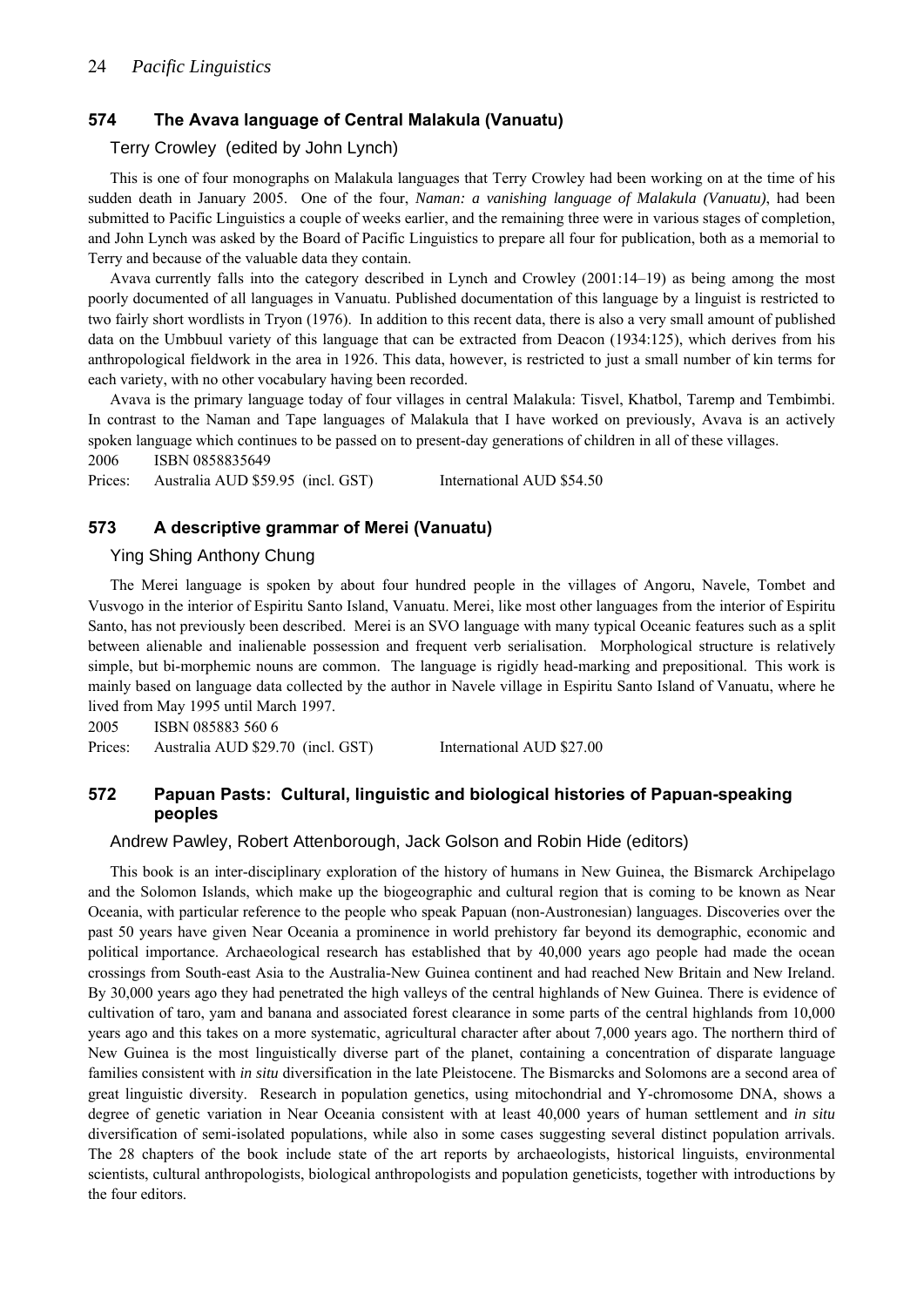## 574 The Avava language of Central Malakula (Vanuatu)

Terry Crowley (edited by John Lynch)

This is one of four monographs on Malakula languages that Terry Crowley had been working on at the time of his sudden death in January 2005. One of the four, *Naman: a vanishing language of Malakula (Vanuatu)*, had been submitted to Pacific Linguistics a couple of weeks earlier, and the remaining three were in various stages of completion, and John Lynch was asked by the Board of Pacific Linguistics to prepare all four for publication, both as a memorial to Terry and because of the valuable data they contain.

Avava currently falls into the category described in Lynch and Crowley (2001:14–19) as being among the most poorly documented of all languages in Vanuatu. Published documentation of this language by a linguist is restricted to two fairly short wordlists in Tryon (1976). In addition to this recent data, there is also a very small amount of published data on the Umbbuul variety of this language that can be extracted from Deacon (1934:125), which derives from his anthropological fieldwork in the area in 1926. This data, however, is restricted to just a small number of kin terms for each variety, with no other vocabulary having been recorded.

Avava is the primary language today of four villages in central Malakula: Tisvel, Khatbol, Taremp and Tembimbi. In contrast to the Naman and Tape languages of Malakula that I have worked on previously, Avava is an actively spoken language which continues to be passed on to present-day generations of children in all of these villages.

2006 ISBN 0858835649

Prices: Australia AUD $59.95 (incl. GST) International AUD $54.50

## 573 A descriptive grammar of Merei (Vanuatu)

Ying Shing Anthony Chung

The Merei language is spoken by about four hundred people in the villages of Angoru, Navele, Tombet and Vusvogo in the interior of Espiritu Santo Island, Vanuatu. Merei, like most other languages from the interior of Espiritu Santo, has not previously been described. Merei is an SVO language with many typical Oceanic features such as a split between alienable and inalienable possession and frequent verb serialisation. Morphological structure is relatively simple, but bi-morphemic nouns are common. The language is rigidly head-marking and prepositional. This work is mainly based on language data collected by the author in Navele village in Espiritu Santo Island of Vanuatu, where he lived from May 1995 until March 1997.

2005 ISBN 085883 560 6

Prices: Australia AUD $29.70 (incl. GST) International AUD $27.00

## 572 Papuan Pasts: Cultural, linguistic and biological histories of Papuan-speaking peoples

Andrew Pawley, Robert Attenborough, Jack Golson and Robin Hide (editors)

This book is an inter-disciplinary exploration of the history of humans in New Guinea, the Bismarck Archipelago and the Solomon Islands, which make up the biogeographic and cultural region that is coming to be known as Near Oceania, with particular reference to the people who speak Papuan (non-Austronesian) languages. Discoveries over the past 50 years have given Near Oceania a prominence in world prehistory far beyond its demographic, economic and political importance. Archaeological research has established that by 40,000 years ago people had made the ocean crossings from South-east Asia to the Australia-New Guinea continent and had reached New Britain and New Ireland. By 30,000 years ago they had penetrated the high valleys of the central highlands of New Guinea. There is evidence of cultivation of taro, yam and banana and associated forest clearance in some parts of the central highlands from 10,000 years ago and this takes on a more systematic, agricultural character after about 7,000 years ago. The northern third of New Guinea is the most linguistically diverse part of the planet, containing a concentration of disparate language families consistent with *in situ* diversification in the late Pleistocene. The Bismarcks and Solomons are a second area of great linguistic diversity. Research in population genetics, using mitochondrial and Y-chromosome DNA, shows a degree of genetic variation in Near Oceania consistent with at least 40,000 years of human settlement and *in situ* diversification of semi-isolated populations, while also in some cases suggesting several distinct population arrivals. The 28 chapters of the book include state of the art reports by archaeologists, historical linguists, environmental scientists, cultural anthropologists, biological anthropologists and population geneticists, together with introductions by the four editors.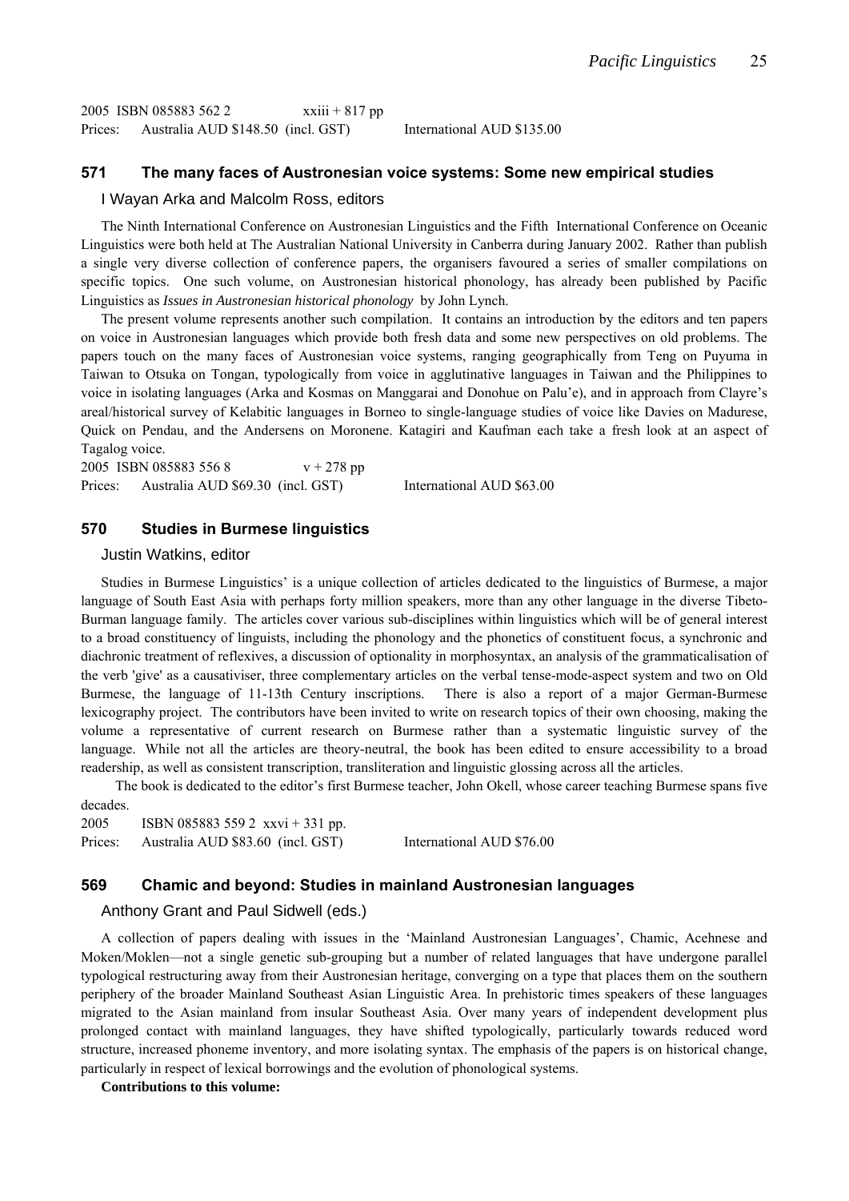2005 ISBN 085883 562 2 xxiii + 817 pp
Prices: Australia AUD $148.50 (incl. GST) International AUD $135.00

### 571 The many faces of Austronesian voice systems: Some new empirical studies

I Wayan Arka and Malcolm Ross, editors

The Ninth International Conference on Austronesian Linguistics and the Fifth International Conference on Oceanic Linguistics were both held at The Australian National University in Canberra during January 2002. Rather than publish a single very diverse collection of conference papers, the organisers favoured a series of smaller compilations on specific topics. One such volume, on Austronesian historical phonology, has already been published by Pacific Linguistics as *Issues in Austronesian historical phonology* by John Lynch.

The present volume represents another such compilation. It contains an introduction by the editors and ten papers on voice in Austronesian languages which provide both fresh data and some new perspectives on old problems. The papers touch on the many faces of Austronesian voice systems, ranging geographically from Teng on Puyuma in Taiwan to Otsuka on Tongan, typologically from voice in agglutinative languages in Taiwan and the Philippines to voice in isolating languages (Arka and Kosmas on Manggarai and Donohue on Palu'e), and in approach from Clayre's areal/historical survey of Kelabitic languages in Borneo to single-language studies of voice like Davies on Madurese, Quick on Pendau, and the Andersens on Moronene. Katagiri and Kaufman each take a fresh look at an aspect of Tagalog voice.

2005 ISBN 085883 556 8 v + 278 pp
Prices: Australia AUD $69.30 (incl. GST) International AUD $63.00

### 570 Studies in Burmese linguistics

Justin Watkins, editor

Studies in Burmese Linguistics' is a unique collection of articles dedicated to the linguistics of Burmese, a major language of South East Asia with perhaps forty million speakers, more than any other language in the diverse Tibeto-Burman language family. The articles cover various sub-disciplines within linguistics which will be of general interest to a broad constituency of linguists, including the phonology and the phonetics of constituent focus, a synchronic and diachronic treatment of reflexives, a discussion of optionality in morphosyntax, an analysis of the grammaticalisation of the verb 'give' as a causativiser, three complementary articles on the verbal tense-mode-aspect system and two on Old Burmese, the language of 11-13th Century inscriptions. There is also a report of a major German-Burmese lexicography project. The contributors have been invited to write on research topics of their own choosing, making the volume a representative of current research on Burmese rather than a systematic linguistic survey of the language. While not all the articles are theory-neutral, the book has been edited to ensure accessibility to a broad readership, as well as consistent transcription, transliteration and linguistic glossing across all the articles.

The book is dedicated to the editor's first Burmese teacher, John Okell, whose career teaching Burmese spans five decades.

2005 ISBN 085883 559 2 xxvi + 331 pp.
Prices: Australia AUD $83.60 (incl. GST) International AUD $76.00

### 569 Chamic and beyond: Studies in mainland Austronesian languages

Anthony Grant and Paul Sidwell (eds.)

A collection of papers dealing with issues in the 'Mainland Austronesian Languages', Chamic, Acehnese and Moken/Moklen—not a single genetic sub-grouping but a number of related languages that have undergone parallel typological restructuring away from their Austronesian heritage, converging on a type that places them on the southern periphery of the broader Mainland Southeast Asian Linguistic Area. In prehistoric times speakers of these languages migrated to the Asian mainland from insular Southeast Asia. Over many years of independent development plus prolonged contact with mainland languages, they have shifted typologically, particularly towards reduced word structure, increased phoneme inventory, and more isolating syntax. The emphasis of the papers is on historical change, particularly in respect of lexical borrowings and the evolution of phonological systems.

**Contributions to this volume:**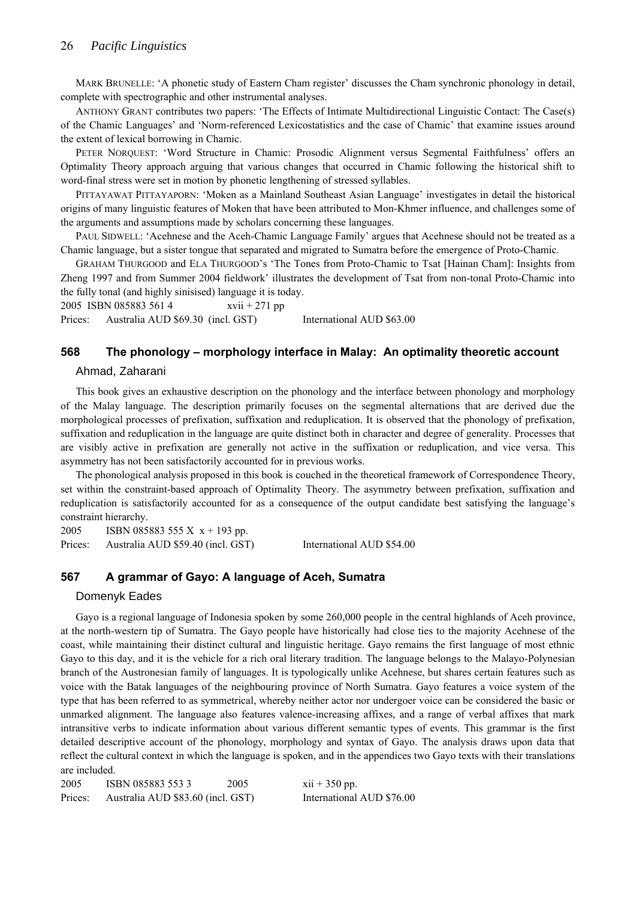MARK BRUNELLE: 'A phonetic study of Eastern Cham register' discusses the Cham synchronic phonology in detail, complete with spectrographic and other instrumental analyses.

ANTHONY GRANT contributes two papers: 'The Effects of Intimate Multidirectional Linguistic Contact: The Case(s) of the Chamic Languages' and 'Norm-referenced Lexicostatistics and the case of Chamic' that examine issues around the extent of lexical borrowing in Chamic.

PETER NORQUEST: 'Word Structure in Chamic: Prosodic Alignment versus Segmental Faithfulness' offers an Optimality Theory approach arguing that various changes that occurred in Chamic following the historical shift to word-final stress were set in motion by phonetic lengthening of stressed syllables.

PITTAYAWAT PITTAYAPORN: 'Moken as a Mainland Southeast Asian Language' investigates in detail the historical origins of many linguistic features of Moken that have been attributed to Mon-Khmer influence, and challenges some of the arguments and assumptions made by scholars concerning these languages.

PAUL SIDWELL: 'Acehnese and the Aceh-Chamic Language Family' argues that Acehnese should not be treated as a Chamic language, but a sister tongue that separated and migrated to Sumatra before the emergence of Proto-Chamic.

GRAHAM THURGOOD and ELA THURGOOD's 'The Tones from Proto-Chamic to Tsat [Hainan Cham]: Insights from Zheng 1997 and from Summer 2004 fieldwork' illustrates the development of Tsat from non-tonal Proto-Chamic into the fully tonal (and highly sinisised) language it is today.

2005 ISBN 085883 561 4 xvii + 271 pp

Prices: Australia AUD $69.30 (incl. GST) International AUD $63.00

## 568 The phonology – morphology interface in Malay: An optimality theoretic account

Ahmad, Zaharani

This book gives an exhaustive description on the phonology and the interface between phonology and morphology of the Malay language. The description primarily focuses on the segmental alternations that are derived due the morphological processes of prefixation, suffixation and reduplication. It is observed that the phonology of prefixation, suffixation and reduplication in the language are quite distinct both in character and degree of generality. Processes that are visibly active in prefixation are generally not active in the suffixation or reduplication, and vice versa. This asymmetry has not been satisfactorily accounted for in previous works.

The phonological analysis proposed in this book is couched in the theoretical framework of Correspondence Theory, set within the constraint-based approach of Optimality Theory. The asymmetry between prefixation, suffixation and reduplication is satisfactorily accounted for as a consequence of the output candidate best satisfying the language's constraint hierarchy.

2005 ISBN 085883 555 X x + 193 pp.

Prices: Australia AUD $59.40 (incl. GST) International AUD $54.00

## 567 A grammar of Gayo: A language of Aceh, Sumatra

Domenyk Eades

Gayo is a regional language of Indonesia spoken by some 260,000 people in the central highlands of Aceh province, at the north-western tip of Sumatra. The Gayo people have historically had close ties to the majority Acehnese of the coast, while maintaining their distinct cultural and linguistic heritage. Gayo remains the first language of most ethnic Gayo to this day, and it is the vehicle for a rich oral literary tradition. The language belongs to the Malayo-Polynesian branch of the Austronesian family of languages. It is typologically unlike Acehnese, but shares certain features such as voice with the Batak languages of the neighbouring province of North Sumatra. Gayo features a voice system of the type that has been referred to as symmetrical, whereby neither actor nor undergoer voice can be considered the basic or unmarked alignment. The language also features valence-increasing affixes, and a range of verbal affixes that mark intransitive verbs to indicate information about various different semantic types of events. This grammar is the first detailed descriptive account of the phonology, morphology and syntax of Gayo. The analysis draws upon data that reflect the cultural context in which the language is spoken, and in the appendices two Gayo texts with their translations are included.

2005 ISBN 085883 553 3 2005 xii + 350 pp.

Prices: Australia AUD $83.60 (incl. GST) International AUD $76.00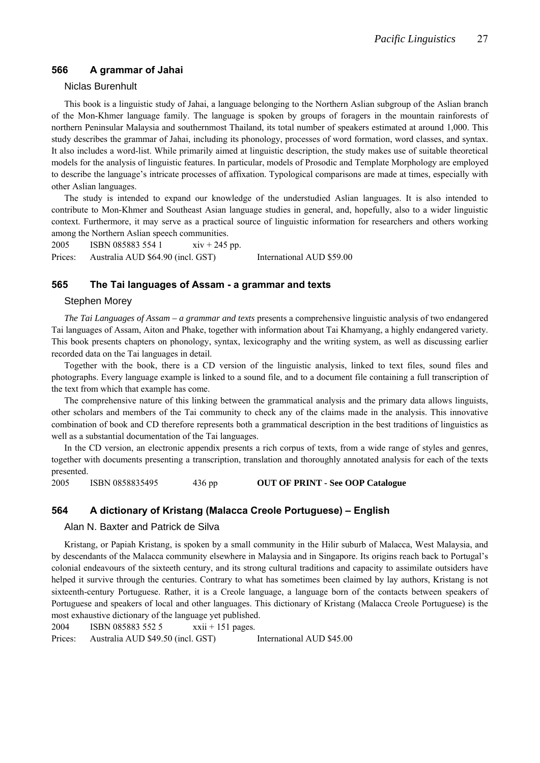## 566 A grammar of Jahai

Niclas Burenhult

This book is a linguistic study of Jahai, a language belonging to the Northern Aslian subgroup of the Aslian branch of the Mon-Khmer language family. The language is spoken by groups of foragers in the mountain rainforests of northern Peninsular Malaysia and southernmost Thailand, its total number of speakers estimated at around 1,000. This study describes the grammar of Jahai, including its phonology, processes of word formation, word classes, and syntax. It also includes a word-list. While primarily aimed at linguistic description, the study makes use of suitable theoretical models for the analysis of linguistic features. In particular, models of Prosodic and Template Morphology are employed to describe the language's intricate processes of affixation. Typological comparisons are made at times, especially with other Aslian languages.

The study is intended to expand our knowledge of the understudied Aslian languages. It is also intended to contribute to Mon-Khmer and Southeast Asian language studies in general, and, hopefully, also to a wider linguistic context. Furthermore, it may serve as a practical source of linguistic information for researchers and others working among the Northern Aslian speech communities.

2005 ISBN 085883 554 1 xiv + 245 pp.

Prices: Australia AUD $64.90 (incl. GST) International AUD $59.00

## 565 The Tai languages of Assam - a grammar and texts

Stephen Morey

*The Tai Languages of Assam – a grammar and texts* presents a comprehensive linguistic analysis of two endangered Tai languages of Assam, Aiton and Phake, together with information about Tai Khamyang, a highly endangered variety. This book presents chapters on phonology, syntax, lexicography and the writing system, as well as discussing earlier recorded data on the Tai languages in detail.

Together with the book, there is a CD version of the linguistic analysis, linked to text files, sound files and photographs. Every language example is linked to a sound file, and to a document file containing a full transcription of the text from which that example has come.

The comprehensive nature of this linking between the grammatical analysis and the primary data allows linguists, other scholars and members of the Tai community to check any of the claims made in the analysis. This innovative combination of book and CD therefore represents both a grammatical description in the best traditions of linguistics as well as a substantial documentation of the Tai languages.

In the CD version, an electronic appendix presents a rich corpus of texts, from a wide range of styles and genres, together with documents presenting a transcription, translation and thoroughly annotated analysis for each of the texts presented.

2005 ISBN 0858835495 436 pp **OUT OF PRINT - See OOP Catalogue**

## 564 A dictionary of Kristang (Malacca Creole Portuguese) – English

Alan N. Baxter and Patrick de Silva

Kristang, or Papiah Kristang, is spoken by a small community in the Hilir suburb of Malacca, West Malaysia, and by descendants of the Malacca community elsewhere in Malaysia and in Singapore. Its origins reach back to Portugal's colonial endeavours of the sixteeth century, and its strong cultural traditions and capacity to assimilate outsiders have helped it survive through the centuries. Contrary to what has sometimes been claimed by lay authors, Kristang is not sixteenth-century Portuguese. Rather, it is a Creole language, a language born of the contacts between speakers of Portuguese and speakers of local and other languages. This dictionary of Kristang (Malacca Creole Portuguese) is the most exhaustive dictionary of the language yet published.

2004 ISBN 085883 552 5 xxii + 151 pages.

Prices: Australia AUD $49.50 (incl. GST) International AUD $45.00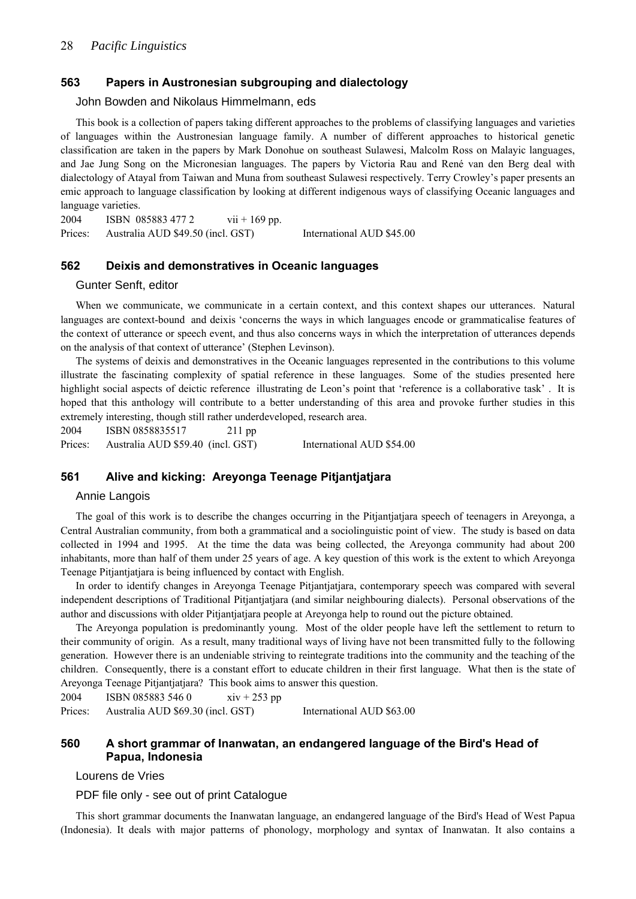### 563 Papers in Austronesian subgrouping and dialectology

John Bowden and Nikolaus Himmelmann, eds

This book is a collection of papers taking different approaches to the problems of classifying languages and varieties of languages within the Austronesian language family. A number of different approaches to historical genetic classification are taken in the papers by Mark Donohue on southeast Sulawesi, Malcolm Ross on Malayic languages, and Jae Jung Song on the Micronesian languages. The papers by Victoria Rau and René van den Berg deal with dialectology of Atayal from Taiwan and Muna from southeast Sulawesi respectively. Terry Crowley's paper presents an emic approach to language classification by looking at different indigenous ways of classifying Oceanic languages and language varieties.

2004 ISBN 085883 477 2 vii + 169 pp.
Prices: Australia AUD $49.50 (incl. GST) International AUD $45.00

### 562 Deixis and demonstratives in Oceanic languages

Gunter Senft, editor

When we communicate, we communicate in a certain context, and this context shapes our utterances. Natural languages are context-bound and deixis 'concerns the ways in which languages encode or grammaticalise features of the context of utterance or speech event, and thus also concerns ways in which the interpretation of utterances depends on the analysis of that context of utterance' (Stephen Levinson).

The systems of deixis and demonstratives in the Oceanic languages represented in the contributions to this volume illustrate the fascinating complexity of spatial reference in these languages. Some of the studies presented here highlight social aspects of deictic reference illustrating de Leon's point that 'reference is a collaborative task' . It is hoped that this anthology will contribute to a better understanding of this area and provoke further studies in this extremely interesting, though still rather underdeveloped, research area.

2004 ISBN 0858835517 211 pp
Prices: Australia AUD $59.40 (incl. GST) International AUD $54.00

### 561 Alive and kicking: Areyonga Teenage Pitjantjatjara

Annie Langois

The goal of this work is to describe the changes occurring in the Pitjantjatjara speech of teenagers in Areyonga, a Central Australian community, from both a grammatical and a sociolinguistic point of view. The study is based on data collected in 1994 and 1995. At the time the data was being collected, the Areyonga community had about 200 inhabitants, more than half of them under 25 years of age. A key question of this work is the extent to which Areyonga Teenage Pitjantjatjara is being influenced by contact with English.

In order to identify changes in Areyonga Teenage Pitjantjatjara, contemporary speech was compared with several independent descriptions of Traditional Pitjantjatjara (and similar neighbouring dialects). Personal observations of the author and discussions with older Pitjantjatjara people at Areyonga help to round out the picture obtained.

The Areyonga population is predominantly young. Most of the older people have left the settlement to return to their community of origin. As a result, many traditional ways of living have not been transmitted fully to the following generation. However there is an undeniable striving to reintegrate traditions into the community and the teaching of the children. Consequently, there is a constant effort to educate children in their first language. What then is the state of Areyonga Teenage Pitjantjatjara? This book aims to answer this question.

2004 ISBN 085883 546 0 xiv + 253 pp
Prices: Australia AUD $69.30 (incl. GST) International AUD $63.00

### 560 A short grammar of Inanwatan, an endangered language of the Bird's Head of Papua, Indonesia

Lourens de Vries

PDF file only - see out of print Catalogue

This short grammar documents the Inanwatan language, an endangered language of the Bird's Head of West Papua (Indonesia). It deals with major patterns of phonology, morphology and syntax of Inanwatan. It also contains a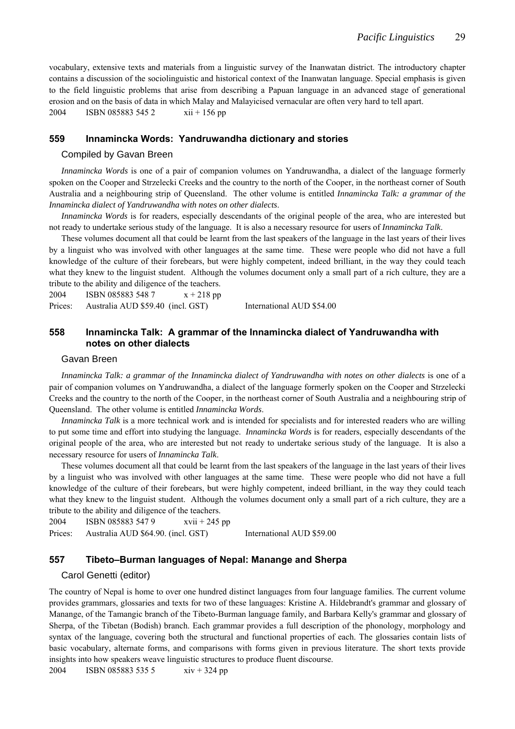vocabulary, extensive texts and materials from a linguistic survey of the Inanwatan district. The introductory chapter contains a discussion of the sociolinguistic and historical context of the Inanwatan language. Special emphasis is given to the field linguistic problems that arise from describing a Papuan language in an advanced stage of generational erosion and on the basis of data in which Malay and Malayicised vernacular are often very hard to tell apart.

2004 ISBN 085883 545 2 xii + 156 pp

### 559 Innamincka Words: Yandruwandha dictionary and stories

Compiled by Gavan Breen

*Innamincka Words* is one of a pair of companion volumes on Yandruwandha, a dialect of the language formerly spoken on the Cooper and Strzelecki Creeks and the country to the north of the Cooper, in the northeast corner of South Australia and a neighbouring strip of Queensland. The other volume is entitled *Innamincka Talk: a grammar of the Innamincka dialect of Yandruwandha with notes on other dialects*.

*Innamincka Words* is for readers, especially descendants of the original people of the area, who are interested but not ready to undertake serious study of the language. It is also a necessary resource for users of *Innamincka Talk*.

These volumes document all that could be learnt from the last speakers of the language in the last years of their lives by a linguist who was involved with other languages at the same time. These were people who did not have a full knowledge of the culture of their forebears, but were highly competent, indeed brilliant, in the way they could teach what they knew to the linguist student. Although the volumes document only a small part of a rich culture, they are a tribute to the ability and diligence of the teachers.

2004 ISBN 085883 548 7 x + 218 pp

Prices: Australia AUD $59.40 (incl. GST) International AUD $54.00

### 558 Innamincka Talk: A grammar of the Innamincka dialect of Yandruwandha with notes on other dialects

Gavan Breen

*Innamincka Talk: a grammar of the Innamincka dialect of Yandruwandha with notes on other dialects* is one of a pair of companion volumes on Yandruwandha, a dialect of the language formerly spoken on the Cooper and Strzelecki Creeks and the country to the north of the Cooper, in the northeast corner of South Australia and a neighbouring strip of Queensland. The other volume is entitled *Innamincka Words*.

*Innamincka Talk* is a more technical work and is intended for specialists and for interested readers who are willing to put some time and effort into studying the language. *Innamincka Words* is for readers, especially descendants of the original people of the area, who are interested but not ready to undertake serious study of the language. It is also a necessary resource for users of *Innamincka Talk*.

These volumes document all that could be learnt from the last speakers of the language in the last years of their lives by a linguist who was involved with other languages at the same time. These were people who did not have a full knowledge of the culture of their forebears, but were highly competent, indeed brilliant, in the way they could teach what they knew to the linguist student. Although the volumes document only a small part of a rich culture, they are a tribute to the ability and diligence of the teachers.

2004 ISBN 085883 547 9 xvii + 245 pp

Prices: Australia AUD $64.90. (incl. GST) International AUD $59.00

### 557 Tibeto–Burman languages of Nepal: Manange and Sherpa

Carol Genetti (editor)

The country of Nepal is home to over one hundred distinct languages from four language families. The current volume provides grammars, glossaries and texts for two of these languages: Kristine A. Hildebrandt's grammar and glossary of Manange, of the Tamangic branch of the Tibeto-Burman language family, and Barbara Kelly's grammar and glossary of Sherpa, of the Tibetan (Bodish) branch. Each grammar provides a full description of the phonology, morphology and syntax of the language, covering both the structural and functional properties of each. The glossaries contain lists of basic vocabulary, alternate forms, and comparisons with forms given in previous literature. The short texts provide insights into how speakers weave linguistic structures to produce fluent discourse.

2004 ISBN 085883 535 5 xiv + 324 pp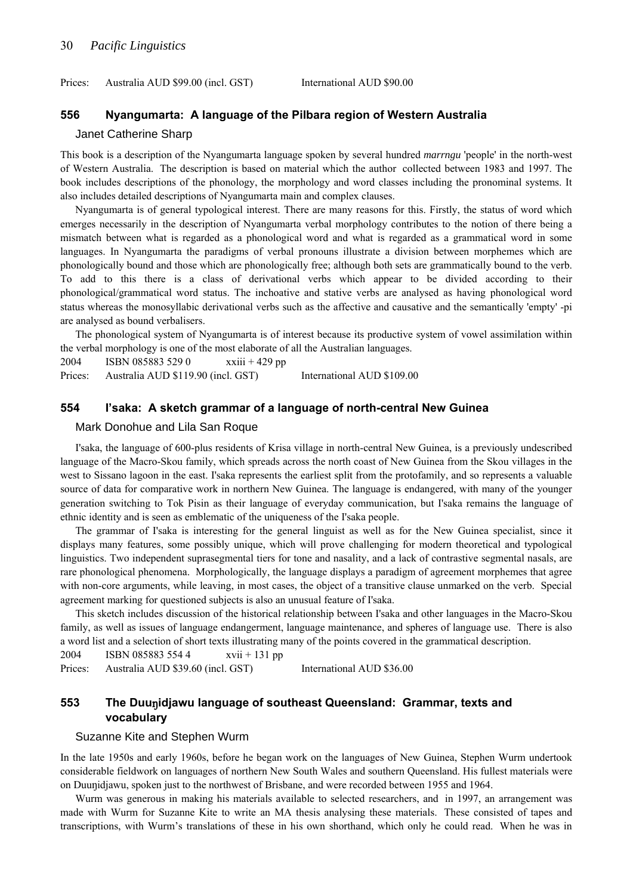Prices: Australia AUD $99.00 (incl. GST) International AUD $90.00

## 556 Nyangumarta: A language of the Pilbara region of Western Australia

### Janet Catherine Sharp

This book is a description of the Nyangumarta language spoken by several hundred *marrngu* 'people' in the north-west of Western Australia. The description is based on material which the author collected between 1983 and 1997. The book includes descriptions of the phonology, the morphology and word classes including the pronominal systems. It also includes detailed descriptions of Nyangumarta main and complex clauses.

Nyangumarta is of general typological interest. There are many reasons for this. Firstly, the status of word which emerges necessarily in the description of Nyangumarta verbal morphology contributes to the notion of there being a mismatch between what is regarded as a phonological word and what is regarded as a grammatical word in some languages. In Nyangumarta the paradigms of verbal pronouns illustrate a division between morphemes which are phonologically bound and those which are phonologically free; although both sets are grammatically bound to the verb. To add to this there is a class of derivational verbs which appear to be divided according to their phonological/grammatical word status. The inchoative and stative verbs are analysed as having phonological word status whereas the monosyllabic derivational verbs such as the affective and causative and the semantically 'empty' -pi are analysed as bound verbalisers.

The phonological system of Nyangumarta is of interest because its productive system of vowel assimilation within the verbal morphology is one of the most elaborate of all the Australian languages.

2004 ISBN 085883 529 0 xxiii + 429 pp

Prices: Australia AUD $119.90 (incl. GST) International AUD $109.00

## 554 I'saka: A sketch grammar of a language of north-central New Guinea

### Mark Donohue and Lila San Roque

I'saka, the language of 600-plus residents of Krisa village in north-central New Guinea, is a previously undescribed language of the Macro-Skou family, which spreads across the north coast of New Guinea from the Skou villages in the west to Sissano lagoon in the east. I'saka represents the earliest split from the protofamily, and so represents a valuable source of data for comparative work in northern New Guinea. The language is endangered, with many of the younger generation switching to Tok Pisin as their language of everyday communication, but I'saka remains the language of ethnic identity and is seen as emblematic of the uniqueness of the I'saka people.

The grammar of I'saka is interesting for the general linguist as well as for the New Guinea specialist, since it displays many features, some possibly unique, which will prove challenging for modern theoretical and typological linguistics. Two independent suprasegmental tiers for tone and nasality, and a lack of contrastive segmental nasals, are rare phonological phenomena. Morphologically, the language displays a paradigm of agreement morphemes that agree with non-core arguments, while leaving, in most cases, the object of a transitive clause unmarked on the verb. Special agreement marking for questioned subjects is also an unusual feature of I'saka.

This sketch includes discussion of the historical relationship between I'saka and other languages in the Macro-Skou family, as well as issues of language endangerment, language maintenance, and spheres of language use. There is also a word list and a selection of short texts illustrating many of the points covered in the grammatical description.

2004 ISBN 085883 554 4 xvii + 131 pp

Prices: Australia AUD $39.60 (incl. GST) International AUD $36.00

## 553 The Duuŋidjawu language of southeast Queensland: Grammar, texts and vocabulary

### Suzanne Kite and Stephen Wurm

In the late 1950s and early 1960s, before he began work on the languages of New Guinea, Stephen Wurm undertook considerable fieldwork on languages of northern New South Wales and southern Queensland. His fullest materials were on Duuŋidjawu, spoken just to the northwest of Brisbane, and were recorded between 1955 and 1964.

Wurm was generous in making his materials available to selected researchers, and in 1997, an arrangement was made with Wurm for Suzanne Kite to write an MA thesis analysing these materials. These consisted of tapes and transcriptions, with Wurm's translations of these in his own shorthand, which only he could read. When he was in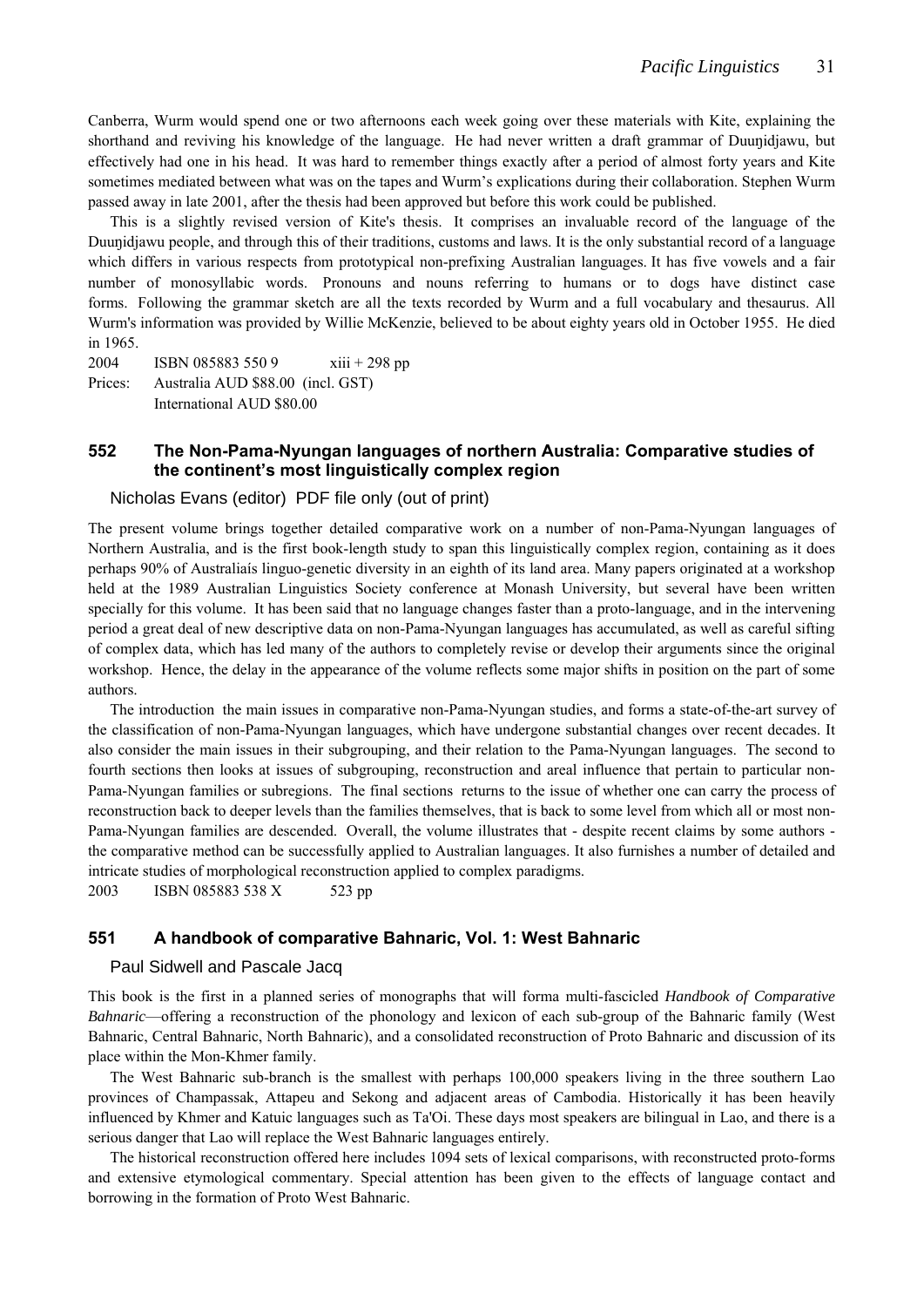Canberra, Wurm would spend one or two afternoons each week going over these materials with Kite, explaining the shorthand and reviving his knowledge of the language. He had never written a draft grammar of Duuŋidjawu, but effectively had one in his head. It was hard to remember things exactly after a period of almost forty years and Kite sometimes mediated between what was on the tapes and Wurm's explications during their collaboration. Stephen Wurm passed away in late 2001, after the thesis had been approved but before this work could be published.

This is a slightly revised version of Kite's thesis. It comprises an invaluable record of the language of the Duuŋidjawu people, and through this of their traditions, customs and laws. It is the only substantial record of a language which differs in various respects from prototypical non-prefixing Australian languages. It has five vowels and a fair number of monosyllabic words. Pronouns and nouns referring to humans or to dogs have distinct case forms. Following the grammar sketch are all the texts recorded by Wurm and a full vocabulary and thesaurus. All Wurm's information was provided by Willie McKenzie, believed to be about eighty years old in October 1955. He died in 1965.

2004 ISBN 085883 550 9 xiii + 298 pp

Prices: Australia AUD $88.00 (incl. GST)
International AUD $80.00

## 552 The Non-Pama-Nyungan languages of northern Australia: Comparative studies of the continent's most linguistically complex region

Nicholas Evans (editor) PDF file only (out of print)

The present volume brings together detailed comparative work on a number of non-Pama-Nyungan languages of Northern Australia, and is the first book-length study to span this linguistically complex region, containing as it does perhaps 90% of Australiaís linguo-genetic diversity in an eighth of its land area. Many papers originated at a workshop held at the 1989 Australian Linguistics Society conference at Monash University, but several have been written specially for this volume. It has been said that no language changes faster than a proto-language, and in the intervening period a great deal of new descriptive data on non-Pama-Nyungan languages has accumulated, as well as careful sifting of complex data, which has led many of the authors to completely revise or develop their arguments since the original workshop. Hence, the delay in the appearance of the volume reflects some major shifts in position on the part of some authors.

The introduction the main issues in comparative non-Pama-Nyungan studies, and forms a state-of-the-art survey of the classification of non-Pama-Nyungan languages, which have undergone substantial changes over recent decades. It also consider the main issues in their subgrouping, and their relation to the Pama-Nyungan languages. The second to fourth sections then looks at issues of subgrouping, reconstruction and areal influence that pertain to particular non-Pama-Nyungan families or subregions. The final sections returns to the issue of whether one can carry the process of reconstruction back to deeper levels than the families themselves, that is back to some level from which all or most non-Pama-Nyungan families are descended. Overall, the volume illustrates that - despite recent claims by some authors - the comparative method can be successfully applied to Australian languages. It also furnishes a number of detailed and intricate studies of morphological reconstruction applied to complex paradigms.

2003 ISBN 085883 538 X 523 pp

## 551 A handbook of comparative Bahnaric, Vol. 1: West Bahnaric

Paul Sidwell and Pascale Jacq

This book is the first in a planned series of monographs that will forma multi-fascicled *Handbook of Comparative Bahnaric*—offering a reconstruction of the phonology and lexicon of each sub-group of the Bahnaric family (West Bahnaric, Central Bahnaric, North Bahnaric), and a consolidated reconstruction of Proto Bahnaric and discussion of its place within the Mon-Khmer family.

The West Bahnaric sub-branch is the smallest with perhaps 100,000 speakers living in the three southern Lao provinces of Champassak, Attapeu and Sekong and adjacent areas of Cambodia. Historically it has been heavily influenced by Khmer and Katuic languages such as Ta'Oi. These days most speakers are bilingual in Lao, and there is a serious danger that Lao will replace the West Bahnaric languages entirely.

The historical reconstruction offered here includes 1094 sets of lexical comparisons, with reconstructed proto-forms and extensive etymological commentary. Special attention has been given to the effects of language contact and borrowing in the formation of Proto West Bahnaric.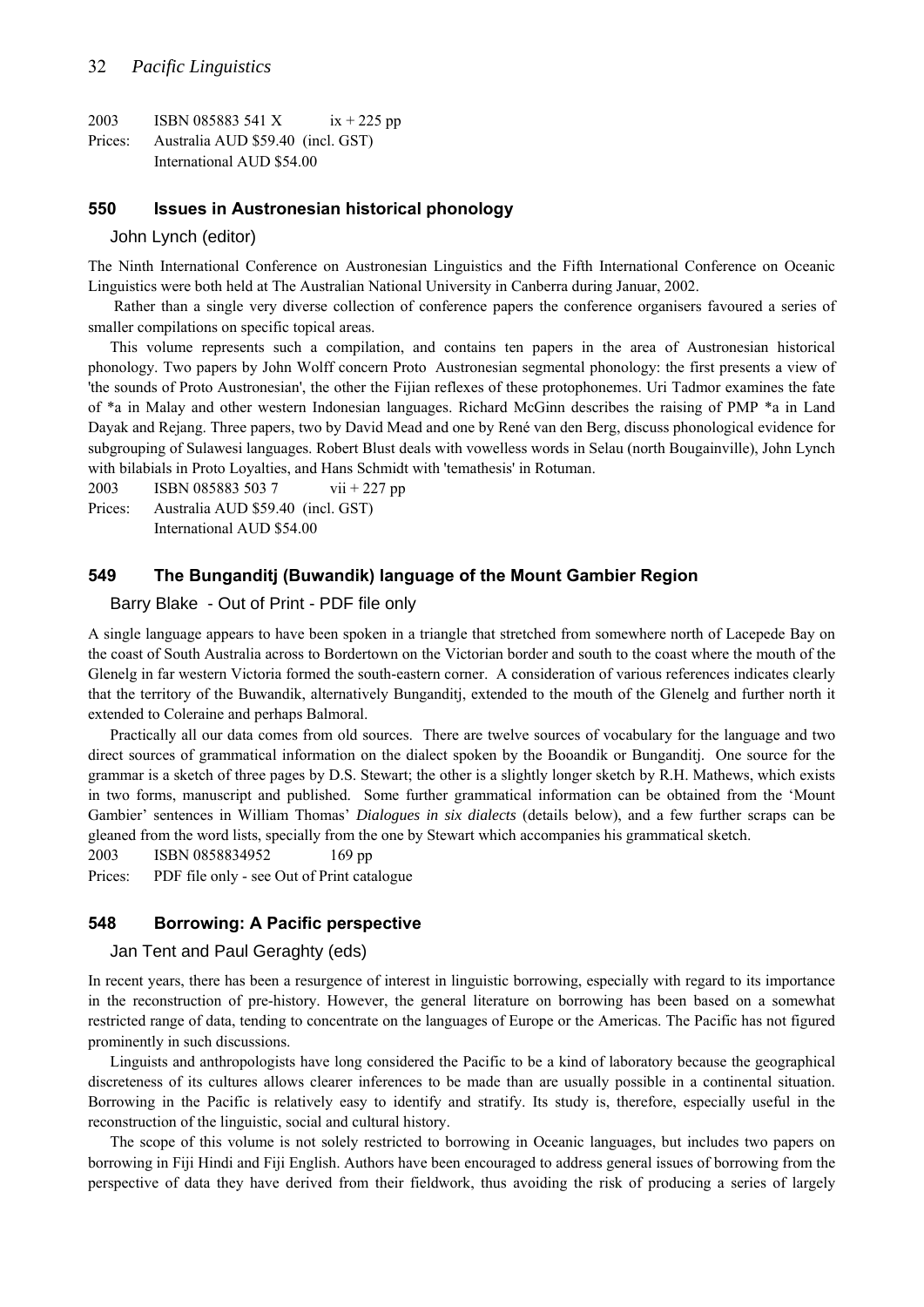2003    ISBN 085883 541 X    ix + 225 pp
Prices:    Australia AUD $59.40 (incl. GST)
    International AUD $54.00

### 550    Issues in Austronesian historical phonology

John Lynch (editor)

The Ninth International Conference on Austronesian Linguistics and the Fifth International Conference on Oceanic Linguistics were both held at The Australian National University in Canberra during Januar, 2002.

Rather than a single very diverse collection of conference papers the conference organisers favoured a series of smaller compilations on specific topical areas.

This volume represents such a compilation, and contains ten papers in the area of Austronesian historical phonology. Two papers by John Wolff concern Proto Austronesian segmental phonology: the first presents a view of 'the sounds of Proto Austronesian', the other the Fijian reflexes of these protophonemes. Uri Tadmor examines the fate of *a in Malay and other western Indonesian languages. Richard McGinn describes the raising of PMP *a in Land Dayak and Rejang. Three papers, two by David Mead and one by René van den Berg, discuss phonological evidence for subgrouping of Sulawesi languages. Robert Blust deals with vowelless words in Selau (north Bougainville), John Lynch with bilabials in Proto Loyalties, and Hans Schmidt with 'temathesis' in Rotuman.

2003    ISBN 085883 503 7    vii + 227 pp
Prices:    Australia AUD $59.40 (incl. GST)
    International AUD $54.00

### 549    The Bunganditj (Buwandik) language of the Mount Gambier Region

Barry Blake - Out of Print - PDF file only

A single language appears to have been spoken in a triangle that stretched from somewhere north of Lacepede Bay on the coast of South Australia across to Bordertown on the Victorian border and south to the coast where the mouth of the Glenelg in far western Victoria formed the south-eastern corner. A consideration of various references indicates clearly that the territory of the Buwandik, alternatively Bunganditj, extended to the mouth of the Glenelg and further north it extended to Coleraine and perhaps Balmoral.

Practically all our data comes from old sources. There are twelve sources of vocabulary for the language and two direct sources of grammatical information on the dialect spoken by the Booandik or Bunganditj. One source for the grammar is a sketch of three pages by D.S. Stewart; the other is a slightly longer sketch by R.H. Mathews, which exists in two forms, manuscript and published. Some further grammatical information can be obtained from the 'Mount Gambier' sentences in William Thomas' *Dialogues in six dialects* (details below), and a few further scraps can be gleaned from the word lists, specially from the one by Stewart which accompanies his grammatical sketch.

2003    ISBN 0858834952    169 pp
Prices:    PDF file only - see Out of Print catalogue

### 548    Borrowing: A Pacific perspective

Jan Tent and Paul Geraghty (eds)

In recent years, there has been a resurgence of interest in linguistic borrowing, especially with regard to its importance in the reconstruction of pre-history. However, the general literature on borrowing has been based on a somewhat restricted range of data, tending to concentrate on the languages of Europe or the Americas. The Pacific has not figured prominently in such discussions.

Linguists and anthropologists have long considered the Pacific to be a kind of laboratory because the geographical discreteness of its cultures allows clearer inferences to be made than are usually possible in a continental situation. Borrowing in the Pacific is relatively easy to identify and stratify. Its study is, therefore, especially useful in the reconstruction of the linguistic, social and cultural history.

The scope of this volume is not solely restricted to borrowing in Oceanic languages, but includes two papers on borrowing in Fiji Hindi and Fiji English. Authors have been encouraged to address general issues of borrowing from the perspective of data they have derived from their fieldwork, thus avoiding the risk of producing a series of largely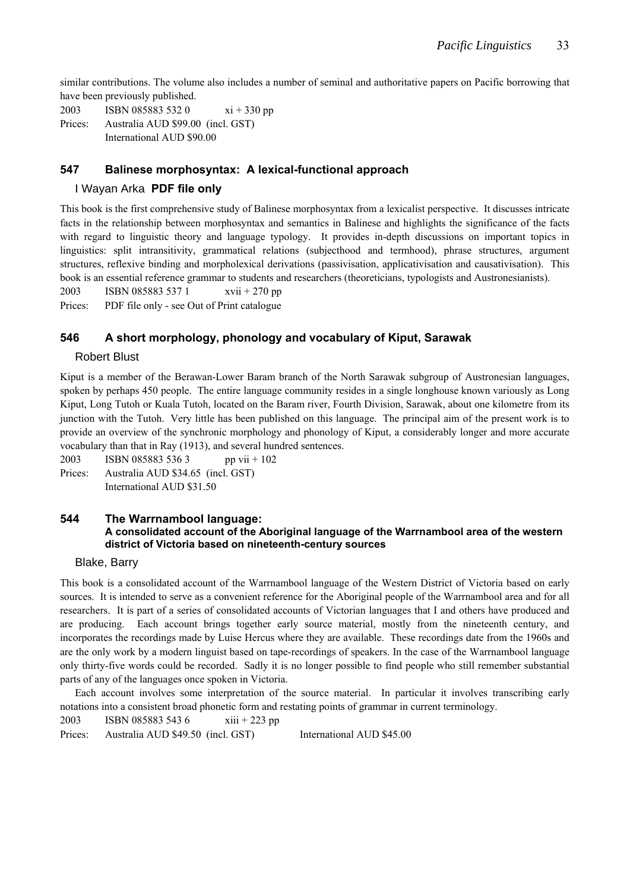similar contributions. The volume also includes a number of seminal and authoritative papers on Pacific borrowing that have been previously published.

2003 ISBN 085883 532 0 xi + 330 pp

Prices: Australia AUD $99.00 (incl. GST)
International AUD $90.00

### 547 Balinese morphosyntax: A lexical-functional approach

I Wayan Arka **PDF file only**

This book is the first comprehensive study of Balinese morphosyntax from a lexicalist perspective. It discusses intricate facts in the relationship between morphosyntax and semantics in Balinese and highlights the significance of the facts with regard to linguistic theory and language typology. It provides in-depth discussions on important topics in linguistics: split intransitivity, grammatical relations (subjecthood and termhood), phrase structures, argument structures, reflexive binding and morpholexical derivations (passivisation, applicativisation and causativisation). This book is an essential reference grammar to students and researchers (theoreticians, typologists and Austronesianists).

2003 ISBN 085883 537 1 xvii + 270 pp

Prices: PDF file only - see Out of Print catalogue

### 546 A short morphology, phonology and vocabulary of Kiput, Sarawak

Robert Blust

Kiput is a member of the Berawan-Lower Baram branch of the North Sarawak subgroup of Austronesian languages, spoken by perhaps 450 people. The entire language community resides in a single longhouse known variously as Long Kiput, Long Tutoh or Kuala Tutoh, located on the Baram river, Fourth Division, Sarawak, about one kilometre from its junction with the Tutoh. Very little has been published on this language. The principal aim of the present work is to provide an overview of the synchronic morphology and phonology of Kiput, a considerably longer and more accurate vocabulary than that in Ray (1913), and several hundred sentences.

2003 ISBN 085883 536 3 pp vii + 102

Prices: Australia AUD $34.65 (incl. GST)
International AUD $31.50

### 544 The Warrnambool language: A consolidated account of the Aboriginal language of the Warrnambool area of the western district of Victoria based on nineteenth-century sources

Blake, Barry

This book is a consolidated account of the Warrnambool language of the Western District of Victoria based on early sources. It is intended to serve as a convenient reference for the Aboriginal people of the Warrnambool area and for all researchers. It is part of a series of consolidated accounts of Victorian languages that I and others have produced and are producing. Each account brings together early source material, mostly from the nineteenth century, and incorporates the recordings made by Luise Hercus where they are available. These recordings date from the 1960s and are the only work by a modern linguist based on tape-recordings of speakers. In the case of the Warrnambool language only thirty-five words could be recorded. Sadly it is no longer possible to find people who still remember substantial parts of any of the languages once spoken in Victoria.

Each account involves some interpretation of the source material. In particular it involves transcribing early notations into a consistent broad phonetic form and restating points of grammar in current terminology.

2003 ISBN 085883 543 6 xiii + 223 pp

Prices: Australia AUD $49.50 (incl. GST) International AUD $45.00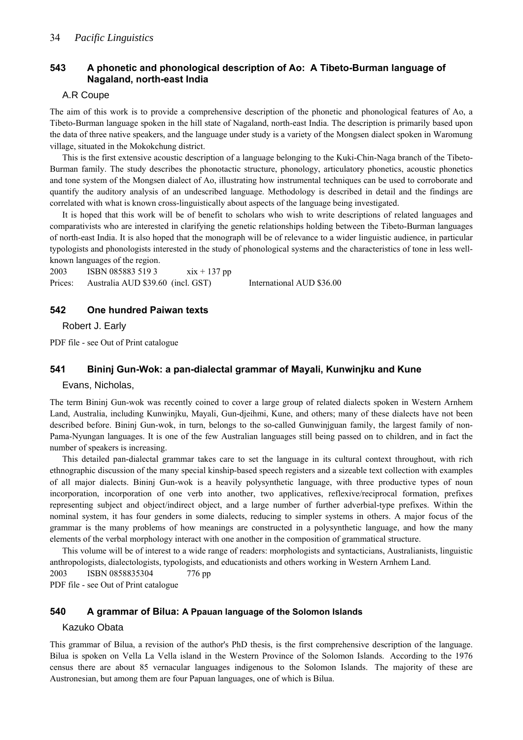### 543 A phonetic and phonological description of Ao: A Tibeto-Burman language of Nagaland, north-east India

A.R Coupe

The aim of this work is to provide a comprehensive description of the phonetic and phonological features of Ao, a Tibeto-Burman language spoken in the hill state of Nagaland, north-east India. The description is primarily based upon the data of three native speakers, and the language under study is a variety of the Mongsen dialect spoken in Waromung village, situated in the Mokokchung district.

This is the first extensive acoustic description of a language belonging to the Kuki-Chin-Naga branch of the Tibeto-Burman family. The study describes the phonotactic structure, phonology, articulatory phonetics, acoustic phonetics and tone system of the Mongsen dialect of Ao, illustrating how instrumental techniques can be used to corroborate and quantify the auditory analysis of an undescribed language. Methodology is described in detail and the findings are correlated with what is known cross-linguistically about aspects of the language being investigated.

It is hoped that this work will be of benefit to scholars who wish to write descriptions of related languages and comparativists who are interested in clarifying the genetic relationships holding between the Tibeto-Burman languages of north-east India. It is also hoped that the monograph will be of relevance to a wider linguistic audience, in particular typologists and phonologists interested in the study of phonological systems and the characteristics of tone in less well-known languages of the region.

2003 ISBN 085883 519 3 xix + 137 pp

Prices: Australia AUD $39.60 (incl. GST) International AUD $36.00

### 542 One hundred Paiwan texts

Robert J. Early

PDF file - see Out of Print catalogue

### 541 Bininj Gun-Wok: a pan-dialectal grammar of Mayali, Kunwinjku and Kune

Evans, Nicholas,

The term Bininj Gun-wok was recently coined to cover a large group of related dialects spoken in Western Arnhem Land, Australia, including Kunwinjku, Mayali, Gun-djeihmi, Kune, and others; many of these dialects have not been described before. Bininj Gun-wok, in turn, belongs to the so-called Gunwinjguan family, the largest family of non-Pama-Nyungan languages. It is one of the few Australian languages still being passed on to children, and in fact the number of speakers is increasing.

This detailed pan-dialectal grammar takes care to set the language in its cultural context throughout, with rich ethnographic discussion of the many special kinship-based speech registers and a sizeable text collection with examples of all major dialects. Bininj Gun-wok is a heavily polysynthetic language, with three productive types of noun incorporation, incorporation of one verb into another, two applicatives, reflexive/reciprocal formation, prefixes representing subject and object/indirect object, and a large number of further adverbial-type prefixes. Within the nominal system, it has four genders in some dialects, reducing to simpler systems in others. A major focus of the grammar is the many problems of how meanings are constructed in a polysynthetic language, and how the many elements of the verbal morphology interact with one another in the composition of grammatical structure.

This volume will be of interest to a wide range of readers: morphologists and syntacticians, Australianists, linguistic anthropologists, dialectologists, typologists, and educationists and others working in Western Arnhem Land.

2003 ISBN 0858835304 776 pp

PDF file - see Out of Print catalogue

### 540 A grammar of Bilua: A Ppauan language of the Solomon Islands

Kazuko Obata

This grammar of Bilua, a revision of the author's PhD thesis, is the first comprehensive description of the language. Bilua is spoken on Vella La Vella island in the Western Province of the Solomon Islands. According to the 1976 census there are about 85 vernacular languages indigenous to the Solomon Islands. The majority of these are Austronesian, but among them are four Papuan languages, one of which is Bilua.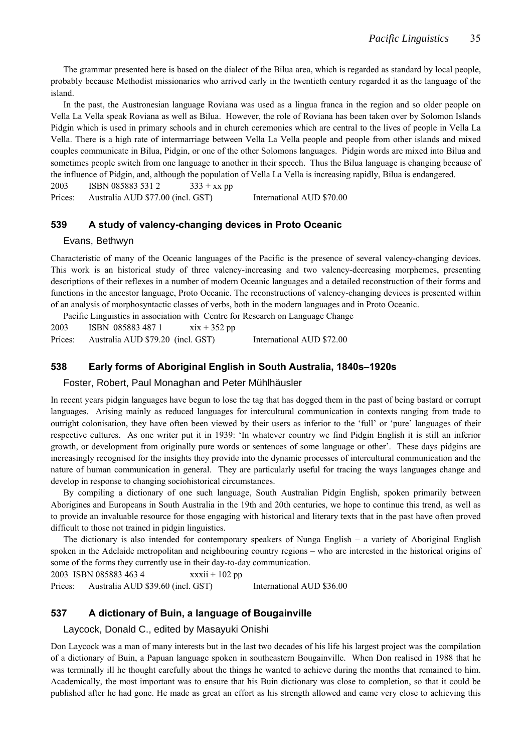The grammar presented here is based on the dialect of the Bilua area, which is regarded as standard by local people, probably because Methodist missionaries who arrived early in the twentieth century regarded it as the language of the island.

In the past, the Austronesian language Roviana was used as a lingua franca in the region and so older people on Vella La Vella speak Roviana as well as Bilua. However, the role of Roviana has been taken over by Solomon Islands Pidgin which is used in primary schools and in church ceremonies which are central to the lives of people in Vella La Vella. There is a high rate of intermarriage between Vella La Vella people and people from other islands and mixed couples communicate in Bilua, Pidgin, or one of the other Solomons languages. Pidgin words are mixed into Bilua and sometimes people switch from one language to another in their speech. Thus the Bilua language is changing because of the influence of Pidgin, and, although the population of Vella La Vella is increasing rapidly, Bilua is endangered.

2003 ISBN 085883 531 2 333 + xx pp

Prices: Australia AUD $77.00 (incl. GST) International AUD $70.00

### 539 A study of valency-changing devices in Proto Oceanic

Evans, Bethwyn

Characteristic of many of the Oceanic languages of the Pacific is the presence of several valency-changing devices. This work is an historical study of three valency-increasing and two valency-decreasing morphemes, presenting descriptions of their reflexes in a number of modern Oceanic languages and a detailed reconstruction of their forms and functions in the ancestor language, Proto Oceanic. The reconstructions of valency-changing devices is presented within of an analysis of morphosyntactic classes of verbs, both in the modern languages and in Proto Oceanic.

Pacific Linguistics in association with Centre for Research on Language Change

2003 ISBN 085883 487 1 xix + 352 pp

Prices: Australia AUD $79.20 (incl. GST) International AUD $72.00

### 538 Early forms of Aboriginal English in South Australia, 1840s–1920s

Foster, Robert, Paul Monaghan and Peter Mühlhäusler

In recent years pidgin languages have begun to lose the tag that has dogged them in the past of being bastard or corrupt languages. Arising mainly as reduced languages for intercultural communication in contexts ranging from trade to outright colonisation, they have often been viewed by their users as inferior to the 'full' or 'pure' languages of their respective cultures. As one writer put it in 1939: 'In whatever country we find Pidgin English it is still an inferior growth, or development from originally pure words or sentences of some language or other'. These days pidgins are increasingly recognised for the insights they provide into the dynamic processes of intercultural communication and the nature of human communication in general. They are particularly useful for tracing the ways languages change and develop in response to changing sociohistorical circumstances.

By compiling a dictionary of one such language, South Australian Pidgin English, spoken primarily between Aborigines and Europeans in South Australia in the 19th and 20th centuries, we hope to continue this trend, as well as to provide an invaluable resource for those engaging with historical and literary texts that in the past have often proved difficult to those not trained in pidgin linguistics.

The dictionary is also intended for contemporary speakers of Nunga English – a variety of Aboriginal English spoken in the Adelaide metropolitan and neighbouring country regions – who are interested in the historical origins of some of the forms they currently use in their day-to-day communication.

2003 ISBN 085883 463 4 xxxii + 102 pp

Prices: Australia AUD $39.60 (incl. GST) International AUD $36.00

### 537 A dictionary of Buin, a language of Bougainville

Laycock, Donald C., edited by Masayuki Onishi

Don Laycock was a man of many interests but in the last two decades of his life his largest project was the compilation of a dictionary of Buin, a Papuan language spoken in southeastern Bougainville. When Don realised in 1988 that he was terminally ill he thought carefully about the things he wanted to achieve during the months that remained to him. Academically, the most important was to ensure that his Buin dictionary was close to completion, so that it could be published after he had gone. He made as great an effort as his strength allowed and came very close to achieving this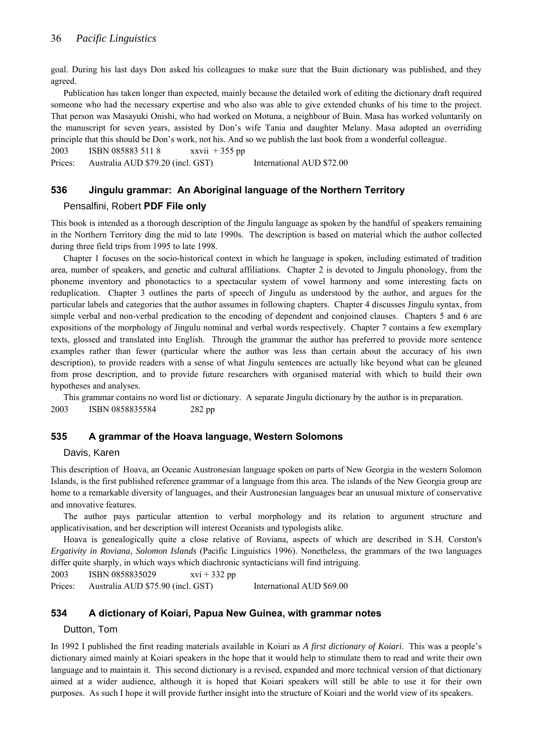goal. During his last days Don asked his colleagues to make sure that the Buin dictionary was published, and they agreed.

Publication has taken longer than expected, mainly because the detailed work of editing the dictionary draft required someone who had the necessary expertise and who also was able to give extended chunks of his time to the project. That person was Masayuki Onishi, who had worked on Motuna, a neighbour of Buin. Masa has worked voluntarily on the manuscript for seven years, assisted by Don's wife Tania and daughter Melany. Masa adopted an overriding principle that this should be Don's work, not his. And so we publish the last book from a wonderful colleague.

2003 ISBN 085883 511 8 xxvii + 355 pp

Prices: Australia AUD $79.20 (incl. GST) International AUD $72.00

### 536 Jingulu grammar: An Aboriginal language of the Northern Territory

Pensalfini, Robert **PDF File only**

This book is intended as a thorough description of the Jingulu language as spoken by the handful of speakers remaining in the Northern Territory ding the mid to late 1990s. The description is based on material which the author collected during three field trips from 1995 to late 1998.

Chapter 1 focuses on the socio-historical context in which he language is spoken, including estimated of tradition area, number of speakers, and genetic and cultural affiliations. Chapter 2 is devoted to Jingulu phonology, from the phoneme inventory and phonotactics to a spectacular system of vowel harmony and some interesting facts on reduplication. Chapter 3 outlines the parts of speech of Jingulu as understood by the author, and argues for the particular labels and categories that the author assumes in following chapters. Chapter 4 discusses Jingulu syntax, from simple verbal and non-verbal predication to the encoding of dependent and conjoined clauses. Chapters 5 and 6 are expositions of the morphology of Jingulu nominal and verbal words respectively. Chapter 7 contains a few exemplary texts, glossed and translated into English. Through the grammar the author has preferred to provide more sentence examples rather than fewer (particular where the author was less than certain about the accuracy of his own description), to provide readers with a sense of what Jingulu sentences are actually like beyond what can be gleaned from prose description, and to provide future researchers with organised material with which to build their own hypotheses and analyses.

This grammar contains no word list or dictionary. A separate Jingulu dictionary by the author is in preparation.

2003 ISBN 0858835584 282 pp

### 535 A grammar of the Hoava language, Western Solomons

Davis, Karen

This description of Hoava, an Oceanic Austronesian language spoken on parts of New Georgia in the western Solomon Islands, is the first published reference grammar of a language from this area. The islands of the New Georgia group are home to a remarkable diversity of languages, and their Austronesian languages bear an unusual mixture of conservative and innovative features.

The author pays particular attention to verbal morphology and its relation to argument structure and applicativisation, and her description will interest Oceanists and typologists alike.

Hoava is genealogically quite a close relative of Roviana, aspects of which are described in S.H. Corston's *Ergativity in Roviana, Solomon Islands* (Pacific Linguistics 1996). Nonetheless, the grammars of the two languages differ quite sharply, in which ways which diachronic syntacticians will find intriguing.

2003 ISBN 0858835029 xvi + 332 pp

Prices: Australia AUD $75.90 (incl. GST) International AUD $69.00

### 534 A dictionary of Koiari, Papua New Guinea, with grammar notes

Dutton, Tom

In 1992 I published the first reading materials available in Koiari as *A first dictionary of Koiari*. This was a people's dictionary aimed mainly at Koiari speakers in the hope that it would help to stimulate them to read and write their own language and to maintain it. This second dictionary is a revised, expanded and more technical version of that dictionary aimed at a wider audience, although it is hoped that Koiari speakers will still be able to use it for their own purposes. As such I hope it will provide further insight into the structure of Koiari and the world view of its speakers.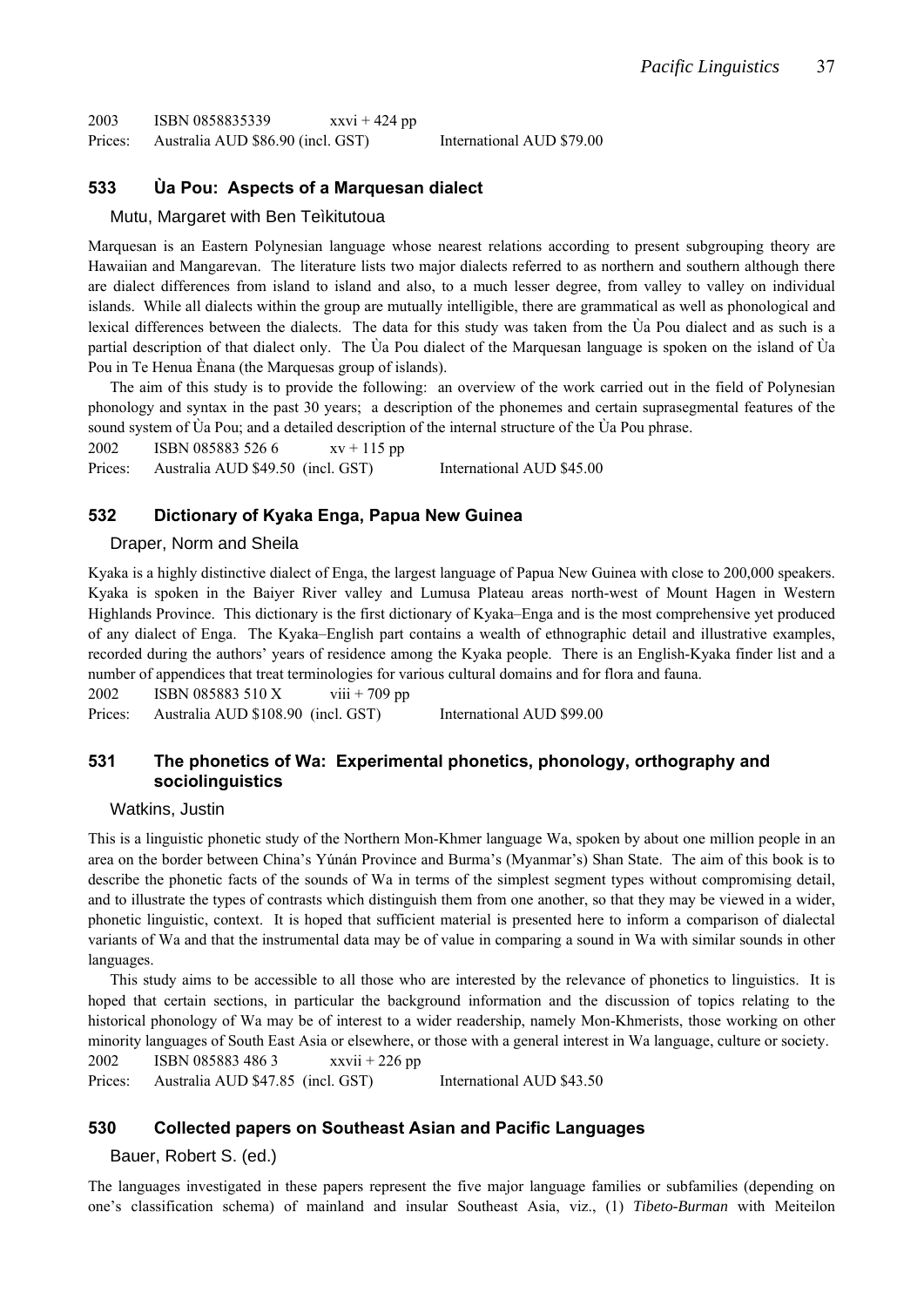2003 ISBN 0858835339 xxvi + 424 pp
Prices: Australia AUD $86.90 (incl. GST) International AUD $79.00

### 533 Ùa Pou: Aspects of a Marquesan dialect

Mutu, Margaret with Ben Teìkitutoua

Marquesan is an Eastern Polynesian language whose nearest relations according to present subgrouping theory are Hawaiian and Mangarevan. The literature lists two major dialects referred to as northern and southern although there are dialect differences from island to island and also, to a much lesser degree, from valley to valley on individual islands. While all dialects within the group are mutually intelligible, there are grammatical as well as phonological and lexical differences between the dialects. The data for this study was taken from the Ùa Pou dialect and as such is a partial description of that dialect only. The Ùa Pou dialect of the Marquesan language is spoken on the island of Ùa Pou in Te Henua Ènana (the Marquesas group of islands).

The aim of this study is to provide the following: an overview of the work carried out in the field of Polynesian phonology and syntax in the past 30 years; a description of the phonemes and certain suprasegmental features of the sound system of Ùa Pou; and a detailed description of the internal structure of the Ùa Pou phrase.

2002 ISBN 085883 526 6 xv + 115 pp
Prices: Australia AUD $49.50 (incl. GST) International AUD $45.00

### 532 Dictionary of Kyaka Enga, Papua New Guinea

Draper, Norm and Sheila

Kyaka is a highly distinctive dialect of Enga, the largest language of Papua New Guinea with close to 200,000 speakers. Kyaka is spoken in the Baiyer River valley and Lumusa Plateau areas north-west of Mount Hagen in Western Highlands Province. This dictionary is the first dictionary of Kyaka–Enga and is the most comprehensive yet produced of any dialect of Enga. The Kyaka–English part contains a wealth of ethnographic detail and illustrative examples, recorded during the authors' years of residence among the Kyaka people. There is an English-Kyaka finder list and a number of appendices that treat terminologies for various cultural domains and for flora and fauna.

2002 ISBN 085883 510 X viii + 709 pp
Prices: Australia AUD $108.90 (incl. GST) International AUD $99.00

### 531 The phonetics of Wa: Experimental phonetics, phonology, orthography and sociolinguistics

Watkins, Justin

This is a linguistic phonetic study of the Northern Mon-Khmer language Wa, spoken by about one million people in an area on the border between China's Yúnán Province and Burma's (Myanmar's) Shan State. The aim of this book is to describe the phonetic facts of the sounds of Wa in terms of the simplest segment types without compromising detail, and to illustrate the types of contrasts which distinguish them from one another, so that they may be viewed in a wider, phonetic linguistic, context. It is hoped that sufficient material is presented here to inform a comparison of dialectal variants of Wa and that the instrumental data may be of value in comparing a sound in Wa with similar sounds in other languages.

This study aims to be accessible to all those who are interested by the relevance of phonetics to linguistics. It is hoped that certain sections, in particular the background information and the discussion of topics relating to the historical phonology of Wa may be of interest to a wider readership, namely Mon-Khmerists, those working on other minority languages of South East Asia or elsewhere, or those with a general interest in Wa language, culture or society.

2002 ISBN 085883 486 3 xxvii + 226 pp
Prices: Australia AUD $47.85 (incl. GST) International AUD $43.50

### 530 Collected papers on Southeast Asian and Pacific Languages

Bauer, Robert S. (ed.)

The languages investigated in these papers represent the five major language families or subfamilies (depending on one's classification schema) of mainland and insular Southeast Asia, viz., (1) *Tibeto-Burman* with Meiteilon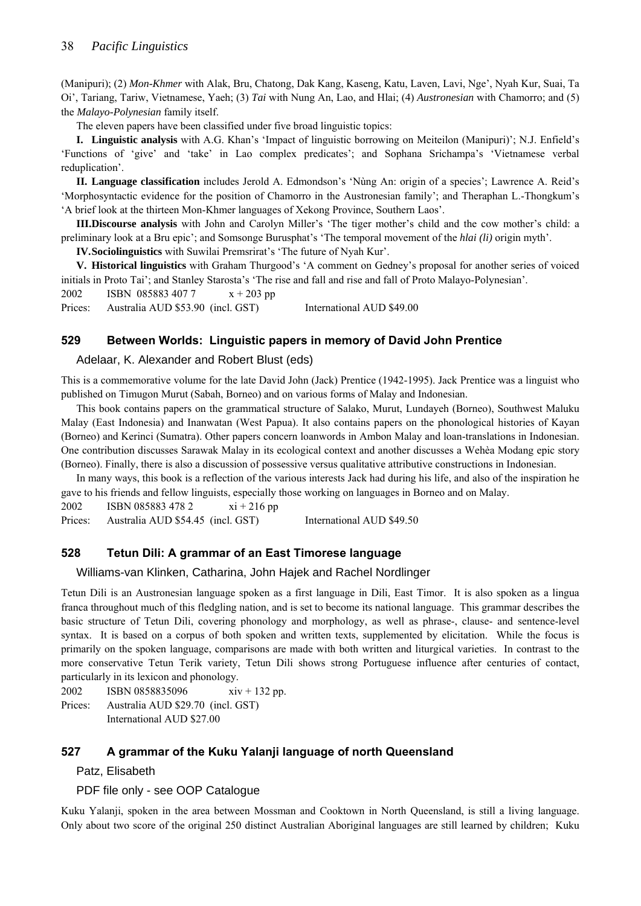(Manipuri); (2) *Mon-Khmer* with Alak, Bru, Chatong, Dak Kang, Kaseng, Katu, Laven, Lavi, Nge', Nyah Kur, Suai, Ta Oi', Tariang, Tariw, Vietnamese, Yaeh; (3) *Tai* with Nung An, Lao, and Hlai; (4) *Austronesian* with Chamorro; and (5) the *Malayo-Polynesian* family itself.

The eleven papers have been classified under five broad linguistic topics:

**I. Linguistic analysis** with A.G. Khan's 'Impact of linguistic borrowing on Meiteilon (Manipuri)'; N.J. Enfield's 'Functions of 'give' and 'take' in Lao complex predicates'; and Sophana Srichampa's 'Vietnamese verbal reduplication'.

**II. Language classification** includes Jerold A. Edmondson's 'Nùng An: origin of a species'; Lawrence A. Reid's 'Morphosyntactic evidence for the position of Chamorro in the Austronesian family'; and Theraphan L.-Thongkum's 'A brief look at the thirteen Mon-Khmer languages of Xekong Province, Southern Laos'.

**III.Discourse analysis** with John and Carolyn Miller's 'The tiger mother's child and the cow mother's child: a preliminary look at a Bru epic'; and Somsonge Burusphat's 'The temporal movement of the *hlai (li)* origin myth'.

**IV.Sociolinguistics** with Suwilai Premsrirat's 'The future of Nyah Kur'.

**V. Historical linguistics** with Graham Thurgood's 'A comment on Gedney's proposal for another series of voiced initials in Proto Tai'; and Stanley Starosta's 'The rise and fall and rise and fall of Proto Malayo-Polynesian'.

2002 ISBN 085883 407 7 x + 203 pp

Prices: Australia AUD $53.90 (incl. GST) International AUD $49.00

## 529 Between Worlds: Linguistic papers in memory of David John Prentice

Adelaar, K. Alexander and Robert Blust (eds)

This is a commemorative volume for the late David John (Jack) Prentice (1942-1995). Jack Prentice was a linguist who published on Timugon Murut (Sabah, Borneo) and on various forms of Malay and Indonesian.

This book contains papers on the grammatical structure of Salako, Murut, Lundayeh (Borneo), Southwest Maluku Malay (East Indonesia) and Inanwatan (West Papua). It also contains papers on the phonological histories of Kayan (Borneo) and Kerinci (Sumatra). Other papers concern loanwords in Ambon Malay and loan-translations in Indonesian. One contribution discusses Sarawak Malay in its ecological context and another discusses a Wehèa Modang epic story (Borneo). Finally, there is also a discussion of possessive versus qualitative attributive constructions in Indonesian.

In many ways, this book is a reflection of the various interests Jack had during his life, and also of the inspiration he gave to his friends and fellow linguists, especially those working on languages in Borneo and on Malay.

2002 ISBN 085883 478 2 xi + 216 pp

Prices: Australia AUD $54.45 (incl. GST) International AUD $49.50

## 528 Tetun Dili: A grammar of an East Timorese language

Williams-van Klinken, Catharina, John Hajek and Rachel Nordlinger

Tetun Dili is an Austronesian language spoken as a first language in Dili, East Timor. It is also spoken as a lingua franca throughout much of this fledgling nation, and is set to become its national language. This grammar describes the basic structure of Tetun Dili, covering phonology and morphology, as well as phrase-, clause- and sentence-level syntax. It is based on a corpus of both spoken and written texts, supplemented by elicitation. While the focus is primarily on the spoken language, comparisons are made with both written and liturgical varieties. In contrast to the more conservative Tetun Terik variety, Tetun Dili shows strong Portuguese influence after centuries of contact, particularly in its lexicon and phonology.

2002 ISBN 0858835096 xiv + 132 pp.

Prices: Australia AUD $29.70 (incl. GST)
International AUD $27.00

## 527 A grammar of the Kuku Yalanji language of north Queensland

Patz, Elisabeth

PDF file only - see OOP Catalogue

Kuku Yalanji, spoken in the area between Mossman and Cooktown in North Queensland, is still a living language. Only about two score of the original 250 distinct Australian Aboriginal languages are still learned by children; Kuku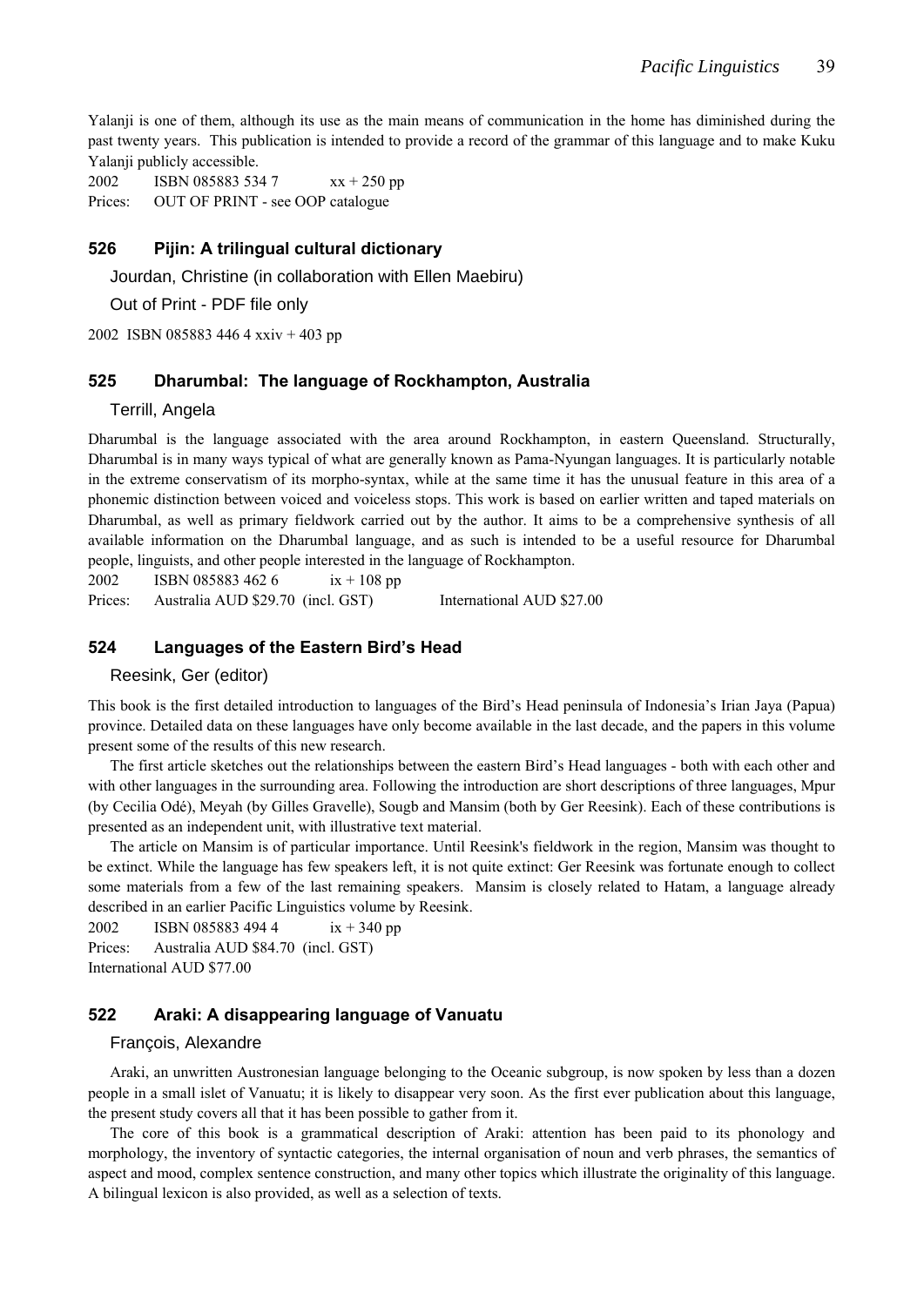Yalanji is one of them, although its use as the main means of communication in the home has diminished during the past twenty years. This publication is intended to provide a record of the grammar of this language and to make Kuku Yalanji publicly accessible.

2002 ISBN 085883 534 7 xx + 250 pp

Prices: OUT OF PRINT - see OOP catalogue

### 526 Pijin: A trilingual cultural dictionary

Jourdan, Christine (in collaboration with Ellen Maebiru)

Out of Print - PDF file only

2002 ISBN 085883 446 4 xxiv + 403 pp

### 525 Dharumbal: The language of Rockhampton, Australia

Terrill, Angela

Dharumbal is the language associated with the area around Rockhampton, in eastern Queensland. Structurally, Dharumbal is in many ways typical of what are generally known as Pama-Nyungan languages. It is particularly notable in the extreme conservatism of its morpho-syntax, while at the same time it has the unusual feature in this area of a phonemic distinction between voiced and voiceless stops. This work is based on earlier written and taped materials on Dharumbal, as well as primary fieldwork carried out by the author. It aims to be a comprehensive synthesis of all available information on the Dharumbal language, and as such is intended to be a useful resource for Dharumbal people, linguists, and other people interested in the language of Rockhampton.

2002 ISBN 085883 462 6 ix + 108 pp

Prices: Australia AUD $29.70 (incl. GST) International AUD $27.00

### 524 Languages of the Eastern Bird's Head

Reesink, Ger (editor)

This book is the first detailed introduction to languages of the Bird's Head peninsula of Indonesia's Irian Jaya (Papua) province. Detailed data on these languages have only become available in the last decade, and the papers in this volume present some of the results of this new research.

The first article sketches out the relationships between the eastern Bird's Head languages - both with each other and with other languages in the surrounding area. Following the introduction are short descriptions of three languages, Mpur (by Cecilia Odé), Meyah (by Gilles Gravelle), Sougb and Mansim (both by Ger Reesink). Each of these contributions is presented as an independent unit, with illustrative text material.

The article on Mansim is of particular importance. Until Reesink's fieldwork in the region, Mansim was thought to be extinct. While the language has few speakers left, it is not quite extinct: Ger Reesink was fortunate enough to collect some materials from a few of the last remaining speakers. Mansim is closely related to Hatam, a language already described in an earlier Pacific Linguistics volume by Reesink.

2002 ISBN 085883 494 4 ix + 340 pp

Prices: Australia AUD $84.70 (incl. GST)

International AUD $77.00

### 522 Araki: A disappearing language of Vanuatu

François, Alexandre

Araki, an unwritten Austronesian language belonging to the Oceanic subgroup, is now spoken by less than a dozen people in a small islet of Vanuatu; it is likely to disappear very soon. As the first ever publication about this language, the present study covers all that it has been possible to gather from it.

The core of this book is a grammatical description of Araki: attention has been paid to its phonology and morphology, the inventory of syntactic categories, the internal organisation of noun and verb phrases, the semantics of aspect and mood, complex sentence construction, and many other topics which illustrate the originality of this language. A bilingual lexicon is also provided, as well as a selection of texts.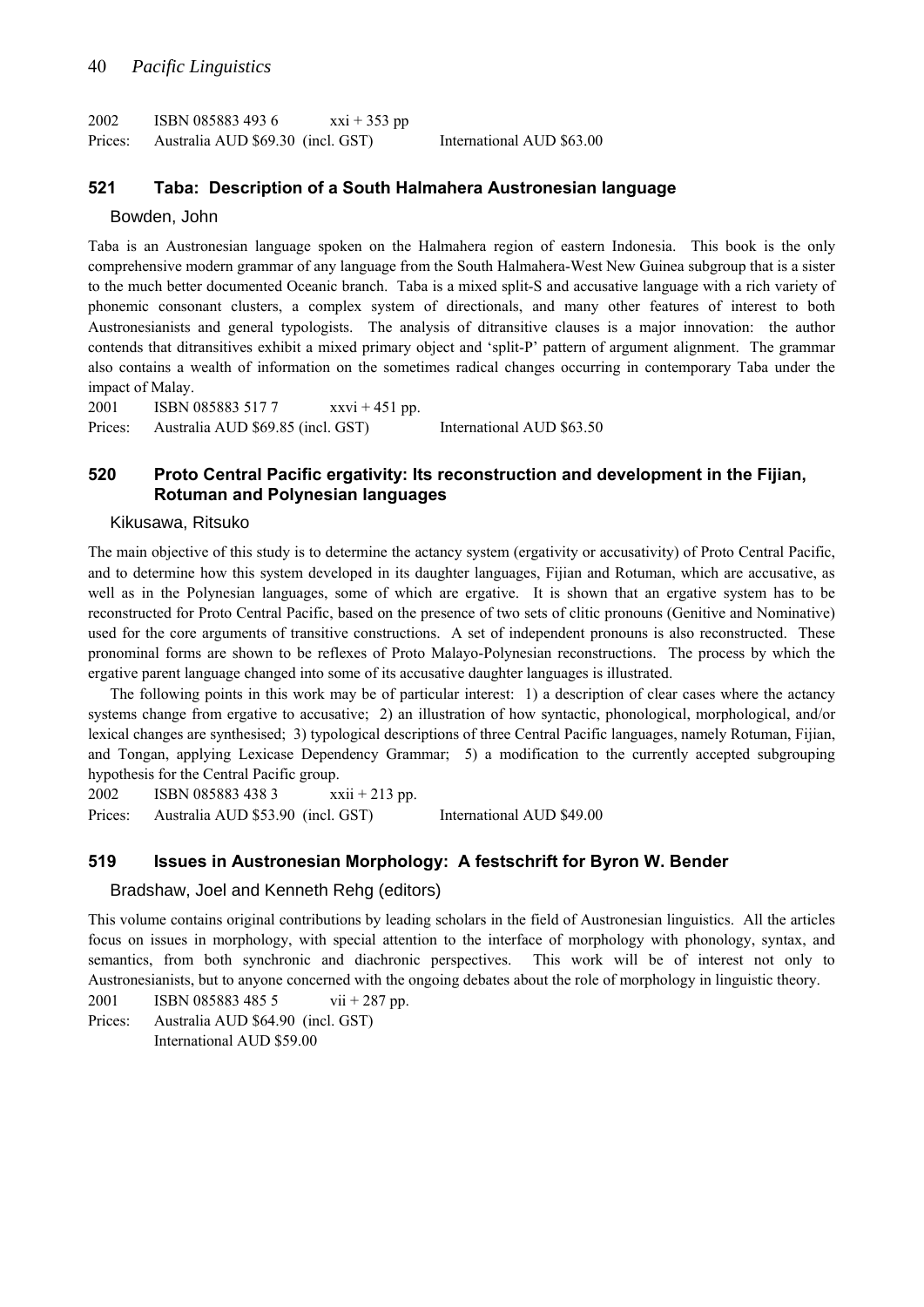2002 ISBN 085883 493 6 xxi + 353 pp
Prices: Australia AUD $69.30 (incl. GST) International AUD $63.00

### 521 Taba: Description of a South Halmahera Austronesian language

Bowden, John

Taba is an Austronesian language spoken on the Halmahera region of eastern Indonesia. This book is the only comprehensive modern grammar of any language from the South Halmahera-West New Guinea subgroup that is a sister to the much better documented Oceanic branch. Taba is a mixed split-S and accusative language with a rich variety of phonemic consonant clusters, a complex system of directionals, and many other features of interest to both Austronesianists and general typologists. The analysis of ditransitive clauses is a major innovation: the author contends that ditransitives exhibit a mixed primary object and 'split-P' pattern of argument alignment. The grammar also contains a wealth of information on the sometimes radical changes occurring in contemporary Taba under the impact of Malay.

2001 ISBN 085883 517 7 xxvi + 451 pp.
Prices: Australia AUD $69.85 (incl. GST) International AUD $63.50

### 520 Proto Central Pacific ergativity: Its reconstruction and development in the Fijian, Rotuman and Polynesian languages

Kikusawa, Ritsuko

The main objective of this study is to determine the actancy system (ergativity or accusativity) of Proto Central Pacific, and to determine how this system developed in its daughter languages, Fijian and Rotuman, which are accusative, as well as in the Polynesian languages, some of which are ergative. It is shown that an ergative system has to be reconstructed for Proto Central Pacific, based on the presence of two sets of clitic pronouns (Genitive and Nominative) used for the core arguments of transitive constructions. A set of independent pronouns is also reconstructed. These pronominal forms are shown to be reflexes of Proto Malayo-Polynesian reconstructions. The process by which the ergative parent language changed into some of its accusative daughter languages is illustrated.

The following points in this work may be of particular interest: 1) a description of clear cases where the actancy systems change from ergative to accusative; 2) an illustration of how syntactic, phonological, morphological, and/or lexical changes are synthesised; 3) typological descriptions of three Central Pacific languages, namely Rotuman, Fijian, and Tongan, applying Lexicase Dependency Grammar; 5) a modification to the currently accepted subgrouping hypothesis for the Central Pacific group.

2002 ISBN 085883 438 3 xxii + 213 pp.
Prices: Australia AUD $53.90 (incl. GST) International AUD $49.00

### 519 Issues in Austronesian Morphology: A festschrift for Byron W. Bender

Bradshaw, Joel and Kenneth Rehg (editors)

This volume contains original contributions by leading scholars in the field of Austronesian linguistics. All the articles focus on issues in morphology, with special attention to the interface of morphology with phonology, syntax, and semantics, from both synchronic and diachronic perspectives. This work will be of interest not only to Austronesianists, but to anyone concerned with the ongoing debates about the role of morphology in linguistic theory.

2001 ISBN 085883 485 5 vii + 287 pp.
Prices: Australia AUD $64.90 (incl. GST)
International AUD $59.00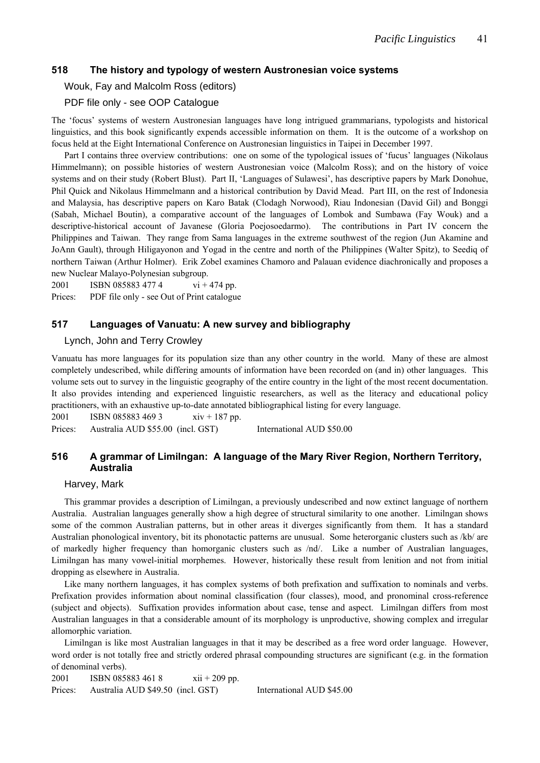### 518 The history and typology of western Austronesian voice systems

Wouk, Fay and Malcolm Ross (editors)

PDF file only - see OOP Catalogue

The 'focus' systems of western Austronesian languages have long intrigued grammarians, typologists and historical linguists, and this book significantly expends accessible information on them. It is the outcome of a workshop on focus held at the Eight International Conference on Austronesian linguistics in Taipei in December 1997.

Part I contains three overview contributions: one on some of the typological issues of 'fucus' languages (Nikolaus Himmelmann); on possible histories of western Austronesian voice (Malcolm Ross); and on the history of voice systems and on their study (Robert Blust). Part II, 'Languages of Sulawesi', has descriptive papers by Mark Donohue, Phil Quick and Nikolaus Himmelmann and a historical contribution by David Mead. Part III, on the rest of Indonesia and Malaysia, has descriptive papers on Karo Batak (Clodagh Norwood), Riau Indonesian (David Gil) and Bonggi (Sabah, Michael Boutin), a comparative account of the languages of Lombok and Sumbawa (Fay Wouk) and a descriptive-historical account of Javanese (Gloria Poejosoedarmo). The contributions in Part IV concern the Philippines and Taiwan. They range from Sama languages in the extreme southwest of the region (Jun Akamine and JoAnn Gault), through Hiligayonon and Yogad in the centre and north of the Philippines (Walter Spitz), to Seediq of northern Taiwan (Arthur Holmer). Erik Zobel examines Chamoro and Palauan evidence diachronically and proposes a new Nuclear Malayo-Polynesian subgroup.

2001 ISBN 085883 477 4 vi + 474 pp.

Prices: PDF file only - see Out of Print catalogue

### 517 Languages of Vanuatu: A new survey and bibliography

Lynch, John and Terry Crowley

Vanuatu has more languages for its population size than any other country in the world. Many of these are almost completely undescribed, while differing amounts of information have been recorded on (and in) other languages. This volume sets out to survey in the linguistic geography of the entire country in the light of the most recent documentation. It also provides intending and experienced linguistic researchers, as well as the literacy and educational policy practitioners, with an exhaustive up-to-date annotated bibliographical listing for every language.

2001 ISBN 085883 469 3 xiv + 187 pp.

Prices: Australia AUD $55.00 (incl. GST) International AUD $50.00

### 516 A grammar of Limilngan: A language of the Mary River Region, Northern Territory, Australia

Harvey, Mark

This grammar provides a description of Limilngan, a previously undescribed and now extinct language of northern Australia. Australian languages generally show a high degree of structural similarity to one another. Limilngan shows some of the common Australian patterns, but in other areas it diverges significantly from them. It has a standard Australian phonological inventory, bit its phonotactic patterns are unusual. Some heterorganic clusters such as /kb/ are of markedly higher frequency than homorganic clusters such as /nd/. Like a number of Australian languages, Limilngan has many vowel-initial morphemes. However, historically these result from lenition and not from initial dropping as elsewhere in Australia.

Like many northern languages, it has complex systems of both prefixation and suffixation to nominals and verbs. Prefixation provides information about nominal classification (four classes), mood, and pronominal cross-reference (subject and objects). Suffixation provides information about case, tense and aspect. Limilngan differs from most Australian languages in that a considerable amount of its morphology is unproductive, showing complex and irregular allomorphic variation.

Limilngan is like most Australian languages in that it may be described as a free word order language. However, word order is not totally free and strictly ordered phrasal compounding structures are significant (e.g. in the formation of denominal verbs).

2001 ISBN 085883 461 8 xii + 209 pp.

Prices: Australia AUD $49.50 (incl. GST) International AUD $45.00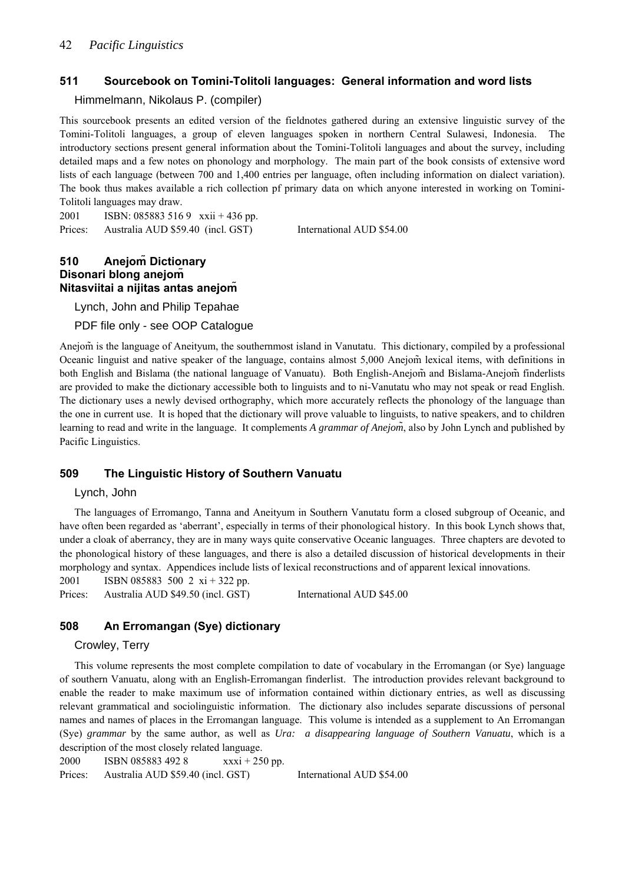## 511 Sourcebook on Tomini-Tolitoli languages: General information and word lists

Himmelmann, Nikolaus P. (compiler)

This sourcebook presents an edited version of the fieldnotes gathered during an extensive linguistic survey of the Tomini-Tolitoli languages, a group of eleven languages spoken in northern Central Sulawesi, Indonesia. The introductory sections present general information about the Tomini-Tolitoli languages and about the survey, including detailed maps and a few notes on phonology and morphology. The main part of the book consists of extensive word lists of each language (between 700 and 1,400 entries per language, often including information on dialect variation). The book thus makes available a rich collection pf primary data on which anyone interested in working on Tomini-Tolitoli languages may draw.

2001 ISBN: 085883 516 9 xxii + 436 pp.

Prices: Australia AUD $59.40 (incl. GST) International AUD $54.00

## 510 Anejom̃ Dictionary
## Disonari blong anejom̃
## Nitasviitai a nijitas antas anejom̃

Lynch, John and Philip Tepahae

PDF file only - see OOP Catalogue

Anejom̃ is the language of Aneityum, the southernmost island in Vanutatu. This dictionary, compiled by a professional Oceanic linguist and native speaker of the language, contains almost 5,000 Anejom̃ lexical items, with definitions in both English and Bislama (the national language of Vanuatu). Both English-Anejom̃ and Bislama-Anejom̃ finderlists are provided to make the dictionary accessible both to linguists and to ni-Vanutatu who may not speak or read English. The dictionary uses a newly devised orthography, which more accurately reflects the phonology of the language than the one in current use. It is hoped that the dictionary will prove valuable to linguists, to native speakers, and to children learning to read and write in the language. It complements *A grammar of Anejom̃*, also by John Lynch and published by Pacific Linguistics.

## 509 The Linguistic History of Southern Vanuatu

Lynch, John

The languages of Erromango, Tanna and Aneityum in Southern Vanutatu form a closed subgroup of Oceanic, and have often been regarded as 'aberrant', especially in terms of their phonological history. In this book Lynch shows that, under a cloak of aberrancy, they are in many ways quite conservative Oceanic languages. Three chapters are devoted to the phonological history of these languages, and there is also a detailed discussion of historical developments in their morphology and syntax. Appendices include lists of lexical reconstructions and of apparent lexical innovations.

2001 ISBN 085883 500 2 xi + 322 pp.

Prices: Australia AUD $49.50 (incl. GST) International AUD $45.00

## 508 An Erromangan (Sye) dictionary

Crowley, Terry

This volume represents the most complete compilation to date of vocabulary in the Erromangan (or Sye) language of southern Vanuatu, along with an English-Erromangan finderlist. The introduction provides relevant background to enable the reader to make maximum use of information contained within dictionary entries, as well as discussing relevant grammatical and sociolinguistic information. The dictionary also includes separate discussions of personal names and names of places in the Erromangan language. This volume is intended as a supplement to An Erromangan (Sye) *grammar* by the same author, as well as *Ura: a disappearing language of Southern Vanuatu*, which is a description of the most closely related language.

2000 ISBN 085883 492 8 xxxi + 250 pp.

Prices: Australia AUD $59.40 (incl. GST) International AUD $54.00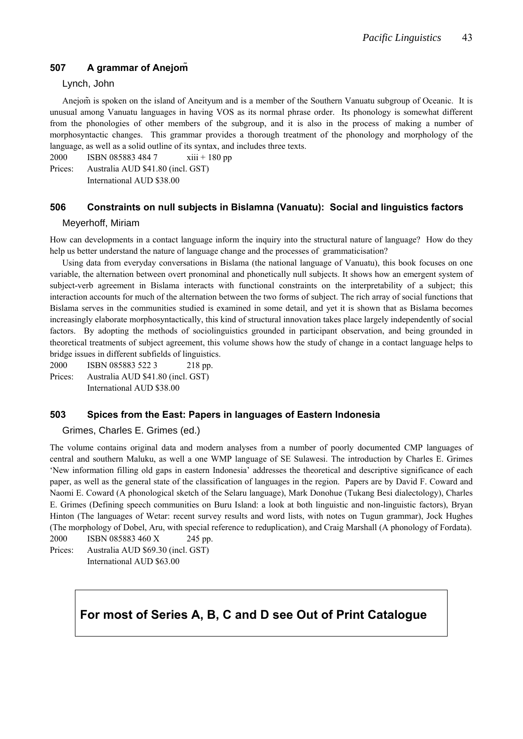### 507 A grammar of Anejom̃

Lynch, John

Anejom̃ is spoken on the island of Aneityum and is a member of the Southern Vanuatu subgroup of Oceanic. It is unusual among Vanuatu languages in having VOS as its normal phrase order. Its phonology is somewhat different from the phonologies of other members of the subgroup, and it is also in the process of making a number of morphosyntactic changes. This grammar provides a thorough treatment of the phonology and morphology of the language, as well as a solid outline of its syntax, and includes three texts.

2000 ISBN 085883 484 7 xiii + 180 pp

Prices: Australia AUD $41.80 (incl. GST)
International AUD $38.00

### 506 Constraints on null subjects in Bislamna (Vanuatu): Social and linguistics factors

Meyerhoff, Miriam

How can developments in a contact language inform the inquiry into the structural nature of language? How do they help us better understand the nature of language change and the processes of grammaticisation?

Using data from everyday conversations in Bislama (the national language of Vanuatu), this book focuses on one variable, the alternation between overt pronominal and phonetically null subjects. It shows how an emergent system of subject-verb agreement in Bislama interacts with functional constraints on the interpretability of a subject; this interaction accounts for much of the alternation between the two forms of subject. The rich array of social functions that Bislama serves in the communities studied is examined in some detail, and yet it is shown that as Bislama becomes increasingly elaborate morphosyntactically, this kind of structural innovation takes place largely independently of social factors. By adopting the methods of sociolinguistics grounded in participant observation, and being grounded in theoretical treatments of subject agreement, this volume shows how the study of change in a contact language helps to bridge issues in different subfields of linguistics.

2000 ISBN 085883 522 3 218 pp.

Prices: Australia AUD $41.80 (incl. GST)
International AUD $38.00

### 503 Spices from the East: Papers in languages of Eastern Indonesia

Grimes, Charles E. Grimes (ed.)

The volume contains original data and modern analyses from a number of poorly documented CMP languages of central and southern Maluku, as well a one WMP language of SE Sulawesi. The introduction by Charles E. Grimes 'New information filling old gaps in eastern Indonesia' addresses the theoretical and descriptive significance of each paper, as well as the general state of the classification of languages in the region. Papers are by David F. Coward and Naomi E. Coward (A phonological sketch of the Selaru language), Mark Donohue (Tukang Besi dialectology), Charles E. Grimes (Defining speech communities on Buru Island: a look at both linguistic and non-linguistic factors), Bryan Hinton (The languages of Wetar: recent survey results and word lists, with notes on Tugun grammar), Jock Hughes (The morphology of Dobel, Aru, with special reference to reduplication), and Craig Marshall (A phonology of Fordata).

2000 ISBN 085883 460 X 245 pp.

Prices: Australia AUD $69.30 (incl. GST)
International AUD $63.00

**For most of Series A, B, C and D see Out of Print Catalogue**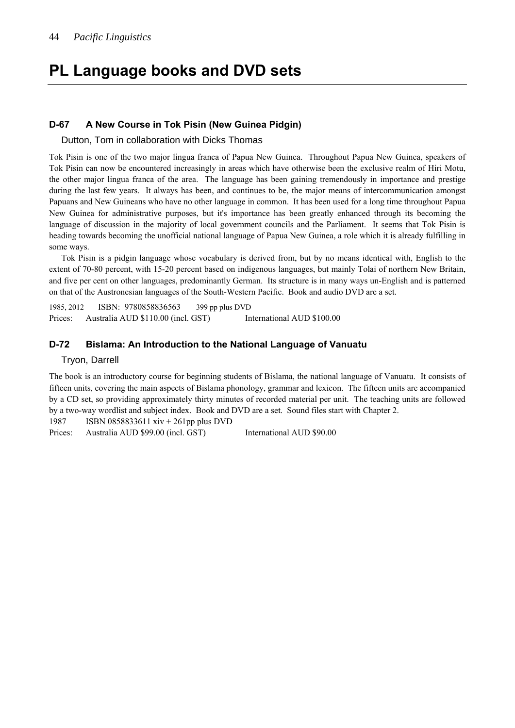# PL Language books and DVD sets

### D-67 A New Course in Tok Pisin (New Guinea Pidgin)

Dutton, Tom in collaboration with Dicks Thomas

Tok Pisin is one of the two major lingua franca of Papua New Guinea. Throughout Papua New Guinea, speakers of Tok Pisin can now be encountered increasingly in areas which have otherwise been the exclusive realm of Hiri Motu, the other major lingua franca of the area. The language has been gaining tremendously in importance and prestige during the last few years. It always has been, and continues to be, the major means of intercommunication amongst Papuans and New Guineans who have no other language in common. It has been used for a long time throughout Papua New Guinea for administrative purposes, but it's importance has been greatly enhanced through its becoming the language of discussion in the majority of local government councils and the Parliament. It seems that Tok Pisin is heading towards becoming the unofficial national language of Papua New Guinea, a role which it is already fulfilling in some ways.

Tok Pisin is a pidgin language whose vocabulary is derived from, but by no means identical with, English to the extent of 70-80 percent, with 15-20 percent based on indigenous languages, but mainly Tolai of northern New Britain, and five per cent on other languages, predominantly German. Its structure is in many ways un-English and is patterned on that of the Austronesian languages of the South-Western Pacific. Book and audio DVD are a set.

1985, 2012 ISBN: 9780858836563 399 pp plus DVD

Prices: Australia AUD $110.00 (incl. GST) International AUD $100.00

### D-72 Bislama: An Introduction to the National Language of Vanuatu

Tryon, Darrell

The book is an introductory course for beginning students of Bislama, the national language of Vanuatu. It consists of fifteen units, covering the main aspects of Bislama phonology, grammar and lexicon. The fifteen units are accompanied by a CD set, so providing approximately thirty minutes of recorded material per unit. The teaching units are followed by a two-way wordlist and subject index. Book and DVD are a set. Sound files start with Chapter 2.

1987 ISBN 0858833611 xiv + 261pp plus DVD

Prices: Australia AUD $99.00 (incl. GST) International AUD $90.00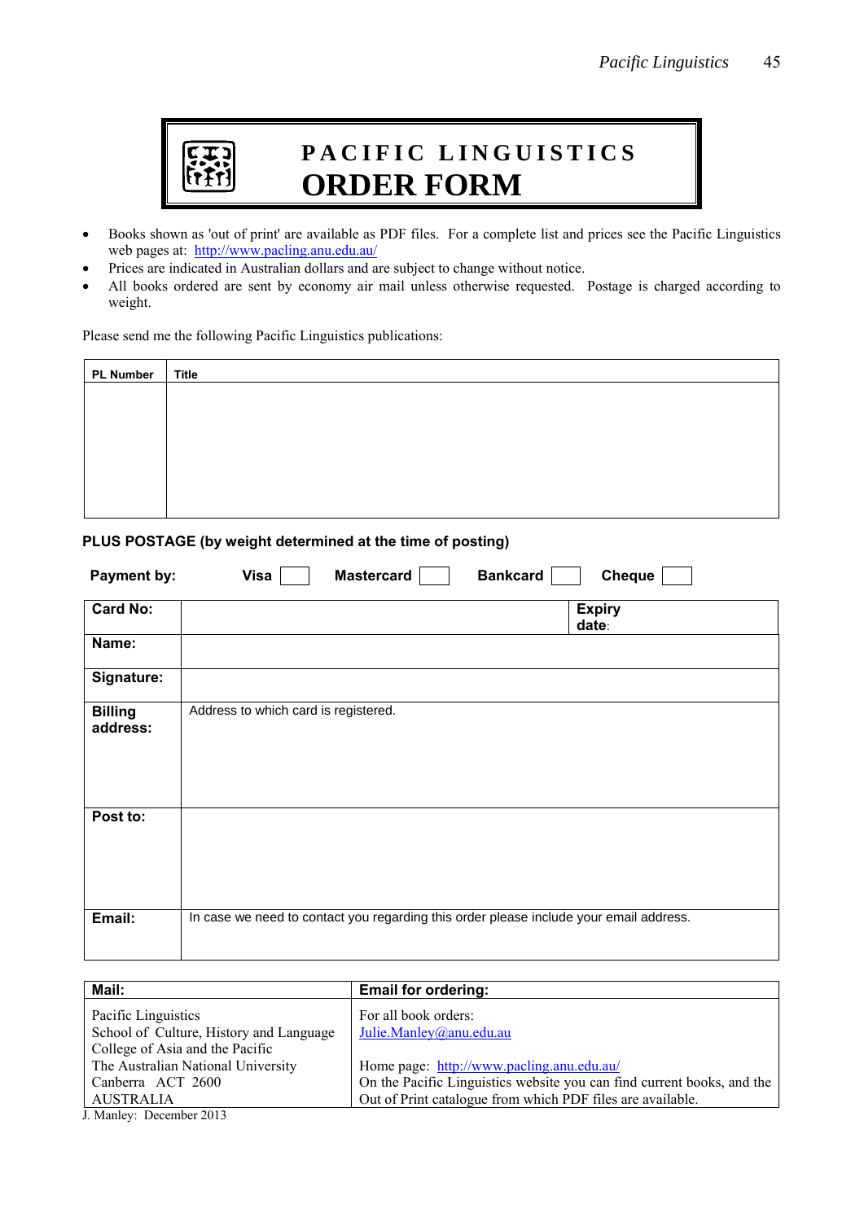# PACIFIC LINGUISTICS
# ORDER FORM

- Books shown as 'out of print' are available as PDF files. For a complete list and prices see the Pacific Linguistics web pages at: http://www.pacling.anu.edu.au/
- Prices are indicated in Australian dollars and are subject to change without notice.
- All books ordered are sent by economy air mail unless otherwise requested. Postage is charged according to weight.

Please send me the following Pacific Linguistics publications:

| PL Number | Title |
|---|---|
| | |

**PLUS POSTAGE (by weight determined at the time of posting)**

**Payment by:** **Visa** ☐ **Mastercard** ☐ **Bankcard** ☐ **Cheque** ☐

| | | |
|---|---|---|
| **Card No:** | | **Expiry date:** |
| **Name:** | | |
| **Signature:** | | |
| **Billing address:** | Address to which card is registered. | |
| **Post to:** | | |
| **Email:** | In case we need to contact you regarding this order please include your email address. | |

| **Mail:** | **Email for ordering:** |
|---|---|
| Pacific Linguistics<br>School of Culture, History and Language<br>College of Asia and the Pacific<br>The Australian National University<br>Canberra ACT 2600<br>AUSTRALIA | For all book orders:<br>Julie.Manley@anu.edu.au<br><br>Home page: http://www.pacling.anu.edu.au/<br>On the Pacific Linguistics website you can find current books, and the Out of Print catalogue from which PDF files are available. |

J. Manley: December 2013